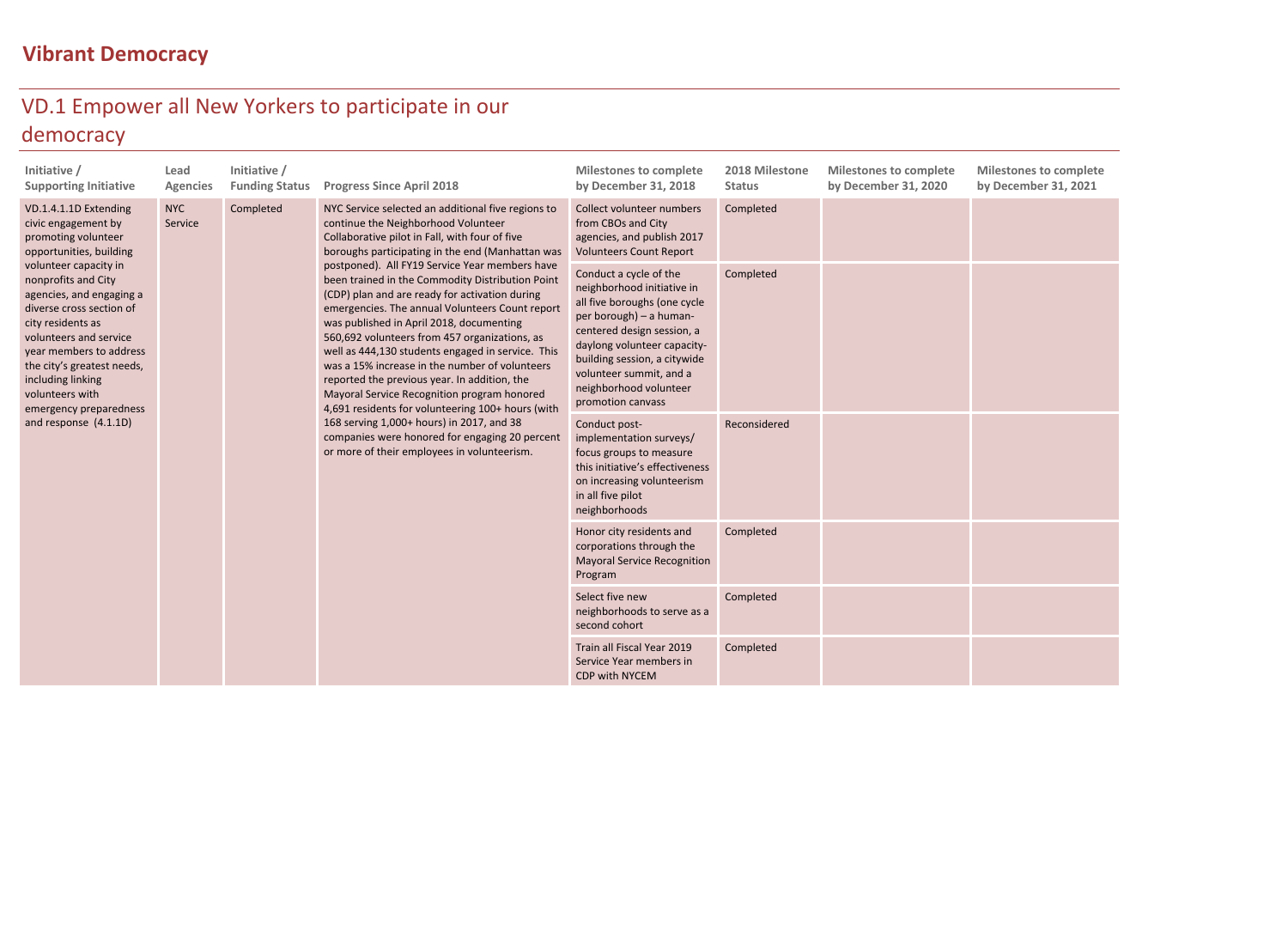# Vibrant Democracy

## VD.1 Empower all New Yorkers to participate in our democracy

| Initiative / Supporting Initiative | Lead Agencies | Initiative / Funding Status | Progress Since April 2018 | Milestones to complete by December 31, 2018 | 2018 Milestone Status | Milestones to complete by December 31, 2020 | Milestones to complete by December 31, 2021 |
|---|---|---|---|---|---|---|---|
| VD.1.4.1.1D Extending civic engagement by promoting volunteer opportunities, building volunteer capacity in nonprofits and City agencies, and engaging a diverse cross section of city residents as volunteers and service year members to address the city's greatest needs, including linking volunteers with emergency preparedness and response (4.1.1D) | NYC Service | Completed | NYC Service selected an additional five regions to continue the Neighborhood Volunteer Collaborative pilot in Fall, with four of five boroughs participating in the end (Manhattan was postponed). All FY19 Service Year members have been trained in the Commodity Distribution Point (CDP) plan and are ready for activation during emergencies. The annual Volunteers Count report was published in April 2018, documenting 560,692 volunteers from 457 organizations, as well as 444,130 students engaged in service. This was a 15% increase in the number of volunteers reported the previous year. In addition, the Mayoral Service Recognition program honored 4,691 residents for volunteering 100+ hours (with 168 serving 1,000+ hours) in 2017, and 38 companies were honored for engaging 20 percent or more of their employees in volunteerism. | Collect volunteer numbers from CBOs and City agencies, and publish 2017 Volunteers Count Report | Completed | | |
| | | | | Conduct a cycle of the neighborhood initiative in all five boroughs (one cycle per borough) – a human-centered design session, a daylong volunteer capacity-building session, a citywide volunteer summit, and a neighborhood volunteer promotion canvass | Completed | | |
| | | | | Conduct post-implementation surveys/ focus groups to measure this initiative's effectiveness on increasing volunteerism in all five pilot neighborhoods | Reconsidered | | |
| | | | | Honor city residents and corporations through the Mayoral Service Recognition Program | Completed | | |
| | | | | Select five new neighborhoods to serve as a second cohort | Completed | | |
| | | | | Train all Fiscal Year 2019 Service Year members in CDP with NYCEM | Completed | | |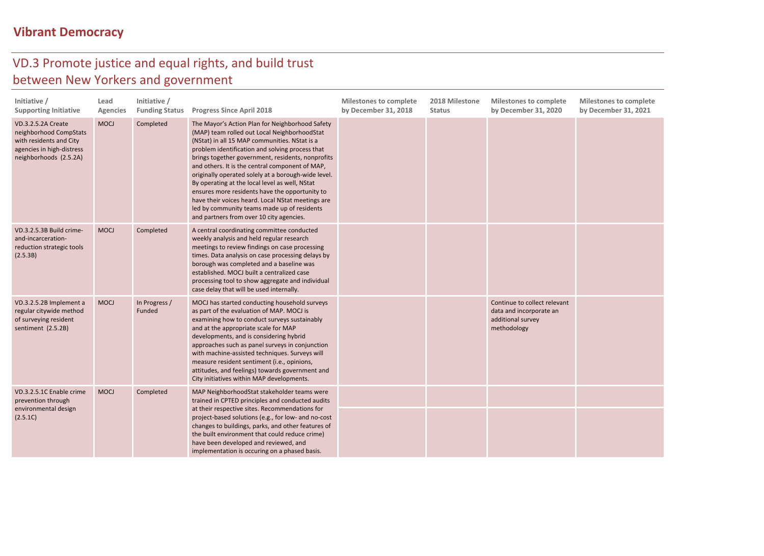# Vibrant Democracy

## VD.3 Promote justice and equal rights, and build trust between New Yorkers and government

| Initiative / Supporting Initiative | Lead Agencies | Initiative / Funding Status | Progress Since April 2018 | Milestones to complete by December 31, 2018 | 2018 Milestone Status | Milestones to complete by December 31, 2020 | Milestones to complete by December 31, 2021 |
|---|---|---|---|---|---|---|---|
| VD.3.2.5.2A Create neighborhood CompStats with residents and City agencies in high-distress neighborhoods (2.5.2A) | MOCJ | Completed | The Mayor's Action Plan for Neighborhood Safety (MAP) team rolled out Local NeighborhoodStat (NStat) in all 15 MAP communities. NStat is a problem identification and solving process that brings together government, residents, nonprofits and others. It is the central component of MAP, originally operated solely at a borough-wide level. By operating at the local level as well, NStat ensures more residents have the opportunity to have their voices heard. Local NStat meetings are led by community teams made up of residents and partners from over 10 city agencies. | | | | |
| VD.3.2.5.3B Build crime-and-incarceration-reduction strategic tools (2.5.3B) | MOCJ | Completed | A central coordinating committee conducted weekly analysis and held regular research meetings to review findings on case processing times. Data analysis on case processing delays by borough was completed and a baseline was established. MOCJ built a centralized case processing tool to show aggregate and individual case delay that will be used internally. | | | | |
| VD.3.2.5.2B Implement a regular citywide method of surveying resident sentiment (2.5.2B) | MOCJ | In Progress / Funded | MOCJ has started conducting household surveys as part of the evaluation of MAP. MOCJ is examining how to conduct surveys sustainably and at the appropriate scale for MAP developments, and is considering hybrid approaches such as panel surveys in conjunction with machine-assisted techniques. Surveys will measure resident sentiment (i.e., opinions, attitudes, and feelings) towards government and City initiatives within MAP developments. | | | Continue to collect relevant data and incorporate an additional survey methodology | |
| VD.3.2.5.1C Enable crime prevention through environmental design (2.5.1C) | MOCJ | Completed | MAP NeighborhoodStat stakeholder teams were trained in CPTED principles and conducted audits at their respective sites. Recommendations for project-based solutions (e.g., for low- and no-cost changes to buildings, parks, and other features of the built environment that could reduce crime) have been developed and reviewed, and implementation is occuring on a phased basis. | | | | |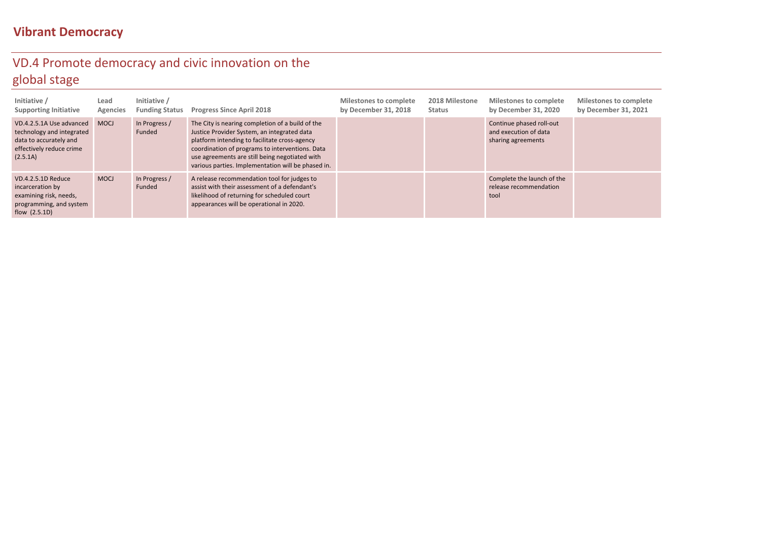# Vibrant Democracy

## VD.4 Promote democracy and civic innovation on the global stage

| Initiative / Supporting Initiative | Lead Agencies | Initiative / Funding Status | Progress Since April 2018 | Milestones to complete by December 31, 2018 | 2018 Milestone Status | Milestones to complete by December 31, 2020 | Milestones to complete by December 31, 2021 |
|---|---|---|---|---|---|---|---|
| VD.4.2.5.1A Use advanced technology and integrated data to accurately and effectively reduce crime (2.5.1A) | MOCJ | In Progress / Funded | The City is nearing completion of a build of the Justice Provider System, an integrated data platform intending to facilitate cross-agency coordination of programs to interventions. Data use agreements are still being negotiated with various parties. Implementation will be phased in. | | | Continue phased roll-out and execution of data sharing agreements | |
| VD.4.2.5.1D Reduce incarceration by examining risk, needs, programming, and system flow (2.5.1D) | MOCJ | In Progress / Funded | A release recommendation tool for judges to assist with their assessment of a defendant's likelihood of returning for scheduled court appearances will be operational in 2020. | | | Complete the launch of the release recommendation tool | |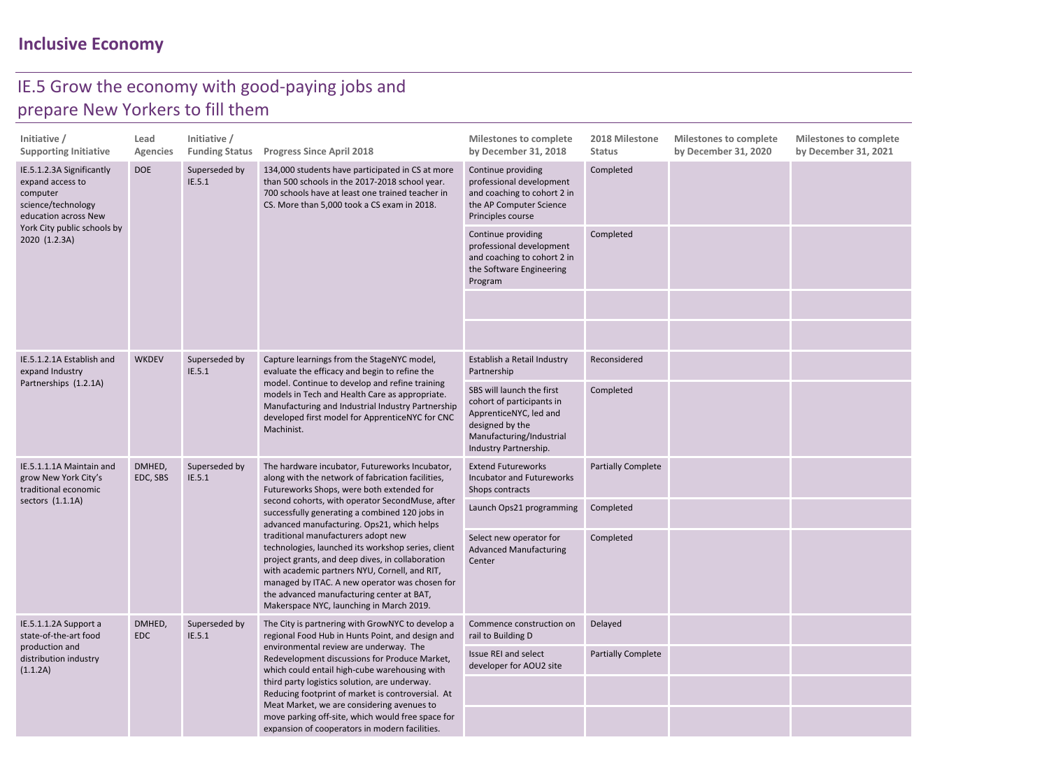## Inclusive Economy

# IE.5 Grow the economy with good-paying jobs and prepare New Yorkers to fill them

| Initiative / Supporting Initiative | Lead Agencies | Initiative / Funding Status | Progress Since April 2018 | Milestones to complete by December 31, 2018 | 2018 Milestone Status | Milestones to complete by December 31, 2020 | Milestones to complete by December 31, 2021 |
|---|---|---|---|---|---|---|---|
| IE.5.1.2.3A Significantly expand access to computer science/technology education across New York City public schools by 2020 (1.2.3A) | DOE | Superseded by IE.5.1 | 134,000 students have participated in CS at more than 500 schools in the 2017-2018 school year. 700 schools have at least one trained teacher in CS. More than 5,000 took a CS exam in 2018. | Continue providing professional development and coaching to cohort 2 in the AP Computer Science Principles course | Completed | | |
| | | | | Continue providing professional development and coaching to cohort 2 in the Software Engineering Program | Completed | | |
| | | | | | | | |
| | | | | | | | |
| IE.5.1.2.1A Establish and expand Industry Partnerships (1.2.1A) | WKDEV | Superseded by IE.5.1 | Capture learnings from the StageNYC model, evaluate the efficacy and begin to refine the model. Continue to develop and refine training models in Tech and Health Care as appropriate. Manufacturing and Industrial Industry Partnership developed first model for ApprenticeNYC for CNC Machinist. | Establish a Retail Industry Partnership | Reconsidered | | |
| | | | | SBS will launch the first cohort of participants in ApprenticeNYC, led and designed by the Manufacturing/Industrial Industry Partnership. | Completed | | |
| IE.5.1.1.1A Maintain and grow New York City's traditional economic sectors (1.1.1A) | DMHED, EDC, SBS | Superseded by IE.5.1 | The hardware incubator, Futureworks Incubator, along with the network of fabrication facilities, Futureworks Shops, were both extended for second cohorts, with operator SecondMuse, after successfully generating a combined 120 jobs in advanced manufacturing. Ops21, which helps traditional manufacturers adopt new technologies, launched its workshop series, client project grants, and deep dives, in collaboration with academic partners NYU, Cornell, and RIT, managed by ITAC. A new operator was chosen for the advanced manufacturing center at BAT, Makerspace NYC, launching in March 2019. | Extend Futureworks Incubator and Futureworks Shops contracts | Partially Complete | | |
| | | | | Launch Ops21 programming | Completed | | |
| | | | | Select new operator for Advanced Manufacturing Center | Completed | | |
| IE.5.1.1.2A Support a state-of-the-art food production and distribution industry (1.1.2A) | DMHED, EDC | Superseded by IE.5.1 | The City is partnering with GrowNYC to develop a regional Food Hub in Hunts Point, and design and environmental review are underway. The Redevelopment discussions for Produce Market, which could entail high-cube warehousing with third party logistics solution, are underway. Reducing footprint of market is controversial. At Meat Market, we are considering avenues to move parking off-site, which would free space for expansion of cooperators in modern facilities. | Commence construction on rail to Building D | Delayed | | |
| | | | | Issue REI and select developer for AOU2 site | Partially Complete | | |
| | | | | | | | |
| | | | | | | | |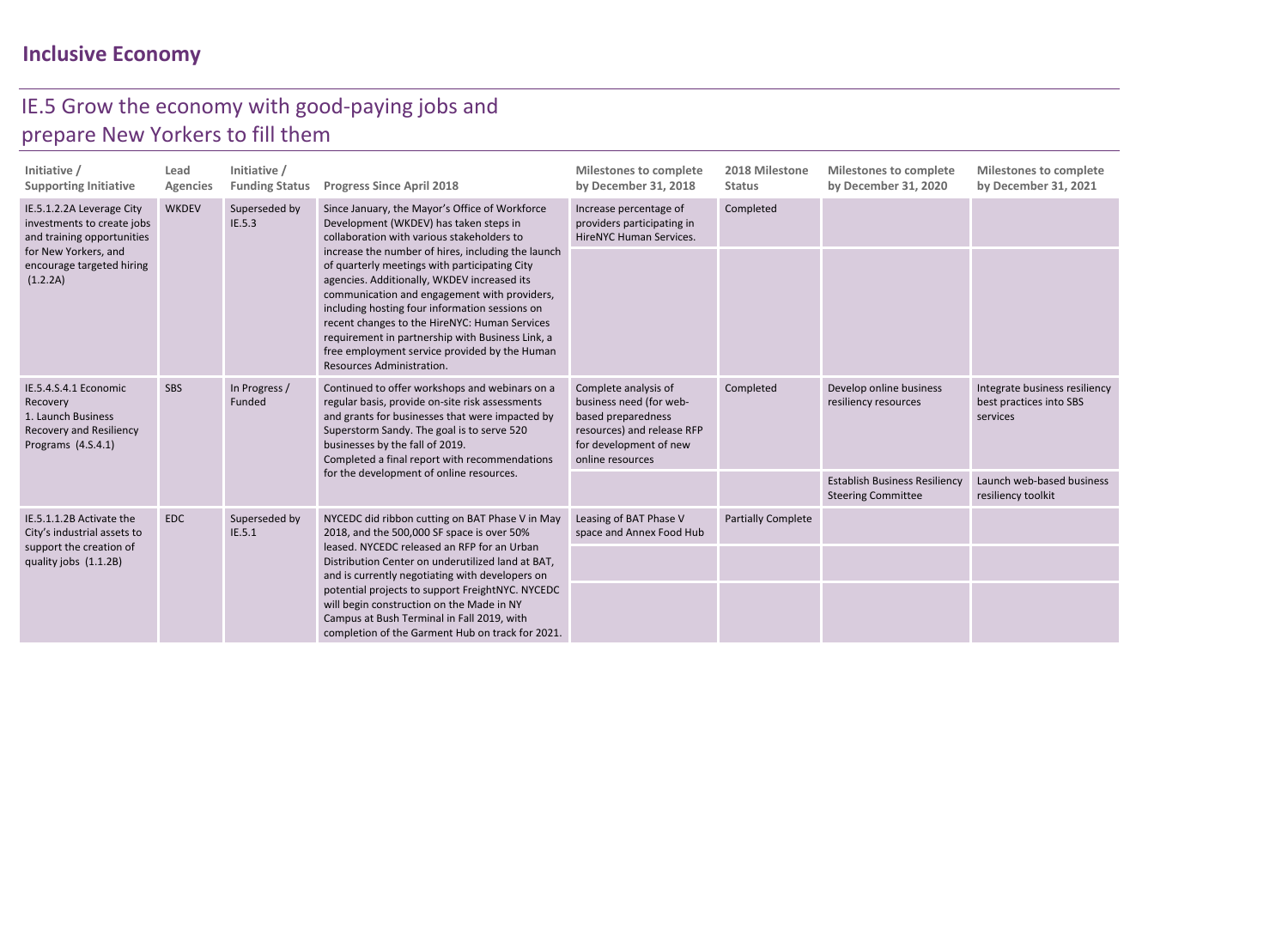# Inclusive Economy

## IE.5 Grow the economy with good-paying jobs and prepare New Yorkers to fill them

| Initiative / Supporting Initiative | Lead Agencies | Initiative / Funding Status | Progress Since April 2018 | Milestones to complete by December 31, 2018 | 2018 Milestone Status | Milestones to complete by December 31, 2020 | Milestones to complete by December 31, 2021 |
|---|---|---|---|---|---|---|---|
| IE.5.1.2.2A Leverage City investments to create jobs and training opportunities for New Yorkers, and encourage targeted hiring (1.2.2A) | WKDEV | Superseded by IE.5.3 | Since January, the Mayor's Office of Workforce Development (WKDEV) has taken steps in collaboration with various stakeholders to increase the number of hires, including the launch of quarterly meetings with participating City agencies. Additionally, WKDEV increased its communication and engagement with providers, including hosting four information sessions on recent changes to the HireNYC: Human Services requirement in partnership with Business Link, a free employment service provided by the Human Resources Administration. | Increase percentage of providers participating in HireNYC Human Services. | Completed | | |
| | | | | | | | |
| IE.5.4.S.4.1 Economic Recovery 1. Launch Business Recovery and Resiliency Programs (4.S.4.1) | SBS | In Progress / Funded | Continued to offer workshops and webinars on a regular basis, provide on-site risk assessments and grants for businesses that were impacted by Superstorm Sandy. The goal is to serve 520 businesses by the fall of 2019. Completed a final report with recommendations for the development of online resources. | Complete analysis of business need (for web-based preparedness resources) and release RFP for development of new online resources | Completed | Develop online business resiliency resources | Integrate business resiliency best practices into SBS services |
| | | | | | | Establish Business Resiliency Steering Committee | Launch web-based business resiliency toolkit |
| IE.5.1.1.2B Activate the City's industrial assets to support the creation of quality jobs (1.1.2B) | EDC | Superseded by IE.5.1 | NYCEDC did ribbon cutting on BAT Phase V in May 2018, and the 500,000 SF space is over 50% leased. NYCEDC released an RFP for an Urban Distribution Center on underutilized land at BAT, and is currently negotiating with developers on potential projects to support FreightNYC. NYCEDC will begin construction on the Made in NY Campus at Bush Terminal in Fall 2019, with completion of the Garment Hub on track for 2021. | Leasing of BAT Phase V space and Annex Food Hub | Partially Complete | | |
| | | | | | | | |
| | | | | | | | |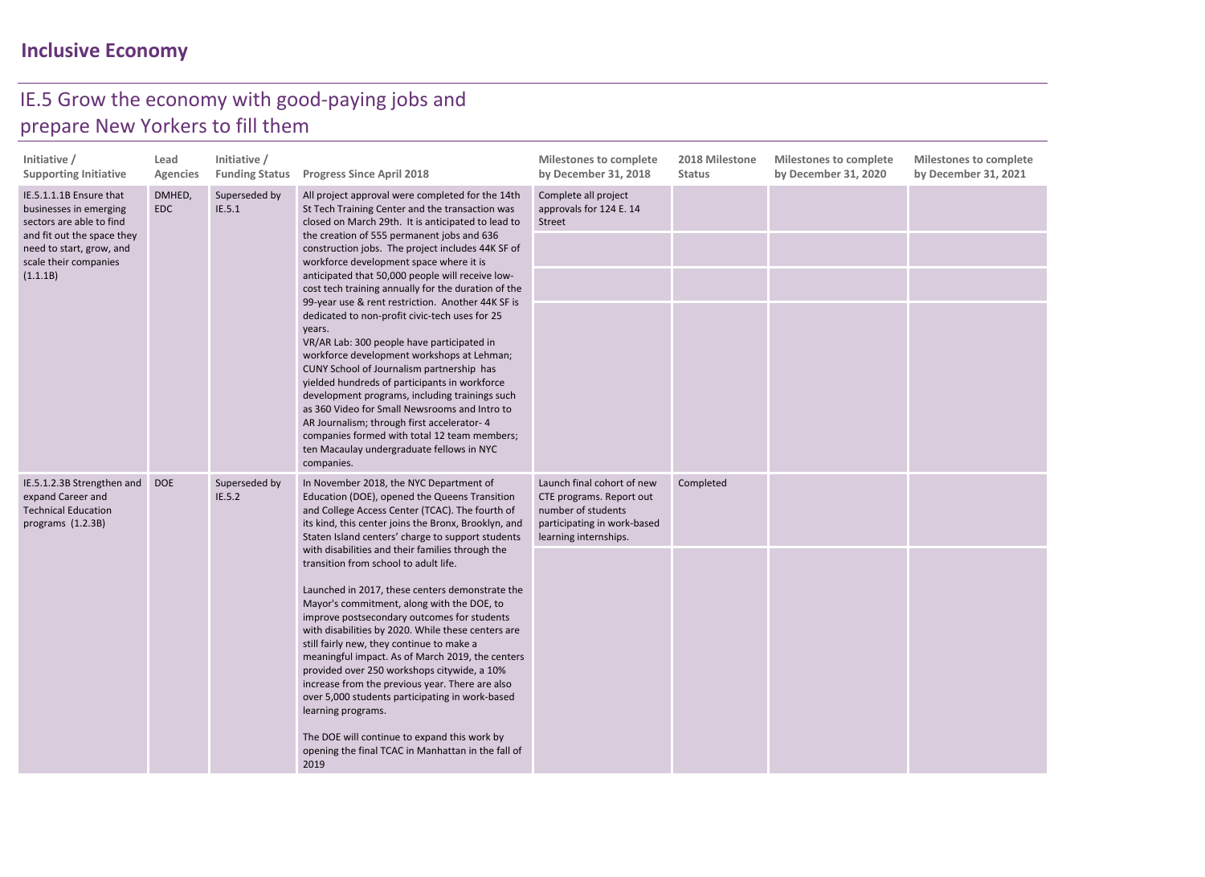# Inclusive Economy

## IE.5 Grow the economy with good-paying jobs and prepare New Yorkers to fill them

| Initiative / Supporting Initiative | Lead Agencies | Initiative / Funding Status | Progress Since April 2018 | Milestones to complete by December 31, 2018 | 2018 Milestone Status | Milestones to complete by December 31, 2020 | Milestones to complete by December 31, 2021 |
|---|---|---|---|---|---|---|---|
| IE.5.1.1.1B Ensure that businesses in emerging sectors are able to find and fit out the space they need to start, grow, and scale their companies (1.1.1B) | DMHED, EDC | Superseded by IE.5.1 | All project approval were completed for the 14th St Tech Training Center and the transaction was closed on March 29th. It is anticipated to lead to the creation of 555 permanent jobs and 636 construction jobs. The project includes 44K SF of workforce development space where it is anticipated that 50,000 people will receive low-cost tech training annually for the duration of the 99-year use & rent restriction. Another 44K SF is dedicated to non-profit civic-tech uses for 25 years.<br>VR/AR Lab: 300 people have participated in workforce development workshops at Lehman; CUNY School of Journalism partnership has yielded hundreds of participants in workforce development programs, including trainings such as 360 Video for Small Newsrooms and Intro to AR Journalism; through first accelerator- 4 companies formed with total 12 team members; ten Macaulay undergraduate fellows in NYC companies. | Complete all project approvals for 124 E. 14 Street | | | |
| IE.5.1.2.3B Strengthen and expand Career and Technical Education programs (1.2.3B) | DOE | Superseded by IE.5.2 | In November 2018, the NYC Department of Education (DOE), opened the Queens Transition and College Access Center (TCAC). The fourth of its kind, this center joins the Bronx, Brooklyn, and Staten Island centers' charge to support students with disabilities and their families through the transition from school to adult life.<br><br>Launched in 2017, these centers demonstrate the Mayor's commitment, along with the DOE, to improve postsecondary outcomes for students with disabilities by 2020. While these centers are still fairly new, they continue to make a meaningful impact. As of March 2019, the centers provided over 250 workshops citywide, a 10% increase from the previous year. There are also over 5,000 students participating in work-based learning programs.<br><br>The DOE will continue to expand this work by opening the final TCAC in Manhattan in the fall of 2019 | Launch final cohort of new CTE programs. Report out number of students participating in work-based learning internships. | Completed | | |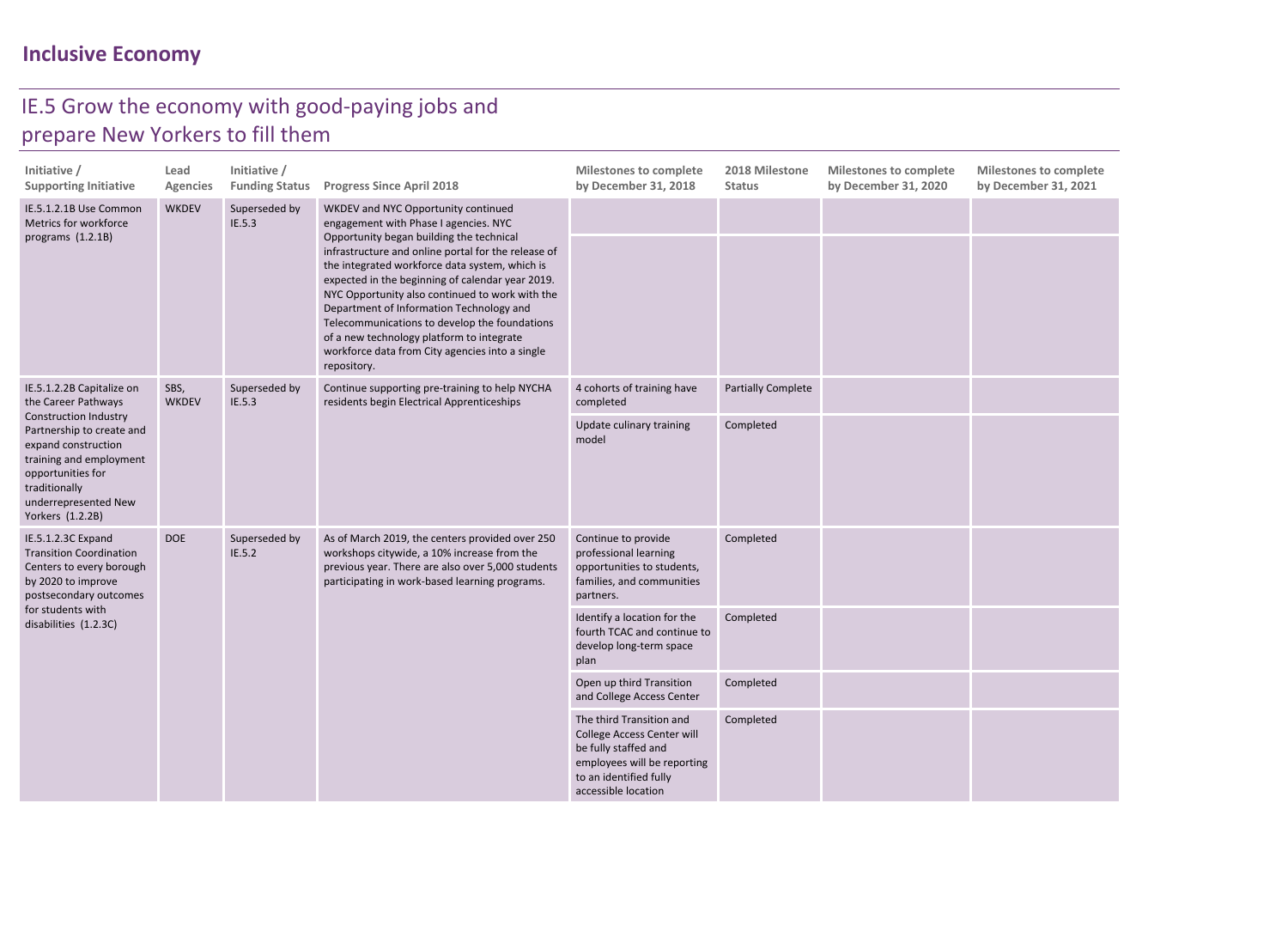# Inclusive Economy

## IE.5 Grow the economy with good-paying jobs and prepare New Yorkers to fill them

| Initiative / Supporting Initiative | Lead Agencies | Initiative / Funding Status | Progress Since April 2018 | Milestones to complete by December 31, 2018 | 2018 Milestone Status | Milestones to complete by December 31, 2020 | Milestones to complete by December 31, 2021 |
|---|---|---|---|---|---|---|---|
| IE.5.1.2.1B Use Common Metrics for workforce programs (1.2.1B) | WKDEV | Superseded by IE.5.3 | WKDEV and NYC Opportunity continued engagement with Phase I agencies. NYC Opportunity began building the technical infrastructure and online portal for the release of the integrated workforce data system, which is expected in the beginning of calendar year 2019. NYC Opportunity also continued to work with the Department of Information Technology and Telecommunications to develop the foundations of a new technology platform to integrate workforce data from City agencies into a single repository. | | | | |
| | | | | | | | |
| IE.5.1.2.2B Capitalize on the Career Pathways Construction Industry Partnership to create and expand construction training and employment opportunities for traditionally underrepresented New Yorkers (1.2.2B) | SBS, WKDEV | Superseded by IE.5.3 | Continue supporting pre-training to help NYCHA residents begin Electrical Apprenticeships | 4 cohorts of training have completed | Partially Complete | | |
| | | | | Update culinary training model | Completed | | |
| IE.5.1.2.3C Expand Transition Coordination Centers to every borough by 2020 to improve postsecondary outcomes for students with disabilities (1.2.3C) | DOE | Superseded by IE.5.2 | As of March 2019, the centers provided over 250 workshops citywide, a 10% increase from the previous year. There are also over 5,000 students participating in work-based learning programs. | Continue to provide professional learning opportunities to students, families, and communities partners. | Completed | | |
| | | | | Identify a location for the fourth TCAC and continue to develop long-term space plan | Completed | | |
| | | | | Open up third Transition and College Access Center | Completed | | |
| | | | | The third Transition and College Access Center will be fully staffed and employees will be reporting to an identified fully accessible location | Completed | | |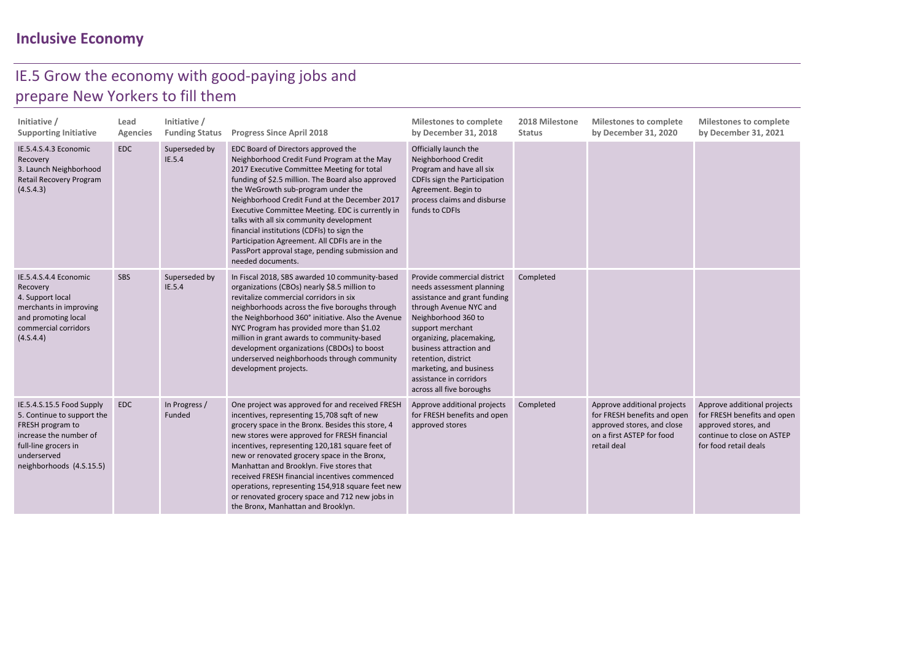## Inclusive Economy

# IE.5 Grow the economy with good-paying jobs and prepare New Yorkers to fill them

| Initiative / Supporting Initiative | Lead Agencies | Initiative / Funding Status | Progress Since April 2018 | Milestones to complete by December 31, 2018 | 2018 Milestone Status | Milestones to complete by December 31, 2020 | Milestones to complete by December 31, 2021 |
|---|---|---|---|---|---|---|---|
| IE.5.4.S.4.3 Economic Recovery 3. Launch Neighborhood Retail Recovery Program (4.S.4.3) | EDC | Superseded by IE.5.4 | EDC Board of Directors approved the Neighborhood Credit Fund Program at the May 2017 Executive Committee Meeting for total funding of $2.5 million. The Board also approved the WeGrowth sub-program under the Neighborhood Credit Fund at the December 2017 Executive Committee Meeting. EDC is currently in talks with all six community development financial institutions (CDFIs) to sign the Participation Agreement. All CDFIs are in the PassPort approval stage, pending submission and needed documents. | Officially launch the Neighborhood Credit Program and have all six CDFIs sign the Participation Agreement. Begin to process claims and disburse funds to CDFIs | | | |
| IE.5.4.S.4.4 Economic Recovery 4. Support local merchants in improving and promoting local commercial corridors (4.S.4.4) | SBS | Superseded by IE.5.4 | In Fiscal 2018, SBS awarded 10 community-based organizations (CBOs) nearly $8.5 million to revitalize commercial corridors in six neighborhoods across the five boroughs through the Neighborhood 360° initiative. Also the Avenue NYC Program has provided more than $1.02 million in grant awards to community-based development organizations (CBDOs) to boost underserved neighborhoods through community development projects. | Provide commercial district needs assessment planning assistance and grant funding through Avenue NYC and Neighborhood 360 to support merchant organizing, placemaking, business attraction and retention, district marketing, and business assistance in corridors across all five boroughs | Completed | | |
| IE.5.4.S.15.5 Food Supply 5. Continue to support the FRESH program to increase the number of full-line grocers in underserved neighborhoods (4.S.15.5) | EDC | In Progress / Funded | One project was approved for and received FRESH incentives, representing 15,708 sqft of new grocery space in the Bronx. Besides this store, 4 new stores were approved for FRESH financial incentives, representing 120,181 square feet of new or renovated grocery space in the Bronx, Manhattan and Brooklyn. Five stores that received FRESH financial incentives commenced operations, representing 154,918 square feet new or renovated grocery space and 712 new jobs in the Bronx, Manhattan and Brooklyn. | Approve additional projects for FRESH benefits and open approved stores | Completed | Approve additional projects for FRESH benefits and open approved stores, and close on a first ASTEP for food retail deal | Approve additional projects for FRESH benefits and open approved stores, and continue to close on ASTEP for food retail deals |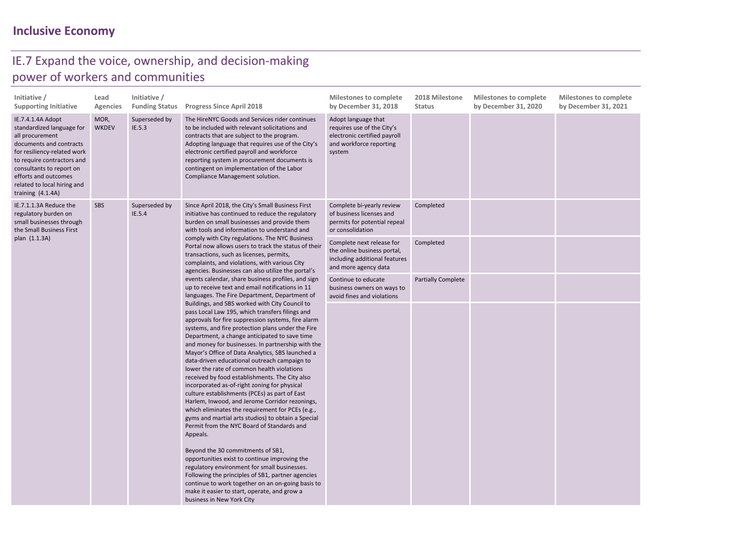## Inclusive Economy

### IE.7 Expand the voice, ownership, and decision-making power of workers and communities

| Initiative / Supporting Initiative | Lead Agencies | Initiative / Funding Status | Progress Since April 2018 | Milestones to complete by December 31, 2018 | 2018 Milestone Status | Milestones to complete by December 31, 2020 | Milestones to complete by December 31, 2021 |
|---|---|---|---|---|---|---|---|
| IE.7.4.1.4A Adopt standardized language for all procurement documents and contracts for resiliency-related work to require contractors and consultants to report on efforts and outcomes related to local hiring and training (4.1.4A) | MOR, WKDEV | Superseded by IE.5.3 | The HireNYC Goods and Services rider continues to be included with relevant solicitations and contracts that are subject to the program. Adopting language that requires use of the City's electronic certified payroll and workforce reporting system in procurement documents is contingent on implementation of the Labor Compliance Management solution. | Adopt language that requires use of the City's electronic certified payroll and workforce reporting system | | | |
| IE.7.1.1.3A Reduce the regulatory burden on small businesses through the Small Business First plan (1.1.3A) | SBS | Superseded by IE.5.4 | Since April 2018, the City's Small Business First initiative has continued to reduce the regulatory burden on small businesses and provide them with tools and information to understand and comply with City regulations. The NYC Business Portal now allows users to track the status of their transactions, such as licenses, permits, complaints, and violations, with various City agencies. Businesses can also utilize the portal's events calendar, share business profiles, and sign up to receive text and email notifications in 11 languages. The Fire Department, Department of Buildings, and SBS worked with City Council to pass Local Law 195, which transfers filings and approvals for fire suppression systems, fire alarm systems, and fire protection plans under the Fire Department, a change anticipated to save time and money for businesses. In partnership with the Mayor's Office of Data Analytics, SBS launched a data-driven educational outreach campaign to lower the rate of common health violations received by food establishments. The City also incorporated as-of-right zoning for physical culture establishments (PCEs) as part of East Harlem, Inwood, and Jerome Corridor rezonings, which eliminates the requirement for PCEs (e.g., gyms and martial arts studios) to obtain a Special Permit from the NYC Board of Standards and Appeals.<br><br>Beyond the 30 commitments of SB1, opportunities exist to continue improving the regulatory environment for small businesses. Following the principles of SB1, partner agencies continue to work together on an on-going basis to make it easier to start, operate, and grow a business in New York City | Complete bi-yearly review of business licenses and permits for potential repeal or consolidation | Completed | | |
| | | | | Complete next release for the online business portal, including additional features and more agency data | Completed | | |
| | | | | Continue to educate business owners on ways to avoid fines and violations | Partially Complete | | |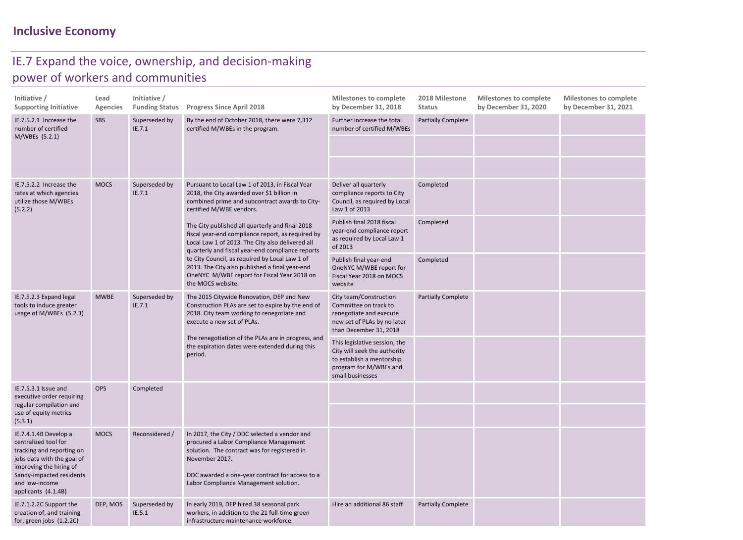# Inclusive Economy

## IE.7 Expand the voice, ownership, and decision-making power of workers and communities

| Initiative / Supporting Initiative | Lead Agencies | Initiative / Funding Status | Progress Since April 2018 | Milestones to complete by December 31, 2018 | 2018 Milestone Status | Milestones to complete by December 31, 2020 | Milestones to complete by December 31, 2021 |
|---|---|---|---|---|---|---|---|
| IE.7.5.2.1 Increase the number of certified M/WBEs (5.2.1) | SBS | Superseded by IE.7.1 | By the end of October 2018, there were 7,312 certified M/WBEs in the program. | Further increase the total number of certified M/WBEs | Partially Complete | | |
| | | | | | | | |
| | | | | | | | |
| IE.7.5.2.2 Increase the rates at which agencies utilize those M/WBEs (5.2.2) | MOCS | Superseded by IE.7.1 | Pursuant to Local Law 1 of 2013, in Fiscal Year 2018, the City awarded over $1 billion in combined prime and subcontract awards to City-certified M/WBE vendors.<br><br>The City published all quarterly and final 2018 fiscal year-end compliance report, as required by Local Law 1 of 2013. The City also delivered all quarterly and fiscal year-end compliance reports to City Council, as required by Local Law 1 of 2013. The City also published a final year-end OneNYC M/WBE report for Fiscal Year 2018 on the MOCS website. | Deliver all quarterly compliance reports to City Council, as required by Local Law 1 of 2013 | Completed | | |
| | | | | Publish final 2018 fiscal year-end compliance report as required by Local Law 1 of 2013 | Completed | | |
| | | | | Publish final year-end OneNYC M/WBE report for Fiscal Year 2018 on MOCS website | Completed | | |
| IE.7.5.2.3 Expand legal tools to induce greater usage of M/WBEs (5.2.3) | MWBE | Superseded by IE.7.1 | The 2015 Citywide Renovation, DEP and New Construction PLAs are set to expire by the end of 2018. City team working to renegotiate and execute a new set of PLAs.<br><br>The renegotiation of the PLAs are in progress, and the expiration dates were extended during this period. | City team/Construction Committee on track to renegotiate and execute new set of PLAs by no later than December 31, 2018 | Partially Complete | | |
| | | | | This legislative session, the City will seek the authority to establish a mentorship program for M/WBEs and small businesses | | | |
| IE.7.5.3.1 Issue and executive order requiring regular compilation and use of equity metrics (5.3.1) | OPS | Completed | | | | | |
| | | | | | | | |
| IE.7.4.1.4B Develop a centralized tool for tracking and reporting on jobs data with the goal of improving the hiring of Sandy-impacted residents and low-income applicants (4.1.4B) | MOCS | Reconsidered / | In 2017, the City / DDC selected a vendor and procured a Labor Compliance Management solution. The contract was for registered in November 2017.<br><br>DDC awarded a one-year contract for access to a Labor Compliance Management solution. | | | | |
| IE.7.1.2.2C Support the creation of, and training for, green jobs (1.2.2C) | DEP, MOS | Superseded by IE.5.1 | In early 2019, DEP hired 38 seasonal park workers, in addition to the 21 full-time green infrastructure maintenance workforce. | Hire an additional 86 staff | Partially Complete | | |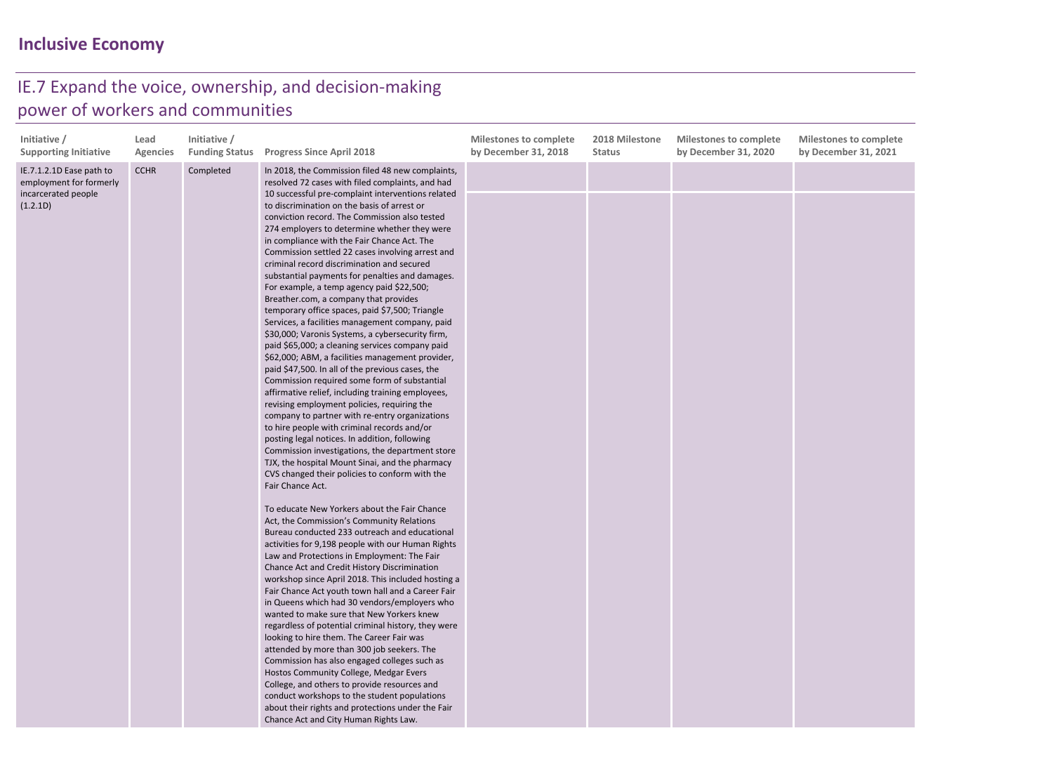## Inclusive Economy

# IE.7 Expand the voice, ownership, and decision-making power of workers and communities

| Initiative / Supporting Initiative | Lead Agencies | Initiative / Funding Status | Progress Since April 2018 | Milestones to complete by December 31, 2018 | 2018 Milestone Status | Milestones to complete by December 31, 2020 | Milestones to complete by December 31, 2021 |
|---|---|---|---|---|---|---|---|
| IE.7.1.2.1D Ease path to employment for formerly incarcerated people (1.2.1D) | CCHR | Completed | In 2018, the Commission filed 48 new complaints, resolved 72 cases with filed complaints, and had 10 successful pre-complaint interventions related to discrimination on the basis of arrest or conviction record. The Commission also tested 274 employers to determine whether they were in compliance with the Fair Chance Act. The Commission settled 22 cases involving arrest and criminal record discrimination and secured substantial payments for penalties and damages. For example, a temp agency paid $22,500; Breather.com, a company that provides temporary office spaces, paid $7,500; Triangle Services, a facilities management company, paid $30,000; Varonis Systems, a cybersecurity firm, paid $65,000; a cleaning services company paid $62,000; ABM, a facilities management provider, paid $47,500. In all of the previous cases, the Commission required some form of substantial affirmative relief, including training employees, revising employment policies, requiring the company to partner with re-entry organizations to hire people with criminal records and/or posting legal notices. In addition, following Commission investigations, the department store TJX, the hospital Mount Sinai, and the pharmacy CVS changed their policies to conform with the Fair Chance Act.<br><br>To educate New Yorkers about the Fair Chance Act, the Commission's Community Relations Bureau conducted 233 outreach and educational activities for 9,198 people with our Human Rights Law and Protections in Employment: The Fair Chance Act and Credit History Discrimination workshop since April 2018. This included hosting a Fair Chance Act youth town hall and a Career Fair in Queens which had 30 vendors/employers who wanted to make sure that New Yorkers knew regardless of potential criminal history, they were looking to hire them. The Career Fair was attended by more than 300 job seekers. The Commission has also engaged colleges such as Hostos Community College, Medgar Evers College, and others to provide resources and conduct workshops to the student populations about their rights and protections under the Fair Chance Act and City Human Rights Law. | | | | |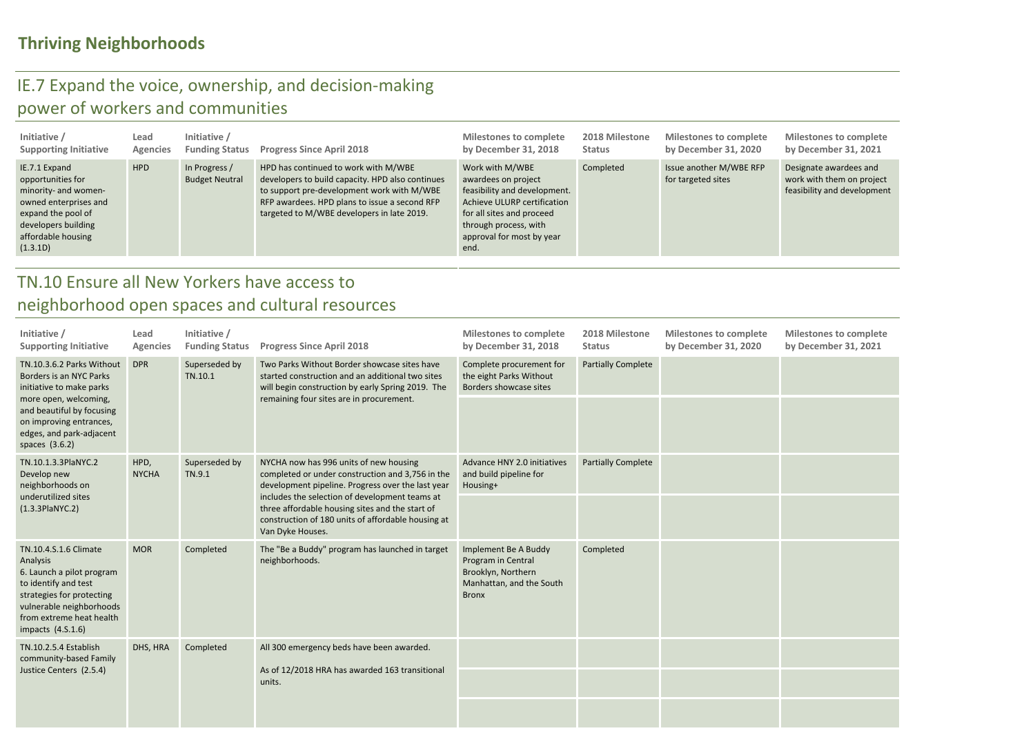# Thriving Neighborhoods

## IE.7 Expand the voice, ownership, and decision-making power of workers and communities

| Initiative / Supporting Initiative | Lead Agencies | Initiative / Funding Status | Progress Since April 2018 | Milestones to complete by December 31, 2018 | 2018 Milestone Status | Milestones to complete by December 31, 2020 | Milestones to complete by December 31, 2021 |
|---|---|---|---|---|---|---|---|
| IE.7.1 Expand opportunities for minority- and women-owned enterprises and expand the pool of developers building affordable housing (1.3.1D) | HPD | In Progress / Budget Neutral | HPD has continued to work with M/WBE developers to build capacity. HPD also continues to support pre-development work with M/WBE RFP awardees. HPD plans to issue a second RFP targeted to M/WBE developers in late 2019. | Work with M/WBE awardees on project feasibility and development. Achieve ULURP certification for all sites and proceed through process, with approval for most by year end. | Completed | Issue another M/WBE RFP for targeted sites | Designate awardees and work with them on project feasibility and development |

## TN.10 Ensure all New Yorkers have access to neighborhood open spaces and cultural resources

| Initiative / Supporting Initiative | Lead Agencies | Initiative / Funding Status | Progress Since April 2018 | Milestones to complete by December 31, 2018 | 2018 Milestone Status | Milestones to complete by December 31, 2020 | Milestones to complete by December 31, 2021 |
|---|---|---|---|---|---|---|---|
| TN.10.3.6.2 Parks Without Borders is an NYC Parks initiative to make parks more open, welcoming, and beautiful by focusing on improving entrances, edges, and park-adjacent spaces (3.6.2) | DPR | Superseded by TN.10.1 | Two Parks Without Border showcase sites have started construction and an additional two sites will begin construction by early Spring 2019. The remaining four sites are in procurement. | Complete procurement for the eight Parks Without Borders showcase sites | Partially Complete | | |
| | | | | | | | |
| TN.10.1.3.3PlaNYC.2 Develop new neighborhoods on underutilized sites (1.3.3PlaNYC.2) | HPD, NYCHA | Superseded by TN.9.1 | NYCHA now has 996 units of new housing completed or under construction and 3,756 in the development pipeline. Progress over the last year includes the selection of development teams at three affordable housing sites and the start of construction of 180 units of affordable housing at Van Dyke Houses. | Advance HNY 2.0 initiatives and build pipeline for Housing+ | Partially Complete | | |
| | | | | | | | |
| TN.10.4.S.1.6 Climate Analysis 6. Launch a pilot program to identify and test strategies for protecting vulnerable neighborhoods from extreme heat health impacts (4.S.1.6) | MOR | Completed | The "Be a Buddy" program has launched in target neighborhoods. | Implement Be A Buddy Program in Central Brooklyn, Northern Manhattan, and the South Bronx | Completed | | |
| TN.10.2.5.4 Establish community-based Family Justice Centers (2.5.4) | DHS, HRA | Completed | All 300 emergency beds have been awarded.<br><br>As of 12/2018 HRA has awarded 163 transitional units. | | | | |
| | | | | | | | |
| | | | | | | | |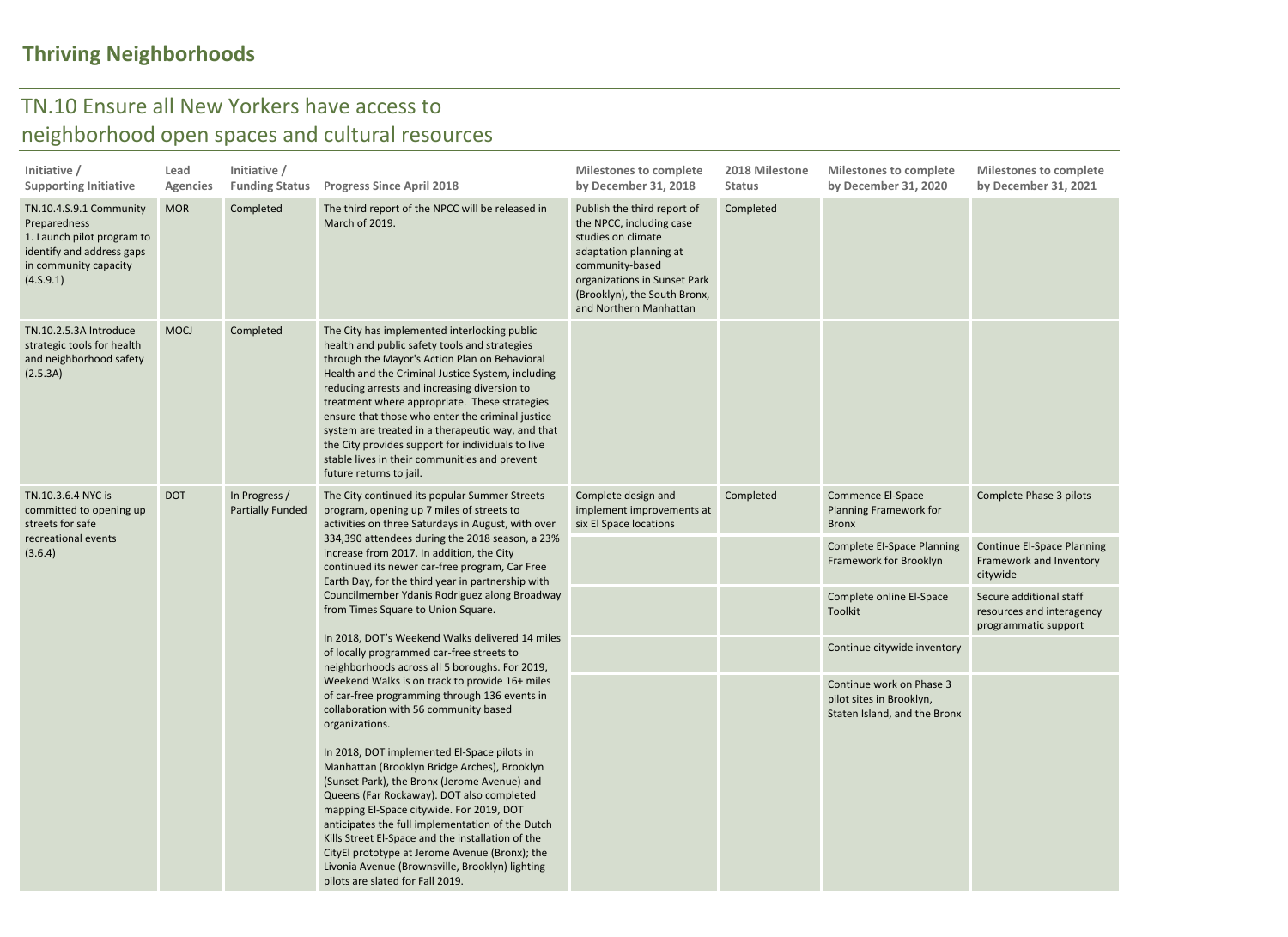# Thriving Neighborhoods

## TN.10 Ensure all New Yorkers have access to neighborhood open spaces and cultural resources

| Initiative / Supporting Initiative | Lead Agencies | Initiative / Funding Status | Progress Since April 2018 | Milestones to complete by December 31, 2018 | 2018 Milestone Status | Milestones to complete by December 31, 2020 | Milestones to complete by December 31, 2021 |
|---|---|---|---|---|---|---|---|
| TN.10.4.S.9.1 Community Preparedness 1. Launch pilot program to identify and address gaps in community capacity (4.S.9.1) | MOR | Completed | The third report of the NPCC will be released in March of 2019. | Publish the third report of the NPCC, including case studies on climate adaptation planning at community-based organizations in Sunset Park (Brooklyn), the South Bronx, and Northern Manhattan | Completed | | |
| TN.10.2.5.3A Introduce strategic tools for health and neighborhood safety (2.5.3A) | MOCJ | Completed | The City has implemented interlocking public health and public safety tools and strategies through the Mayor's Action Plan on Behavioral Health and the Criminal Justice System, including reducing arrests and increasing diversion to treatment where appropriate. These strategies ensure that those who enter the criminal justice system are treated in a therapeutic way, and that the City provides support for individuals to live stable lives in their communities and prevent future returns to jail. | | | | |
| TN.10.3.6.4 NYC is committed to opening up streets for safe recreational events (3.6.4) | DOT | In Progress / Partially Funded | The City continued its popular Summer Streets program, opening up 7 miles of streets to activities on three Saturdays in August, with over 334,390 attendees during the 2018 season, a 23% increase from 2017. In addition, the City continued its newer car-free program, Car Free Earth Day, for the third year in partnership with Councilmember Ydanis Rodriguez along Broadway from Times Square to Union Square.<br><br>In 2018, DOT's Weekend Walks delivered 14 miles of locally programmed car-free streets to neighborhoods across all 5 boroughs. For 2019, Weekend Walks is on track to provide 16+ miles of car-free programming through 136 events in collaboration with 56 community based organizations.<br><br>In 2018, DOT implemented El-Space pilots in Manhattan (Brooklyn Bridge Arches), Brooklyn (Sunset Park), the Bronx (Jerome Avenue) and Queens (Far Rockaway). DOT also completed mapping El-Space citywide. For 2019, DOT anticipates the full implementation of the Dutch Kills Street El-Space and the installation of the CityEl prototype at Jerome Avenue (Bronx); the Livonia Avenue (Brownsville, Brooklyn) lighting pilots are slated for Fall 2019. | Complete design and implement improvements at six El Space locations | Completed | Commence El-Space Planning Framework for Bronx | Complete Phase 3 pilots |
| | | | | | | Complete El-Space Planning Framework for Brooklyn | Continue El-Space Planning Framework and Inventory citywide |
| | | | | | | Complete online El-Space Toolkit | Secure additional staff resources and interagency programmatic support |
| | | | | | | Continue citywide inventory | |
| | | | | | | Continue work on Phase 3 pilot sites in Brooklyn, Staten Island, and the Bronx | |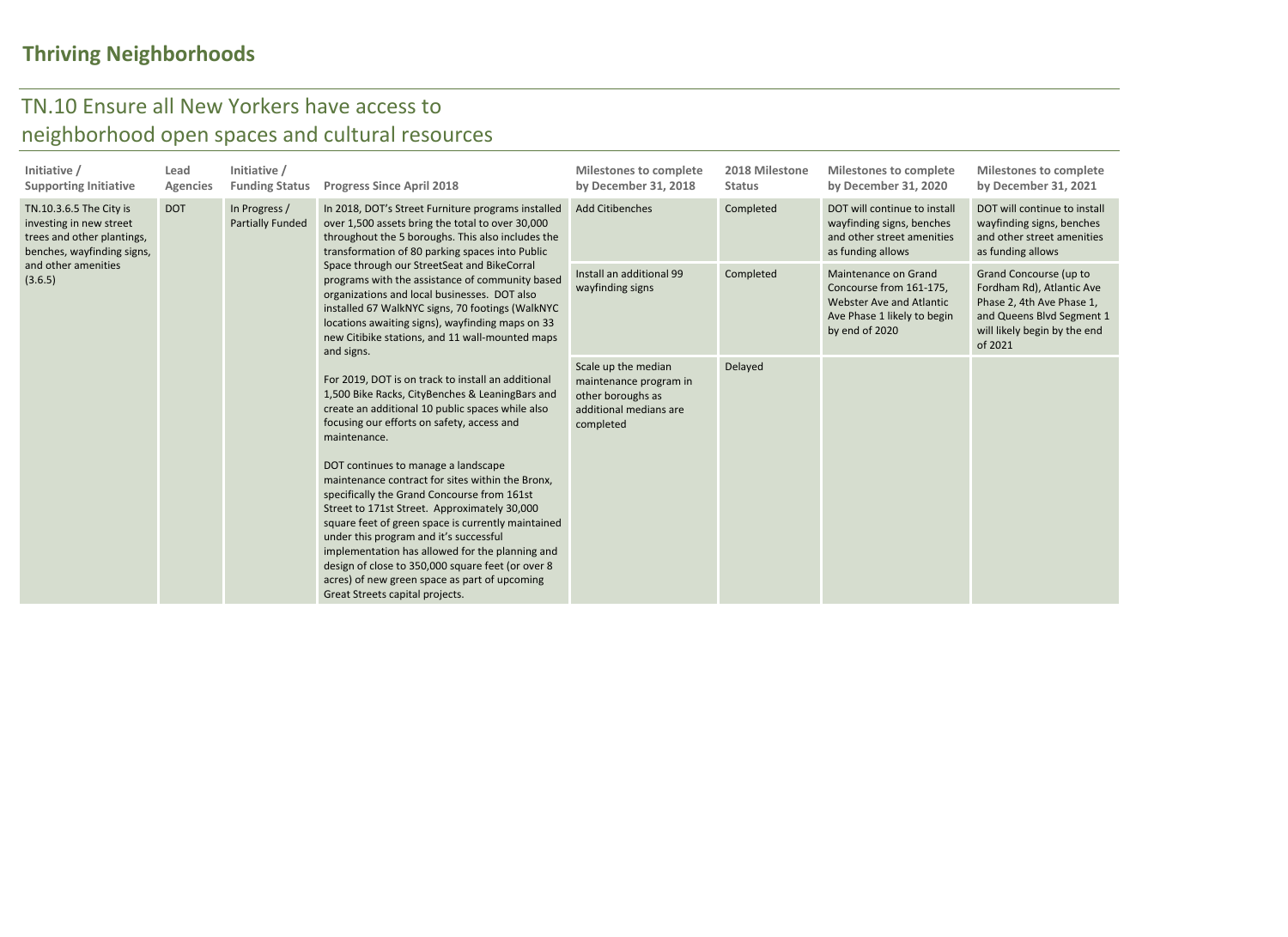# Thriving Neighborhoods

## TN.10 Ensure all New Yorkers have access to neighborhood open spaces and cultural resources

| Initiative / Supporting Initiative | Lead Agencies | Initiative / Funding Status | Progress Since April 2018 | Milestones to complete by December 31, 2018 | 2018 Milestone Status | Milestones to complete by December 31, 2020 | Milestones to complete by December 31, 2021 |
|---|---|---|---|---|---|---|---|
| TN.10.3.6.5 The City is investing in new street trees and other plantings, benches, wayfinding signs, and other amenities (3.6.5) | DOT | In Progress / Partially Funded | In 2018, DOT's Street Furniture programs installed over 1,500 assets bring the total to over 30,000 throughout the 5 boroughs. This also includes the transformation of 80 parking spaces into Public Space through our StreetSeat and BikeCorral programs with the assistance of community based organizations and local businesses. DOT also installed 67 WalkNYC signs, 70 footings (WalkNYC locations awaiting signs), wayfinding maps on 33 new Citibike stations, and 11 wall-mounted maps and signs.<br><br>For 2019, DOT is on track to install an additional 1,500 Bike Racks, CityBenches & LeaningBars and create an additional 10 public spaces while also focusing our efforts on safety, access and maintenance.<br><br>DOT continues to manage a landscape maintenance contract for sites within the Bronx, specifically the Grand Concourse from 161st Street to 171st Street. Approximately 30,000 square feet of green space is currently maintained under this program and it's successful implementation has allowed for the planning and design of close to 350,000 square feet (or over 8 acres) of new green space as part of upcoming Great Streets capital projects. | Add Citibenches | Completed | DOT will continue to install wayfinding signs, benches and other street amenities as funding allows | DOT will continue to install wayfinding signs, benches and other street amenities as funding allows |
| | | | | Install an additional 99 wayfinding signs | Completed | Maintenance on Grand Concourse from 161-175, Webster Ave and Atlantic Ave Phase 1 likely to begin by end of 2020 | Grand Concourse (up to Fordham Rd), Atlantic Ave Phase 2, 4th Ave Phase 1, and Queens Blvd Segment 1 will likely begin by the end of 2021 |
| | | | | Scale up the median maintenance program in other boroughs as additional medians are completed | Delayed | | |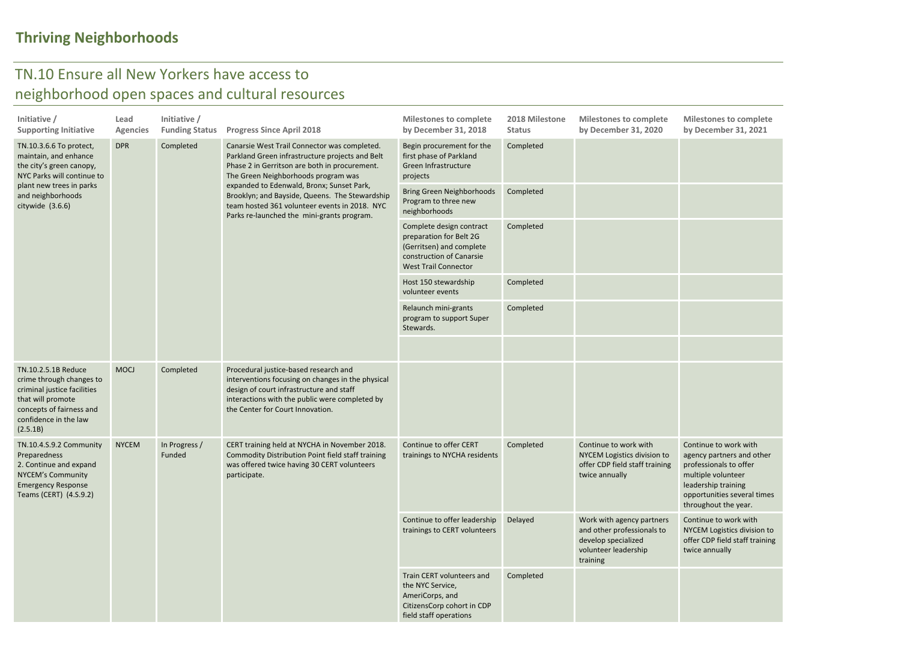# Thriving Neighborhoods

## TN.10 Ensure all New Yorkers have access to neighborhood open spaces and cultural resources

| Initiative / Supporting Initiative | Lead Agencies | Initiative / Funding Status | Progress Since April 2018 | Milestones to complete by December 31, 2018 | 2018 Milestone Status | Milestones to complete by December 31, 2020 | Milestones to complete by December 31, 2021 |
|---|---|---|---|---|---|---|---|
| TN.10.3.6.6 To protect, maintain, and enhance the city's green canopy, NYC Parks will continue to plant new trees in parks and neighborhoods citywide (3.6.6) | DPR | Completed | Canarsie West Trail Connector was completed. Parkland Green infrastructure projects and Belt Phase 2 in Gerritson are both in procurement. The Green Neighborhoods program was expanded to Edenwald, Bronx; Sunset Park, Brooklyn; and Bayside, Queens. The Stewardship team hosted 361 volunteer events in 2018. NYC Parks re-launched the mini-grants program. | Begin procurement for the first phase of Parkland Green Infrastructure projects | Completed | | |
| | | | | Bring Green Neighborhoods Program to three new neighborhoods | Completed | | |
| | | | | Complete design contract preparation for Belt 2G (Gerritsen) and complete construction of Canarsie West Trail Connector | Completed | | |
| | | | | Host 150 stewardship volunteer events | Completed | | |
| | | | | Relaunch mini-grants program to support Super Stewards. | Completed | | |
| | | | | | | | |
| TN.10.2.5.1B Reduce crime through changes to criminal justice facilities that will promote concepts of fairness and confidence in the law (2.5.1B) | MOCJ | Completed | Procedural justice-based research and interventions focusing on changes in the physical design of court infrastructure and staff interactions with the public were completed by the Center for Court Innovation. | | | | |
| TN.10.4.S.9.2 Community Preparedness<br>2. Continue and expand NYCEM's Community Emergency Response Teams (CERT) (4.S.9.2) | NYCEM | In Progress / Funded | CERT training held at NYCHA in November 2018. Commodity Distribution Point field staff training was offered twice having 30 CERT volunteers participate. | Continue to offer CERT trainings to NYCHA residents | Completed | Continue to work with NYCEM Logistics division to offer CDP field staff training twice annually | Continue to work with agency partners and other professionals to offer multiple volunteer leadership training opportunities several times throughout the year. |
| | | | | Continue to offer leadership trainings to CERT volunteers | Delayed | Work with agency partners and other professionals to develop specialized volunteer leadership training | Continue to work with NYCEM Logistics division to offer CDP field staff training twice annually |
| | | | | Train CERT volunteers and the NYC Service, AmeriCorps, and CitizensCorp cohort in CDP field staff operations | Completed | | |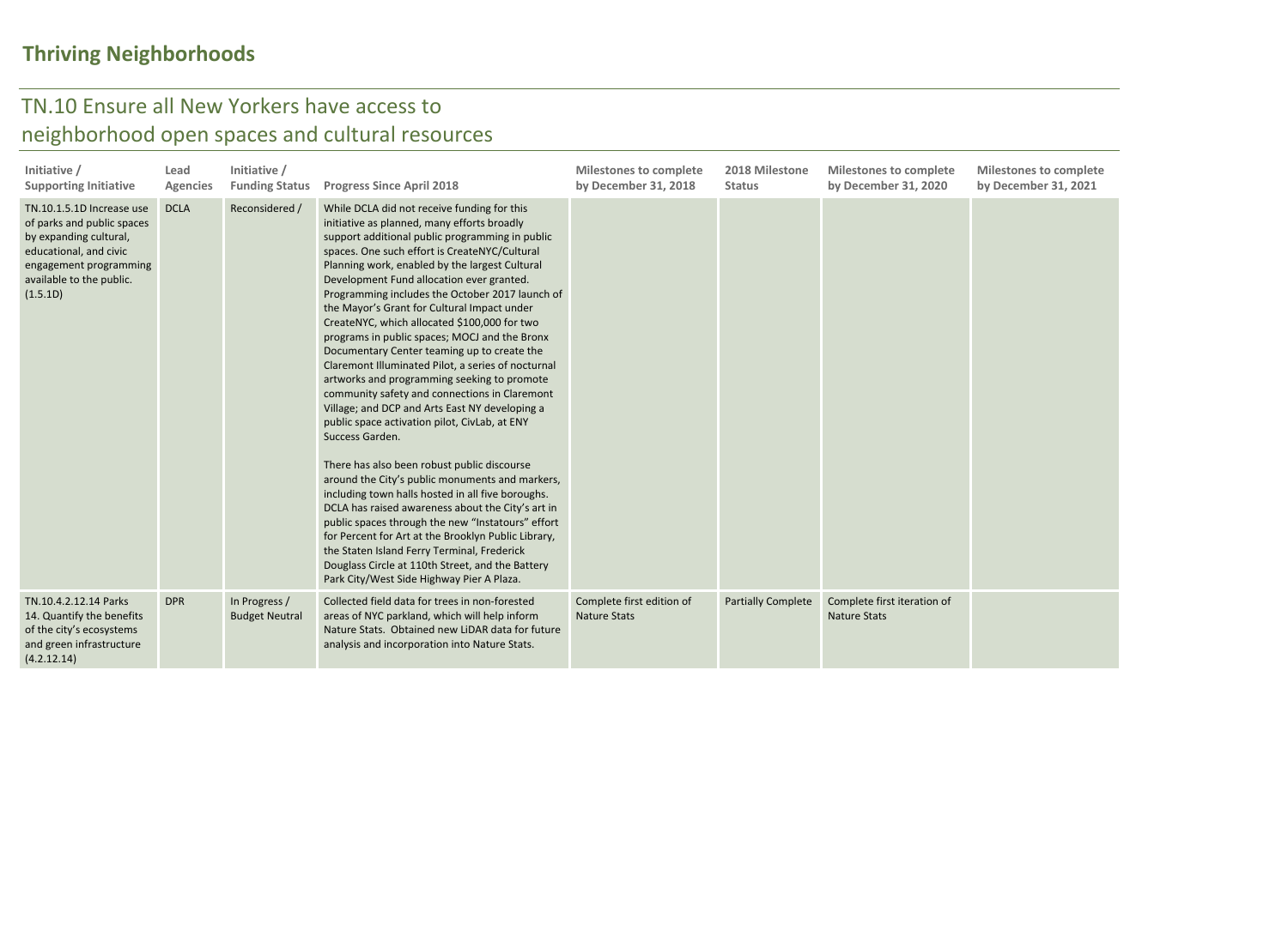# Thriving Neighborhoods

## TN.10 Ensure all New Yorkers have access to neighborhood open spaces and cultural resources

| Initiative / Supporting Initiative | Lead Agencies | Initiative / Funding Status | Progress Since April 2018 | Milestones to complete by December 31, 2018 | 2018 Milestone Status | Milestones to complete by December 31, 2020 | Milestones to complete by December 31, 2021 |
|---|---|---|---|---|---|---|---|
| TN.10.1.5.1D Increase use of parks and public spaces by expanding cultural, educational, and civic engagement programming available to the public. (1.5.1D) | DCLA | Reconsidered / | While DCLA did not receive funding for this initiative as planned, many efforts broadly support additional public programming in public spaces. One such effort is CreateNYC/Cultural Planning work, enabled by the largest Cultural Development Fund allocation ever granted. Programming includes the October 2017 launch of the Mayor's Grant for Cultural Impact under CreateNYC, which allocated $100,000 for two programs in public spaces; MOCJ and the Bronx Documentary Center teaming up to create the Claremont Illuminated Pilot, a series of nocturnal artworks and programming seeking to promote community safety and connections in Claremont Village; and DCP and Arts East NY developing a public space activation pilot, CivLab, at ENY Success Garden.<br><br>There has also been robust public discourse around the City's public monuments and markers, including town halls hosted in all five boroughs. DCLA has raised awareness about the City's art in public spaces through the new "Instatours" effort for Percent for Art at the Brooklyn Public Library, the Staten Island Ferry Terminal, Frederick Douglass Circle at 110th Street, and the Battery Park City/West Side Highway Pier A Plaza. | | | | |
| TN.10.4.2.12.14 Parks 14. Quantify the benefits of the city's ecosystems and green infrastructure (4.2.12.14) | DPR | In Progress / Budget Neutral | Collected field data for trees in non-forested areas of NYC parkland, which will help inform Nature Stats. Obtained new LiDAR data for future analysis and incorporation into Nature Stats. | Complete first edition of Nature Stats | Partially Complete | Complete first iteration of Nature Stats | |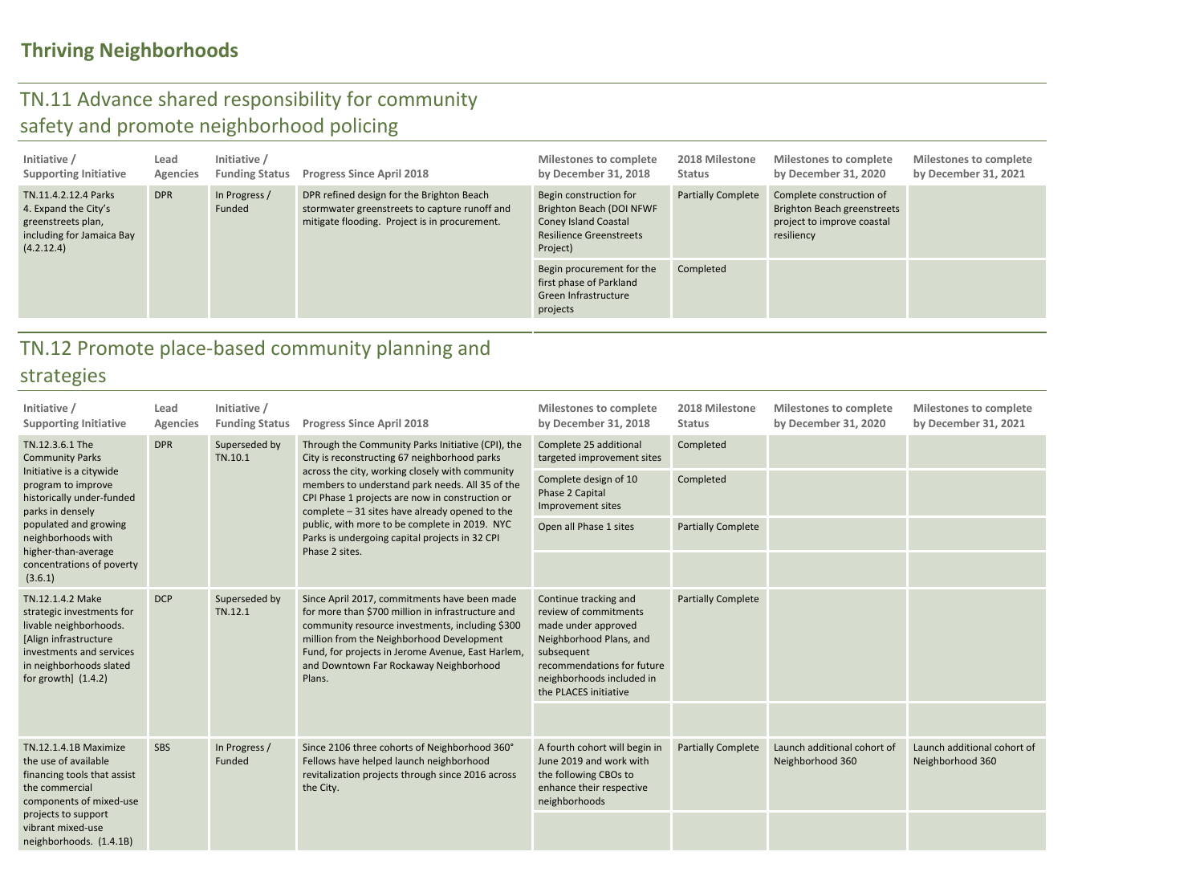# Thriving Neighborhoods

## TN.11 Advance shared responsibility for community safety and promote neighborhood policing

| Initiative / Supporting Initiative | Lead Agencies | Initiative / Funding Status | Progress Since April 2018 | Milestones to complete by December 31, 2018 | 2018 Milestone Status | Milestones to complete by December 31, 2020 | Milestones to complete by December 31, 2021 |
|---|---|---|---|---|---|---|---|
| TN.11.4.2.12.4 Parks 4. Expand the City's greenstreets plan, including for Jamaica Bay (4.2.12.4) | DPR | In Progress / Funded | DPR refined design for the Brighton Beach stormwater greenstreets to capture runoff and mitigate flooding. Project is in procurement. | Begin construction for Brighton Beach (DOI NFWF Coney Island Coastal Resilience Greenstreets Project) | Partially Complete | Complete construction of Brighton Beach greenstreets project to improve coastal resiliency | |
| | | | | Begin procurement for the first phase of Parkland Green Infrastructure projects | Completed | | |

## TN.12 Promote place-based community planning and strategies

| Initiative / Supporting Initiative | Lead Agencies | Initiative / Funding Status | Progress Since April 2018 | Milestones to complete by December 31, 2018 | 2018 Milestone Status | Milestones to complete by December 31, 2020 | Milestones to complete by December 31, 2021 |
|---|---|---|---|---|---|---|---|
| TN.12.3.6.1 The Community Parks Initiative is a citywide program to improve historically under-funded parks in densely populated and growing neighborhoods with higher-than-average concentrations of poverty (3.6.1) | DPR | Superseded by TN.10.1 | Through the Community Parks Initiative (CPI), the City is reconstructing 67 neighborhood parks across the city, working closely with community members to understand park needs. All 35 of the CPI Phase 1 projects are now in construction or complete – 31 sites have already opened to the public, with more to be complete in 2019. NYC Parks is undergoing capital projects in 32 CPI Phase 2 sites. | Complete 25 additional targeted improvement sites | Completed | | |
| | | | | Complete design of 10 Phase 2 Capital Improvement sites | Completed | | |
| | | | | Open all Phase 1 sites | Partially Complete | | |
| | | | | | | | |
| TN.12.1.4.2 Make strategic investments for livable neighborhoods. [Align infrastructure investments and services in neighborhoods slated for growth] (1.4.2) | DCP | Superseded by TN.12.1 | Since April 2017, commitments have been made for more than $700 million in infrastructure and community resource investments, including $300 million from the Neighborhood Development Fund, for projects in Jerome Avenue, East Harlem, and Downtown Far Rockaway Neighborhood Plans. | Continue tracking and review of commitments made under approved Neighborhood Plans, and subsequent recommendations for future neighborhoods included in the PLACES initiative | Partially Complete | | |
| | | | | | | | |
| TN.12.1.4.1B Maximize the use of available financing tools that assist the commercial components of mixed-use projects to support vibrant mixed-use neighborhoods. (1.4.1B) | SBS | In Progress / Funded | Since 2106 three cohorts of Neighborhood 360° Fellows have helped launch neighborhood revitalization projects through since 2016 across the City. | A fourth cohort will begin in June 2019 and work with the following CBOs to enhance their respective neighborhoods | Partially Complete | Launch additional cohort of Neighborhood 360 | Launch additional cohort of Neighborhood 360 |
| | | | | | | | |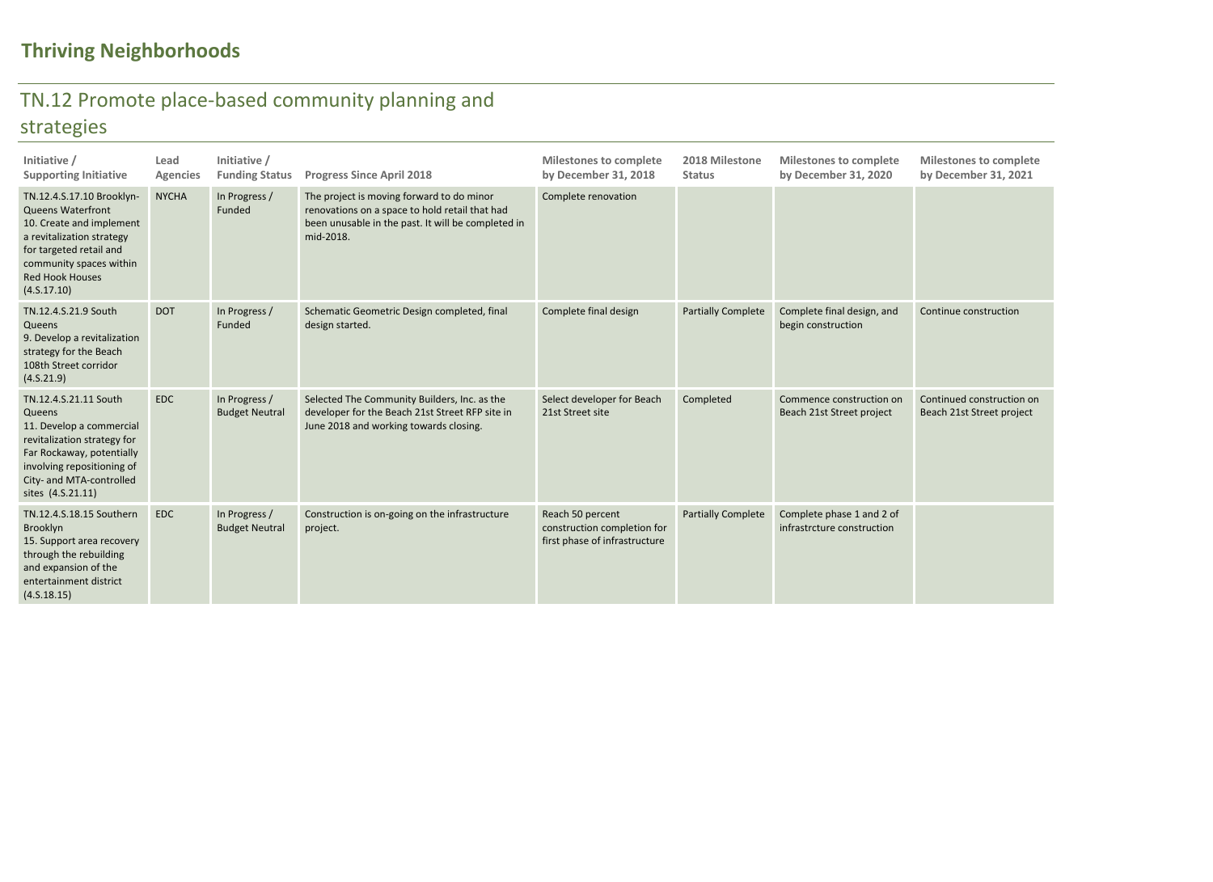# Thriving Neighborhoods

## TN.12 Promote place-based community planning and strategies

| Initiative / Supporting Initiative | Lead Agencies | Initiative / Funding Status | Progress Since April 2018 | Milestones to complete by December 31, 2018 | 2018 Milestone Status | Milestones to complete by December 31, 2020 | Milestones to complete by December 31, 2021 |
|---|---|---|---|---|---|---|---|
| TN.12.4.S.17.10 Brooklyn-Queens Waterfront 10. Create and implement a revitalization strategy for targeted retail and community spaces within Red Hook Houses (4.S.17.10) | NYCHA | In Progress / Funded | The project is moving forward to do minor renovations on a space to hold retail that had been unusable in the past. It will be completed in mid-2018. | Complete renovation | | | |
| TN.12.4.S.21.9 South Queens 9. Develop a revitalization strategy for the Beach 108th Street corridor (4.S.21.9) | DOT | In Progress / Funded | Schematic Geometric Design completed, final design started. | Complete final design | Partially Complete | Complete final design, and begin construction | Continue construction |
| TN.12.4.S.21.11 South Queens 11. Develop a commercial revitalization strategy for Far Rockaway, potentially involving repositioning of City- and MTA-controlled sites (4.S.21.11) | EDC | In Progress / Budget Neutral | Selected The Community Builders, Inc. as the developer for the Beach 21st Street RFP site in June 2018 and working towards closing. | Select developer for Beach 21st Street site | Completed | Commence construction on Beach 21st Street project | Continued construction on Beach 21st Street project |
| TN.12.4.S.18.15 Southern Brooklyn 15. Support area recovery through the rebuilding and expansion of the entertainment district (4.S.18.15) | EDC | In Progress / Budget Neutral | Construction is on-going on the infrastructure project. | Reach 50 percent construction completion for first phase of infrastructure | Partially Complete | Complete phase 1 and 2 of infrastrcture construction | |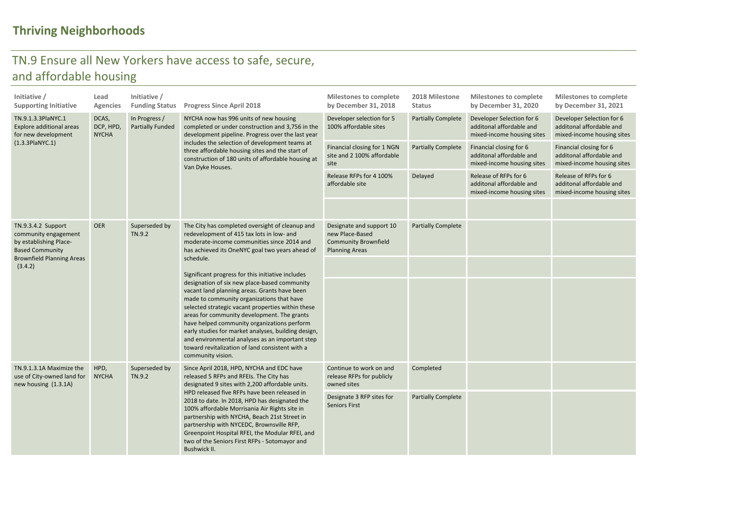## Thriving Neighborhoods

### TN.9 Ensure all New Yorkers have access to safe, secure, and affordable housing

| Initiative / Supporting Initiative | Lead Agencies | Initiative / Funding Status | Progress Since April 2018 | Milestones to complete by December 31, 2018 | 2018 Milestone Status | Milestones to complete by December 31, 2020 | Milestones to complete by December 31, 2021 |
|---|---|---|---|---|---|---|---|
| TN.9.1.3.3PlaNYC.1 Explore additional areas for new development (1.3.3PlaNYC.1) | DCAS, DCP, HPD, NYCHA | In Progress / Partially Funded | NYCHA now has 996 units of new housing completed or under construction and 3,756 in the development pipeline. Progress over the last year includes the selection of development teams at three affordable housing sites and the start of construction of 180 units of affordable housing at Van Dyke Houses. | Developer selection for 5 100% affordable sites | Partially Complete | Developer Selection for 6 additonal affordable and mixed-income housing sites | Developer Selection for 6 additonal affordable and mixed-income housing sites |
| | | | | Financial closing for 1 NGN site and 2 100% affordable site | Partially Complete | Financial closing for 6 additonal affordable and mixed-income housing sites | Financial closing for 6 additonal affordable and mixed-income housing sites |
| | | | | Release RFPs for 4 100% affordable site | Delayed | Release of RFPs for 6 additonal affordable and mixed-income housing sites | Release of RFPs for 6 additonal affordable and mixed-income housing sites |
| TN.9.3.4.2 Support community engagement by establishing Place-Based Community Brownfield Planning Areas (3.4.2) | OER | Superseded by TN.9.2 | The City has completed oversight of cleanup and redevelopment of 415 tax lots in low- and moderate-income communities since 2014 and has achieved its OneNYC goal two years ahead of schedule.<br><br>Significant progress for this initiative includes designation of six new place-based community vacant land planning areas. Grants have been made to community organizations that have selected strategic vacant properties within these areas for community development. The grants have helped community organizations perform early studies for market analyses, building design, and environmental analyses as an important step toward revitalization of land consistent with a community vision. | Designate and support 10 new Place-Based Community Brownfield Planning Areas | Partially Complete | | |
| TN.9.1.3.1A Maximize the use of City-owned land for new housing (1.3.1A) | HPD, NYCHA | Superseded by TN.9.2 | Since April 2018, HPD, NYCHA and EDC have released 5 RFPs and RFEIs. The City has designated 9 sites with 2,200 affordable units. HPD released five RFPs have been released in 2018 to date. In 2018, HPD has designated the 100% affordable Morrisania Air Rights site in partnership with NYCHA, Beach 21st Street in partnership with NYCEDC, Brownsville RFP, Greenpoint Hospital RFEI, the Modular RFEI, and two of the Seniors First RFPs - Sotomayor and Bushwick II. | Continue to work on and release RFPs for publicly owned sites | Completed | | |
| | | | | Designate 3 RFP sites for Seniors First | Partially Complete | | |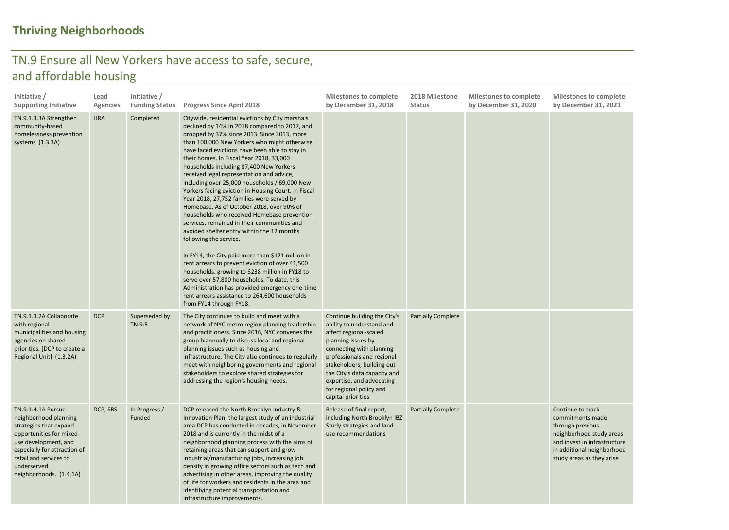# Thriving Neighborhoods

## TN.9 Ensure all New Yorkers have access to safe, secure, and affordable housing

| Initiative / Supporting Initiative | Lead Agencies | Initiative / Funding Status | Progress Since April 2018 | Milestones to complete by December 31, 2018 | 2018 Milestone Status | Milestones to complete by December 31, 2020 | Milestones to complete by December 31, 2021 |
|---|---|---|---|---|---|---|---|
| TN.9.1.3.3A Strengthen community-based homelessness prevention systems (1.3.3A) | HRA | Completed | Citywide, residential evictions by City marshals declined by 14% in 2018 compared to 2017, and dropped by 37% since 2013. Since 2013, more than 100,000 New Yorkers who might otherwise have faced evictions have been able to stay in their homes. In Fiscal Year 2018, 33,000 households including 87,400 New Yorkers received legal representation and advice, including over 25,000 households / 69,000 New Yorkers facing eviction in Housing Court. In Fiscal Year 2018, 27,752 families were served by Homebase. As of October 2018, over 90% of households who received Homebase prevention services, remained in their communities and avoided shelter entry within the 12 months following the service.<br><br>In FY14, the City paid more than $121 million in rent arrears to prevent eviction of over 41,500 households, growing to $238 million in FY18 to serve over 57,800 households. To date, this Administration has provided emergency one-time rent arrears assistance to 264,600 households from FY14 through FY18. | | | | |
| TN.9.1.3.2A Collaborate with regional municipalities and housing agencies on shared priorities. [DCP to create a Regional Unit] (1.3.2A) | DCP | Superseded by TN.9.5 | The City continues to build and meet with a network of NYC metro region planning leadership and practitioners. Since 2016, NYC convenes the group biannually to discuss local and regional planning issues such as housing and infrastructure. The City also continues to regularly meet with neighboring governments and regional stakeholders to explore shared strategies for addressing the region's housing needs. | Continue building the City's ability to understand and affect regional-scaled planning issues by connecting with planning professionals and regional stakeholders, building out the City's data capacity and expertise, and advocating for regional policy and capital priorities | Partially Complete | | |
| TN.9.1.4.1A Pursue neighborhood planning strategies that expand opportunities for mixed-use development, and especially for attraction of retail and services to underserved neighborhoods. (1.4.1A) | DCP, SBS | In Progress / Funded | DCP released the North Brooklyn Industry & Innovation Plan, the largest study of an industrial area DCP has conducted in decades, in November 2018 and is currently in the midst of a neighborhood planning process with the aims of retaining areas that can support and grow industrial/manufacturing jobs, increasing job density in growing office sectors such as tech and advertising in other areas, improving the quality of life for workers and residents in the area and identifying potential transportation and infrastructure improvements. | Release of final report, including North Brooklyn IBZ Study strategies and land use recommendations | Partially Complete | | Continue to track commitments made through previous neighborhood study areas and invest in infrastructure in additional neighborhood study areas as they arise |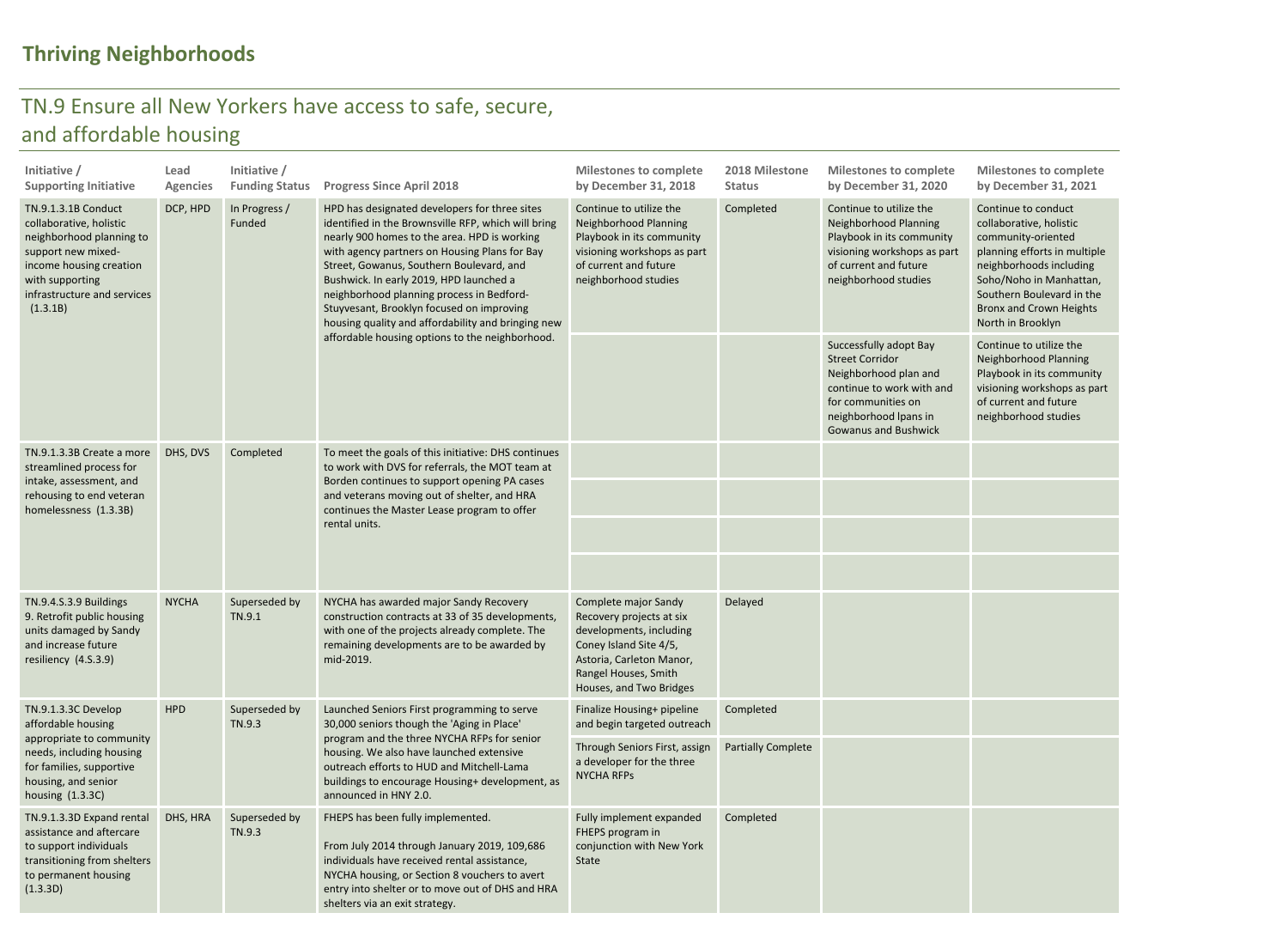## Thriving Neighborhoods

### TN.9 Ensure all New Yorkers have access to safe, secure, and affordable housing

| Initiative / Supporting Initiative | Lead Agencies | Initiative / Funding Status | Progress Since April 2018 | Milestones to complete by December 31, 2018 | 2018 Milestone Status | Milestones to complete by December 31, 2020 | Milestones to complete by December 31, 2021 |
|---|---|---|---|---|---|---|---|
| TN.9.1.3.1B Conduct collaborative, holistic neighborhood planning to support new mixed-income housing creation with supporting infrastructure and services (1.3.1B) | DCP, HPD | In Progress / Funded | HPD has designated developers for three sites identified in the Brownsville RFP, which will bring nearly 900 homes to the area. HPD is working with agency partners on Housing Plans for Bay Street, Gowanus, Southern Boulevard, and Bushwick. In early 2019, HPD launched a neighborhood planning process in Bedford-Stuyvesant, Brooklyn focused on improving housing quality and affordability and bringing new affordable housing options to the neighborhood. | Continue to utilize the Neighborhood Planning Playbook in its community visioning workshops as part of current and future neighborhood studies | Completed | Continue to utilize the Neighborhood Planning Playbook in its community visioning workshops as part of current and future neighborhood studies | Continue to conduct collaborative, holistic community-oriented planning efforts in multiple neighborhoods including Soho/Noho in Manhattan, Southern Boulevard in the Bronx and Crown Heights North in Brooklyn |
| | | | | | | Successfully adopt Bay Street Corridor Neighborhood plan and continue to work with and for communities on neighborhood lpans in Gowanus and Bushwick | Continue to utilize the Neighborhood Planning Playbook in its community visioning workshops as part of current and future neighborhood studies |
| TN.9.1.3.3B Create a more streamlined process for intake, assessment, and rehousing to end veteran homelessness (1.3.3B) | DHS, DVS | Completed | To meet the goals of this initiative: DHS continues to work with DVS for referrals, the MOT team at Borden continues to support opening PA cases and veterans moving out of shelter, and HRA continues the Master Lease program to offer rental units. | | | | |
| TN.9.4.S.3.9 Buildings 9. Retrofit public housing units damaged by Sandy and increase future resiliency (4.S.3.9) | NYCHA | Superseded by TN.9.1 | NYCHA has awarded major Sandy Recovery construction contracts at 33 of 35 developments, with one of the projects already complete. The remaining developments are to be awarded by mid-2019. | Complete major Sandy Recovery projects at six developments, including Coney Island Site 4/5, Astoria, Carleton Manor, Rangel Houses, Smith Houses, and Two Bridges | Delayed | | |
| TN.9.1.3.3C Develop affordable housing appropriate to community needs, including housing for families, supportive housing, and senior housing (1.3.3C) | HPD | Superseded by TN.9.3 | Launched Seniors First programming to serve 30,000 seniors though the 'Aging in Place' program and the three NYCHA RFPs for senior housing. We also have launched extensive outreach efforts to HUD and Mitchell-Lama buildings to encourage Housing+ development, as announced in HNY 2.0. | Finalize Housing+ pipeline and begin targeted outreach | Completed | | |
| | | | | Through Seniors First, assign a developer for the three NYCHA RFPs | Partially Complete | | |
| TN.9.1.3.3D Expand rental assistance and aftercare to support individuals transitioning from shelters to permanent housing (1.3.3D) | DHS, HRA | Superseded by TN.9.3 | FHEPS has been fully implemented.<br><br>From July 2014 through January 2019, 109,686 individuals have received rental assistance, NYCHA housing, or Section 8 vouchers to avert entry into shelter or to move out of DHS and HRA shelters via an exit strategy. | Fully implement expanded FHEPS program in conjunction with New York State | Completed | | |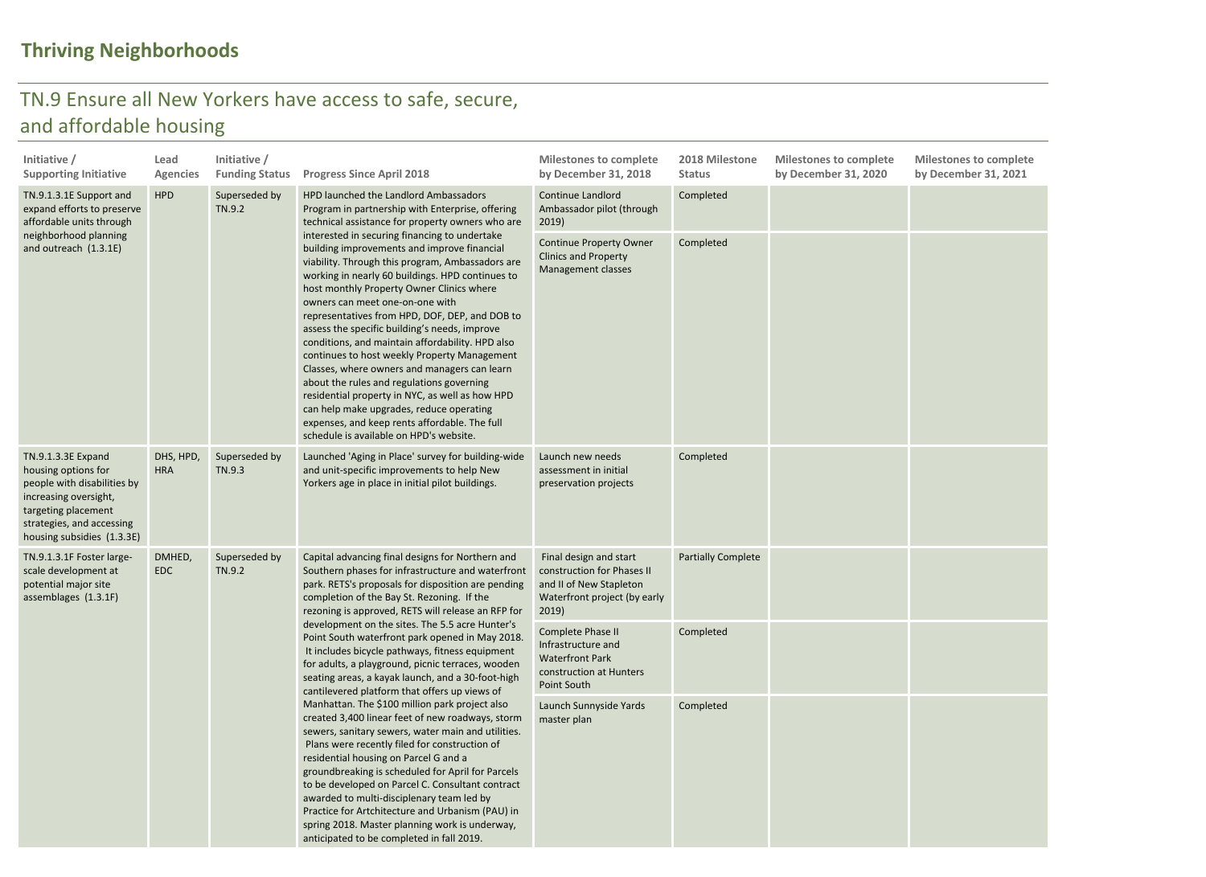# Thriving Neighborhoods

## TN.9 Ensure all New Yorkers have access to safe, secure, and affordable housing

| Initiative / Supporting Initiative | Lead Agencies | Initiative / Funding Status | Progress Since April 2018 | Milestones to complete by December 31, 2018 | 2018 Milestone Status | Milestones to complete by December 31, 2020 | Milestones to complete by December 31, 2021 |
|---|---|---|---|---|---|---|---|
| TN.9.1.3.1E Support and expand efforts to preserve affordable units through neighborhood planning and outreach (1.3.1E) | HPD | Superseded by TN.9.2 | HPD launched the Landlord Ambassadors Program in partnership with Enterprise, offering technical assistance for property owners who are interested in securing financing to undertake building improvements and improve financial viability. Through this program, Ambassadors are working in nearly 60 buildings. HPD continues to host monthly Property Owner Clinics where owners can meet one-on-one with representatives from HPD, DOF, DEP, and DOB to assess the specific building's needs, improve conditions, and maintain affordability. HPD also continues to host weekly Property Management Classes, where owners and managers can learn about the rules and regulations governing residential property in NYC, as well as how HPD can help make upgrades, reduce operating expenses, and keep rents affordable. The full schedule is available on HPD's website. | Continue Landlord Ambassador pilot (through 2019) | Completed | | |
| | | | | Continue Property Owner Clinics and Property Management classes | Completed | | |
| TN.9.1.3.3E Expand housing options for people with disabilities by increasing oversight, targeting placement strategies, and accessing housing subsidies (1.3.3E) | DHS, HPD, HRA | Superseded by TN.9.3 | Launched 'Aging in Place' survey for building-wide and unit-specific improvements to help New Yorkers age in place in initial pilot buildings. | Launch new needs assessment in initial preservation projects | Completed | | |
| TN.9.1.3.1F Foster large-scale development at potential major site assemblages (1.3.1F) | DMHED, EDC | Superseded by TN.9.2 | Capital advancing final designs for Northern and Southern phases for infrastructure and waterfront park. RETS's proposals for disposition are pending completion of the Bay St. Rezoning. If the rezoning is approved, RETS will release an RFP for development on the sites. The 5.5 acre Hunter's Point South waterfront park opened in May 2018. It includes bicycle pathways, fitness equipment for adults, a playground, picnic terraces, wooden seating areas, a kayak launch, and a 30-foot-high cantilevered platform that offers up views of Manhattan. The $100 million park project also created 3,400 linear feet of new roadways, storm sewers, sanitary sewers, water main and utilities. Plans were recently filed for construction of residential housing on Parcel G and a groundbreaking is scheduled for April for Parcels to be developed on Parcel C. Consultant contract awarded to multi-disciplinary team led by Practice for Artchitecture and Urbanism (PAU) in spring 2018. Master planning work is underway, anticipated to be completed in fall 2019. | Final design and start construction for Phases II and II of New Stapleton Waterfront project (by early 2019) | Partially Complete | | |
| | | | | Complete Phase II Infrastructure and Waterfront Park construction at Hunters Point South | Completed | | |
| | | | | Launch Sunnyside Yards master plan | Completed | | |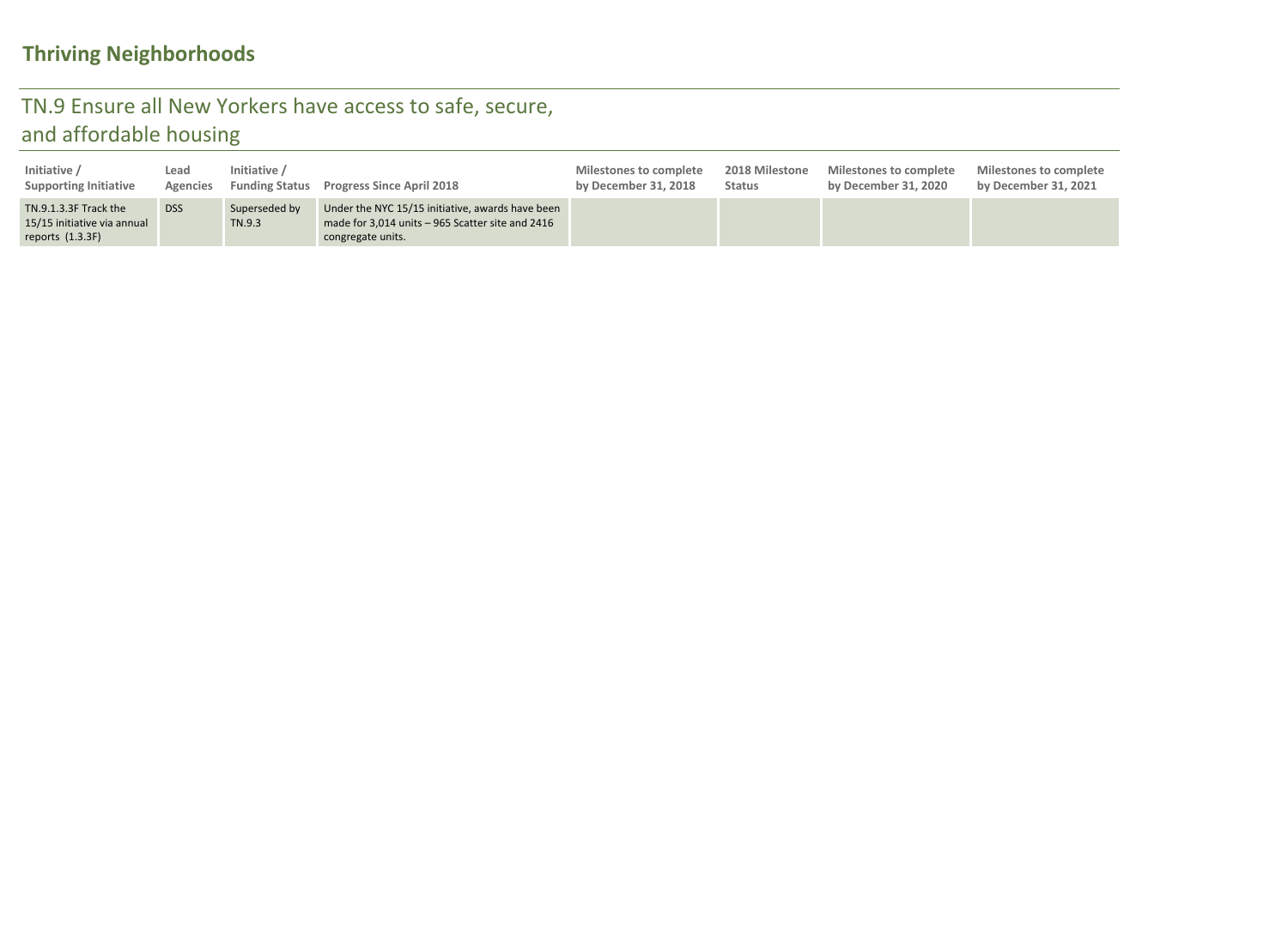## Thriving Neighborhoods

### TN.9 Ensure all New Yorkers have access to safe, secure, and affordable housing

| Initiative / Supporting Initiative | Lead Agencies | Initiative / Funding Status | Progress Since April 2018 | Milestones to complete by December 31, 2018 | 2018 Milestone Status | Milestones to complete by December 31, 2020 | Milestones to complete by December 31, 2021 |
|---|---|---|---|---|---|---|---|
| TN.9.1.3.3F Track the 15/15 initiative via annual reports (1.3.3F) | DSS | Superseded by TN.9.3 | Under the NYC 15/15 initiative, awards have been made for 3,014 units – 965 Scatter site and 2416 congregate units. | | | | |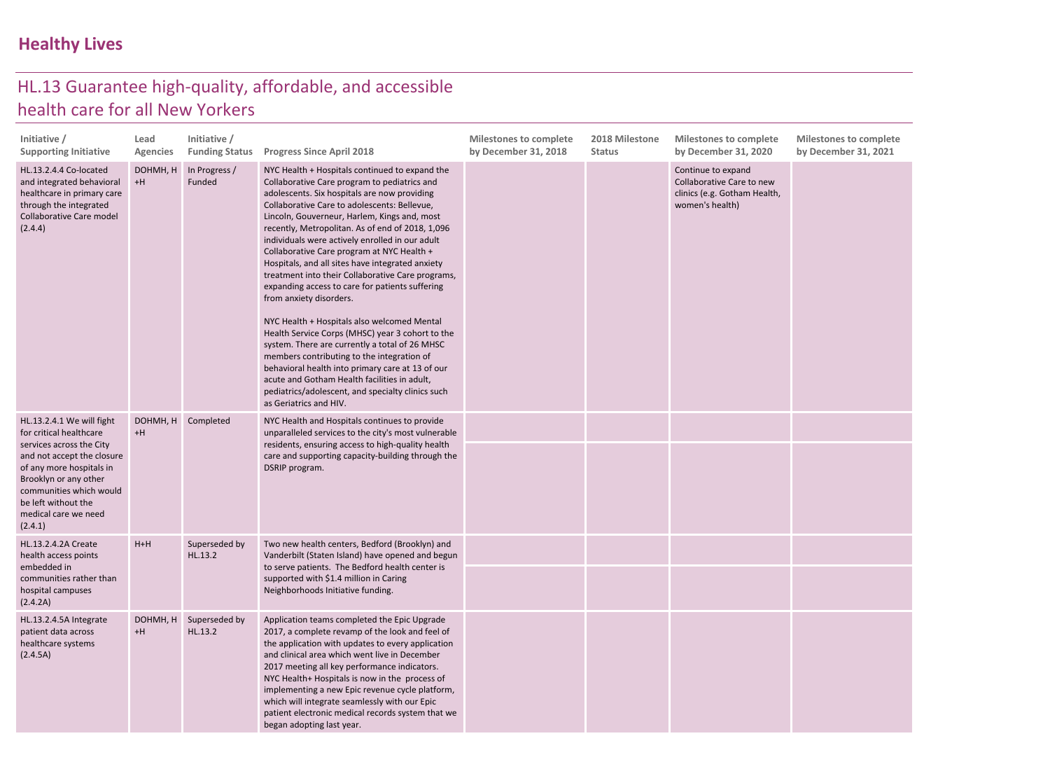## Healthy Lives

# HL.13 Guarantee high-quality, affordable, and accessible health care for all New Yorkers

| Initiative / Supporting Initiative | Lead Agencies | Initiative / Funding Status | Progress Since April 2018 | Milestones to complete by December 31, 2018 | 2018 Milestone Status | Milestones to complete by December 31, 2020 | Milestones to complete by December 31, 2021 |
|---|---|---|---|---|---|---|---|
| HL.13.2.4.4 Co-located and integrated behavioral healthcare in primary care through the integrated Collaborative Care model (2.4.4) | DOHMH, H+H | In Progress / Funded | NYC Health + Hospitals continued to expand the Collaborative Care program to pediatrics and adolescents. Six hospitals are now providing Collaborative Care to adolescents: Bellevue, Lincoln, Gouverneur, Harlem, Kings and, most recently, Metropolitan. As of end of 2018, 1,096 individuals were actively enrolled in our adult Collaborative Care program at NYC Health + Hospitals, and all sites have integrated anxiety treatment into their Collaborative Care programs, expanding access to care for patients suffering from anxiety disorders.<br><br>NYC Health + Hospitals also welcomed Mental Health Service Corps (MHSC) year 3 cohort to the system. There are currently a total of 26 MHSC members contributing to the integration of behavioral health into primary care at 13 of our acute and Gotham Health facilities in adult, pediatrics/adolescent, and specialty clinics such as Geriatrics and HIV. | | | Continue to expand Collaborative Care to new clinics (e.g. Gotham Health, women's health) | |
| HL.13.2.4.1 We will fight for critical healthcare services across the City and not accept the closure of any more hospitals in Brooklyn or any other communities which would be left without the medical care we need (2.4.1) | DOHMH, H+H | Completed | NYC Health and Hospitals continues to provide unparalleled services to the city's most vulnerable residents, ensuring access to high-quality health care and supporting capacity-building through the DSRIP program. | | | | |
| HL.13.2.4.2A Create health access points embedded in communities rather than hospital campuses (2.4.2A) | H+H | Superseded by HL.13.2 | Two new health centers, Bedford (Brooklyn) and Vanderbilt (Staten Island) have opened and begun to serve patients. The Bedford health center is supported with $1.4 million in Caring Neighborhoods Initiative funding. | | | | |
| HL.13.2.4.5A Integrate patient data across healthcare systems (2.4.5A) | DOHMH, H+H | Superseded by HL.13.2 | Application teams completed the Epic Upgrade 2017, a complete revamp of the look and feel of the application with updates to every application and clinical area which went live in December 2017 meeting all key performance indicators. NYC Health+ Hospitals is now in the process of implementing a new Epic revenue cycle platform, which will integrate seamlessly with our Epic patient electronic medical records system that we began adopting last year. | | | | |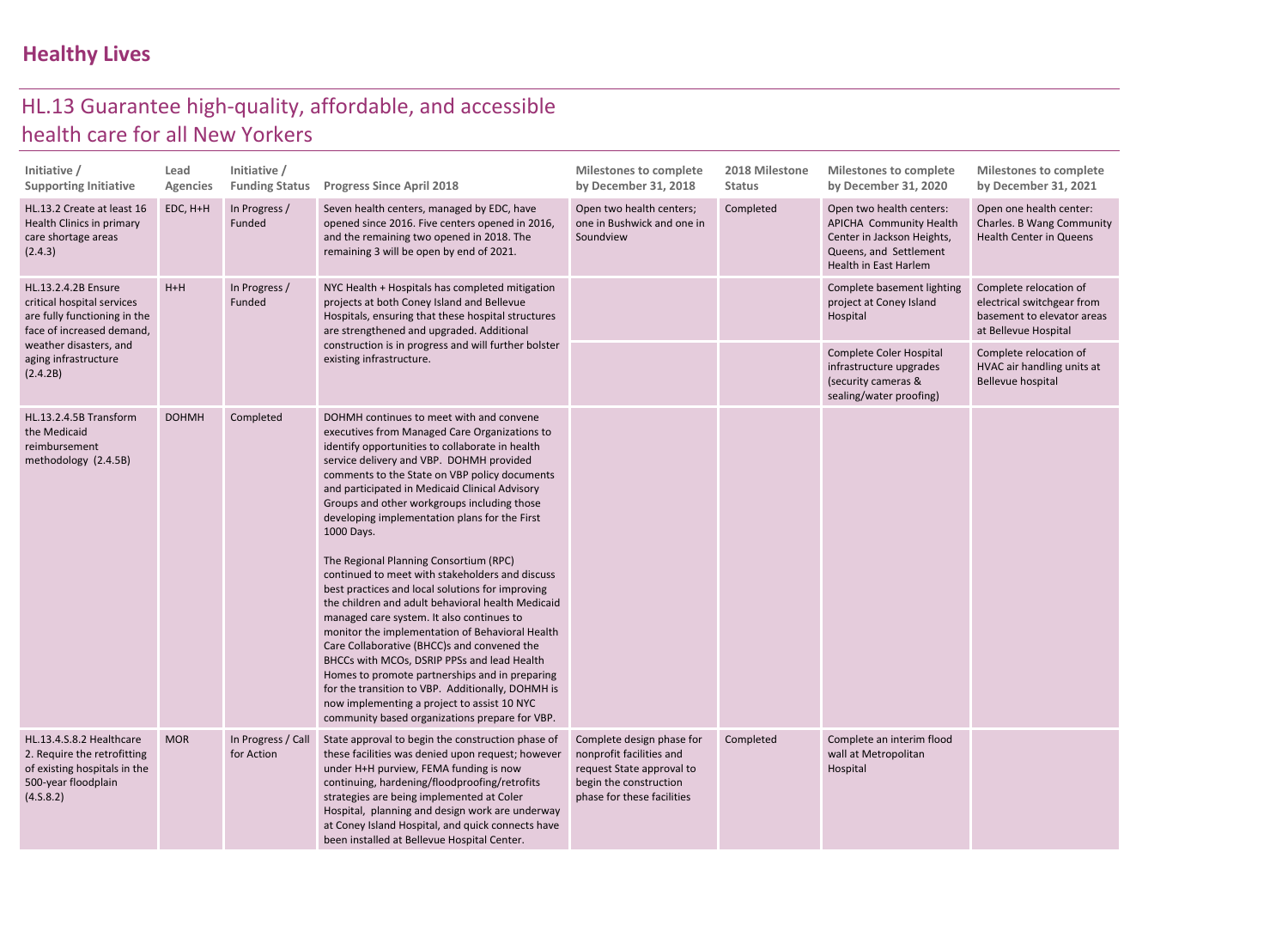# Healthy Lives

## HL.13 Guarantee high-quality, affordable, and accessible health care for all New Yorkers

| Initiative / Supporting Initiative | Lead Agencies | Initiative / Funding Status | Progress Since April 2018 | Milestones to complete by December 31, 2018 | 2018 Milestone Status | Milestones to complete by December 31, 2020 | Milestones to complete by December 31, 2021 |
|---|---|---|---|---|---|---|---|
| HL.13.2 Create at least 16 Health Clinics in primary care shortage areas (2.4.3) | EDC, H+H | In Progress / Funded | Seven health centers, managed by EDC, have opened since 2016. Five centers opened in 2016, and the remaining two opened in 2018. The remaining 3 will be open by end of 2021. | Open two health centers; one in Bushwick and one in Soundview | Completed | Open two health centers: APICHA Community Health Center in Jackson Heights, Queens, and Settlement Health in East Harlem | Open one health center: Charles. B Wang Community Health Center in Queens |
| HL.13.2.4.2B Ensure critical hospital services are fully functioning in the face of increased demand, weather disasters, and aging infrastructure (2.4.2B) | H+H | In Progress / Funded | NYC Health + Hospitals has completed mitigation projects at both Coney Island and Bellevue Hospitals, ensuring that these hospital structures are strengthened and upgraded. Additional construction is in progress and will further bolster existing infrastructure. | | | Complete basement lighting project at Coney Island Hospital | Complete relocation of electrical switchgear from basement to elevator areas at Bellevue Hospital |
| | | | | | | Complete Coler Hospital infrastructure upgrades (security cameras & sealing/water proofing) | Complete relocation of HVAC air handling units at Bellevue hospital |
| HL.13.2.4.5B Transform the Medicaid reimbursement methodology (2.4.5B) | DOHMH | Completed | DOHMH continues to meet with and convene executives from Managed Care Organizations to identify opportunities to collaborate in health service delivery and VBP. DOHMH provided comments to the State on VBP policy documents and participated in Medicaid Clinical Advisory Groups and other workgroups including those developing implementation plans for the First 1000 Days.<br><br>The Regional Planning Consortium (RPC) continued to meet with stakeholders and discuss best practices and local solutions for improving the children and adult behavioral health Medicaid managed care system. It also continues to monitor the implementation of Behavioral Health Care Collaborative (BHCC)s and convened the BHCCs with MCOs, DSRIP PPSs and lead Health Homes to promote partnerships and in preparing for the transition to VBP. Additionally, DOHMH is now implementing a project to assist 10 NYC community based organizations prepare for VBP. | | | | |
| HL.13.4.S.8.2 Healthcare 2. Require the retrofitting of existing hospitals in the 500-year floodplain (4.S.8.2) | MOR | In Progress / Call for Action | State approval to begin the construction phase of these facilities was denied upon request; however under H+H purview, FEMA funding is now continuing, hardening/floodproofing/retrofits strategies are being implemented at Coler Hospital, planning and design work are underway at Coney Island Hospital, and quick connects have been installed at Bellevue Hospital Center. | Complete design phase for nonprofit facilities and request State approval to begin the construction phase for these facilities | Completed | Complete an interim flood wall at Metropolitan Hospital | |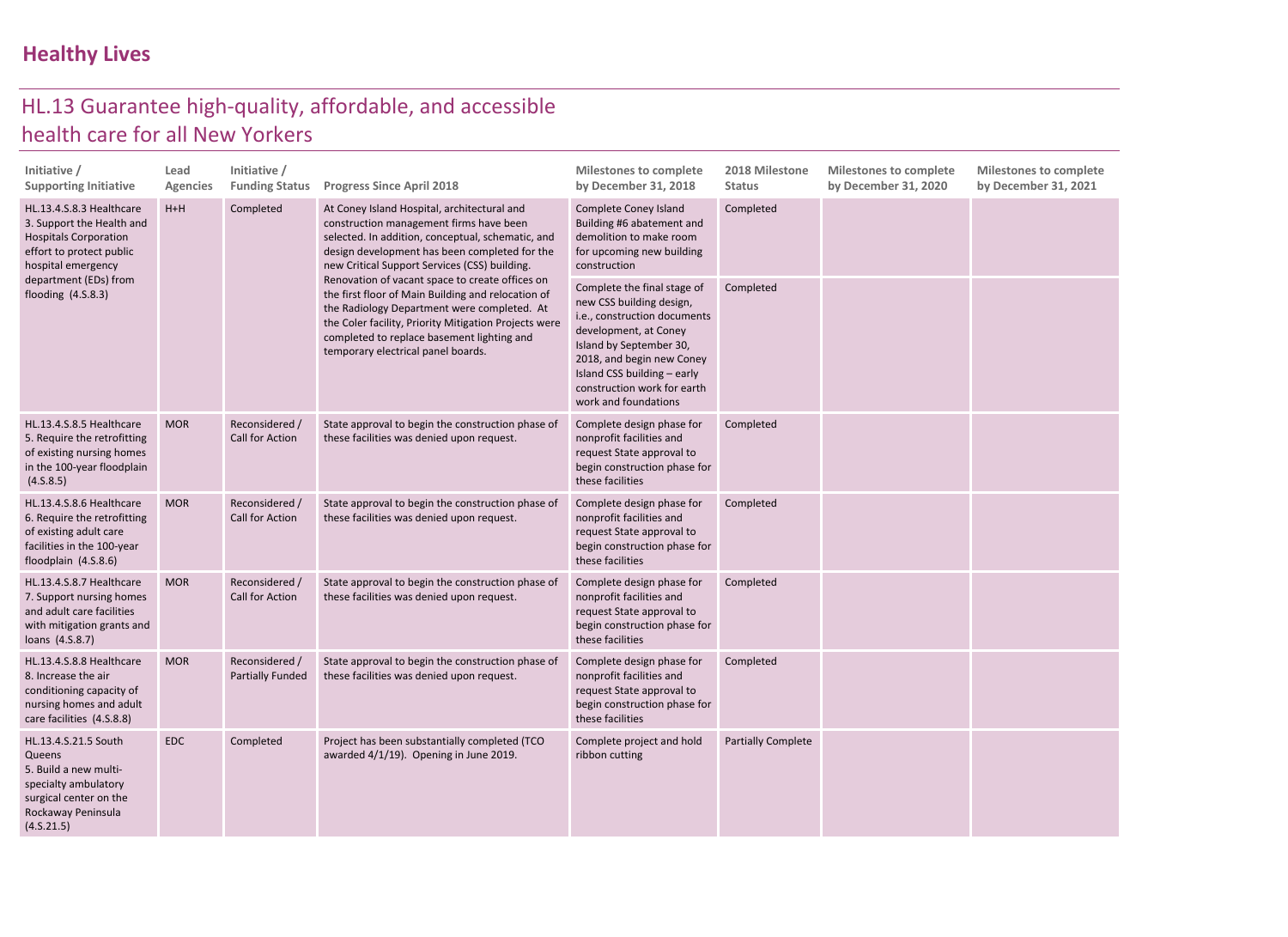# Healthy Lives

## HL.13 Guarantee high-quality, affordable, and accessible health care for all New Yorkers

| Initiative / Supporting Initiative | Lead Agencies | Initiative / Funding Status | Progress Since April 2018 | Milestones to complete by December 31, 2018 | 2018 Milestone Status | Milestones to complete by December 31, 2020 | Milestones to complete by December 31, 2021 |
|---|---|---|---|---|---|---|---|
| HL.13.4.S.8.3 Healthcare 3. Support the Health and Hospitals Corporation effort to protect public hospital emergency department (EDs) from flooding (4.S.8.3) | H+H | Completed | At Coney Island Hospital, architectural and construction management firms have been selected. In addition, conceptual, schematic, and design development has been completed for the new Critical Support Services (CSS) building. Renovation of vacant space to create offices on the first floor of Main Building and relocation of the Radiology Department were completed. At the Coler facility, Priority Mitigation Projects were completed to replace basement lighting and temporary electrical panel boards. | Complete Coney Island Building #6 abatement and demolition to make room for upcoming new building construction | Completed | | |
| | | | | Complete the final stage of new CSS building design, i.e., construction documents development, at Coney Island by September 30, 2018, and begin new Coney Island CSS building – early construction work for earth work and foundations | Completed | | |
| HL.13.4.S.8.5 Healthcare 5. Require the retrofitting of existing nursing homes in the 100-year floodplain (4.S.8.5) | MOR | Reconsidered / Call for Action | State approval to begin the construction phase of these facilities was denied upon request. | Complete design phase for nonprofit facilities and request State approval to begin construction phase for these facilities | Completed | | |
| HL.13.4.S.8.6 Healthcare 6. Require the retrofitting of existing adult care facilities in the 100-year floodplain (4.S.8.6) | MOR | Reconsidered / Call for Action | State approval to begin the construction phase of these facilities was denied upon request. | Complete design phase for nonprofit facilities and request State approval to begin construction phase for these facilities | Completed | | |
| HL.13.4.S.8.7 Healthcare 7. Support nursing homes and adult care facilities with mitigation grants and loans (4.S.8.7) | MOR | Reconsidered / Call for Action | State approval to begin the construction phase of these facilities was denied upon request. | Complete design phase for nonprofit facilities and request State approval to begin construction phase for these facilities | Completed | | |
| HL.13.4.S.8.8 Healthcare 8. Increase the air conditioning capacity of nursing homes and adult care facilities (4.S.8.8) | MOR | Reconsidered / Partially Funded | State approval to begin the construction phase of these facilities was denied upon request. | Complete design phase for nonprofit facilities and request State approval to begin construction phase for these facilities | Completed | | |
| HL.13.4.S.21.5 South Queens 5. Build a new multi-specialty ambulatory surgical center on the Rockaway Peninsula (4.S.21.5) | EDC | Completed | Project has been substantially completed (TCO awarded 4/1/19). Opening in June 2019. | Complete project and hold ribbon cutting | Partially Complete | | |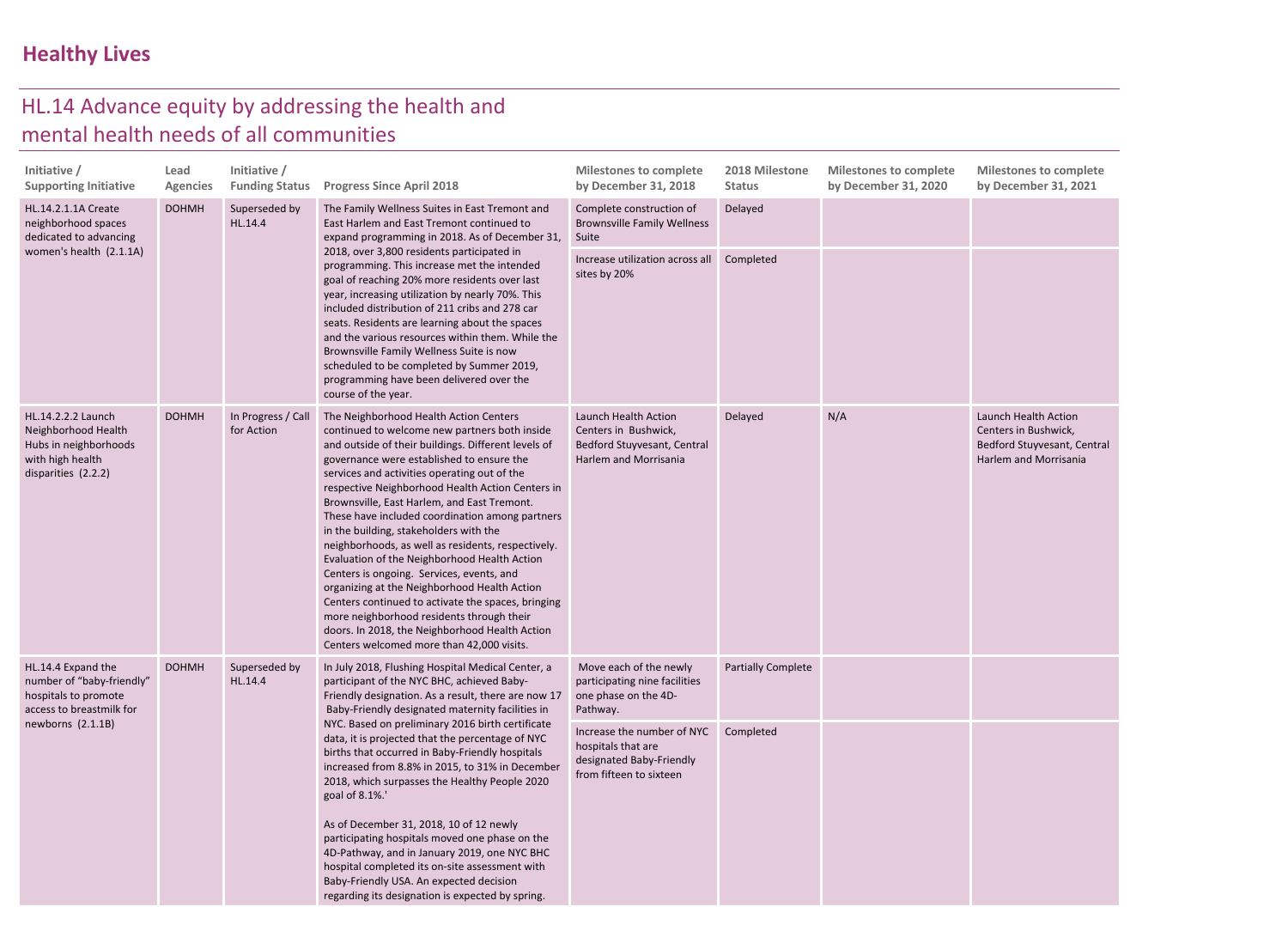## Healthy Lives

# HL.14 Advance equity by addressing the health and mental health needs of all communities

| Initiative / Supporting Initiative | Lead Agencies | Initiative / Funding Status | Progress Since April 2018 | Milestones to complete by December 31, 2018 | 2018 Milestone Status | Milestones to complete by December 31, 2020 | Milestones to complete by December 31, 2021 |
|---|---|---|---|---|---|---|---|
| HL.14.2.1.1A Create neighborhood spaces dedicated to advancing women's health (2.1.1A) | DOHMH | Superseded by HL.14.4 | The Family Wellness Suites in East Tremont and East Harlem and East Tremont continued to expand programming in 2018. As of December 31, 2018, over 3,800 residents participated in programming. This increase met the intended goal of reaching 20% more residents over last year, increasing utilization by nearly 70%. This included distribution of 211 cribs and 278 car seats. Residents are learning about the spaces and the various resources within them. While the Brownsville Family Wellness Suite is now scheduled to be completed by Summer 2019, programming have been delivered over the course of the year. | Complete construction of Brownsville Family Wellness Suite | Delayed | | |
| | | | | Increase utilization across all sites by 20% | Completed | | |
| HL.14.2.2.2 Launch Neighborhood Health Hubs in neighborhoods with high health disparities (2.2.2) | DOHMH | In Progress / Call for Action | The Neighborhood Health Action Centers continued to welcome new partners both inside and outside of their buildings. Different levels of governance were established to ensure the services and activities operating out of the respective Neighborhood Health Action Centers in Brownsville, East Harlem, and East Tremont. These have included coordination among partners in the building, stakeholders with the neighborhoods, as well as residents, respectively. Evaluation of the Neighborhood Health Action Centers is ongoing. Services, events, and organizing at the Neighborhood Health Action Centers continued to activate the spaces, bringing more neighborhood residents through their doors. In 2018, the Neighborhood Health Action Centers welcomed more than 42,000 visits. | Launch Health Action Centers in Bushwick, Bedford Stuyvesant, Central Harlem and Morrisania | Delayed | N/A | Launch Health Action Centers in Bushwick, Bedford Stuyvesant, Central Harlem and Morrisania |
| HL.14.4 Expand the number of "baby-friendly" hospitals to promote access to breastmilk for newborns (2.1.1B) | DOHMH | Superseded by HL.14.4 | In July 2018, Flushing Hospital Medical Center, a participant of the NYC BHC, achieved Baby-Friendly designation. As a result, there are now 17 Baby-Friendly designated maternity facilities in NYC. Based on preliminary 2016 birth certificate data, it is projected that the percentage of NYC births that occurred in Baby-Friendly hospitals increased from 8.8% in 2015, to 31% in December 2018, which surpasses the Healthy People 2020 goal of 8.1%.'<br><br>As of December 31, 2018, 10 of 12 newly participating hospitals moved one phase on the 4D-Pathway, and in January 2019, one NYC BHC hospital completed its on-site assessment with Baby-Friendly USA. An expected decision regarding its designation is expected by spring. | Move each of the newly participating nine facilities one phase on the 4D-Pathway. | Partially Complete | | |
| | | | | Increase the number of NYC hospitals that are designated Baby-Friendly from fifteen to sixteen | Completed | | |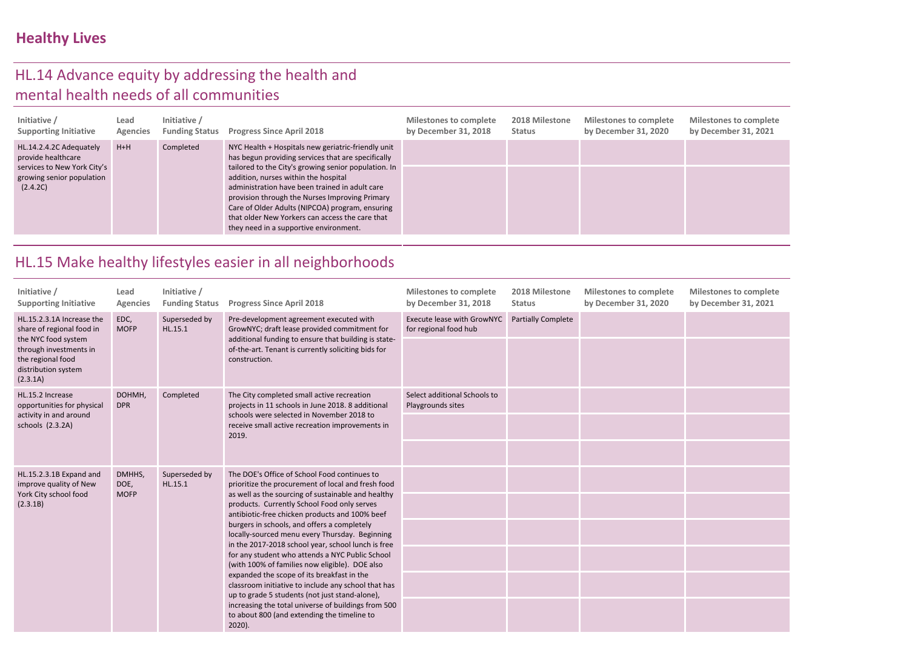## Healthy Lives

### HL.14 Advance equity by addressing the health and mental health needs of all communities

| Initiative / Supporting Initiative | Lead Agencies | Initiative / Funding Status | Progress Since April 2018 | Milestones to complete by December 31, 2018 | 2018 Milestone Status | Milestones to complete by December 31, 2020 | Milestones to complete by December 31, 2021 |
|---|---|---|---|---|---|---|---|
| HL.14.2.4.2C Adequately provide healthcare services to New York City's growing senior population (2.4.2C) | H+H | Completed | NYC Health + Hospitals new geriatric-friendly unit has begun providing services that are specifically tailored to the City's growing senior population. In addition, nurses within the hospital administration have been trained in adult care provision through the Nurses Improving Primary Care of Older Adults (NIPCOA) program, ensuring that older New Yorkers can access the care that they need in a supportive environment. | | | | |

### HL.15 Make healthy lifestyles easier in all neighborhoods

| Initiative / Supporting Initiative | Lead Agencies | Initiative / Funding Status | Progress Since April 2018 | Milestones to complete by December 31, 2018 | 2018 Milestone Status | Milestones to complete by December 31, 2020 | Milestones to complete by December 31, 2021 |
|---|---|---|---|---|---|---|---|
| HL.15.2.3.1A Increase the share of regional food in the NYC food system through investments in the regional food distribution system (2.3.1A) | EDC, MOFP | Superseded by HL.15.1 | Pre-development agreement executed with GrowNYC; draft lease provided commitment for additional funding to ensure that building is state-of-the-art. Tenant is currently soliciting bids for construction. | Execute lease with GrowNYC for regional food hub | Partially Complete | | |
| HL.15.2 Increase opportunities for physical activity in and around schools (2.3.2A) | DOHMH, DPR | Completed | The City completed small active recreation projects in 11 schools in June 2018. 8 additional schools were selected in November 2018 to receive small active recreation improvements in 2019. | Select additional Schools to Playgrounds sites | | | |
| HL.15.2.3.1B Expand and improve quality of New York City school food (2.3.1B) | DMHHS, DOE, MOFP | Superseded by HL.15.1 | The DOE's Office of School Food continues to prioritize the procurement of local and fresh food as well as the sourcing of sustainable and healthy products. Currently School Food only serves antibiotic-free chicken products and 100% beef burgers in schools, and offers a completely locally-sourced menu every Thursday. Beginning in the 2017-2018 school year, school lunch is free for any student who attends a NYC Public School (with 100% of families now eligible). DOE also expanded the scope of its breakfast in the classroom initiative to include any school that has up to grade 5 students (not just stand-alone), increasing the total universe of buildings from 500 to about 800 (and extending the timeline to 2020). | | | | |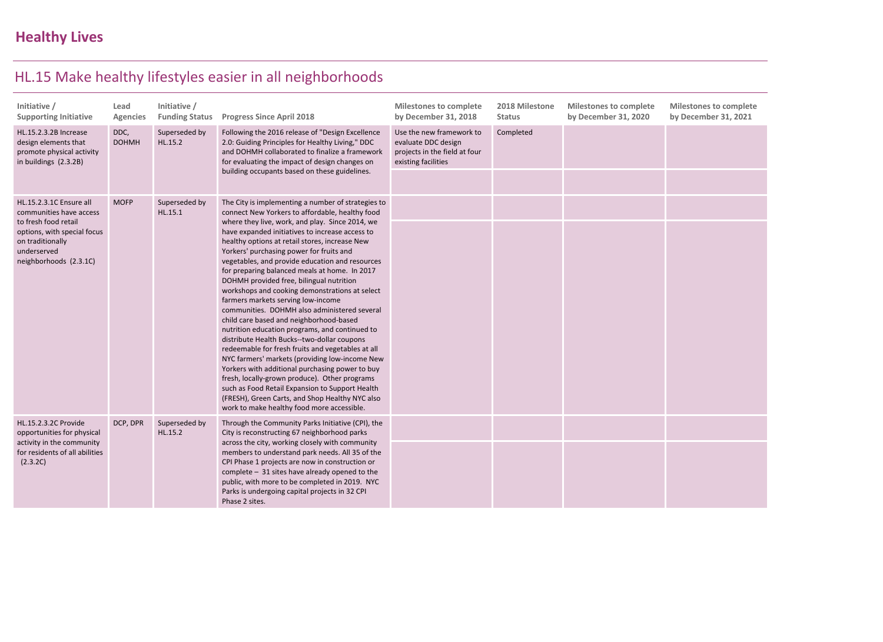# Healthy Lives

## HL.15 Make healthy lifestyles easier in all neighborhoods

| Initiative / Supporting Initiative | Lead Agencies | Initiative / Funding Status | Progress Since April 2018 | Milestones to complete by December 31, 2018 | 2018 Milestone Status | Milestones to complete by December 31, 2020 | Milestones to complete by December 31, 2021 |
|---|---|---|---|---|---|---|---|
| HL.15.2.3.2B Increase design elements that promote physical activity in buildings (2.3.2B) | DDC, DOHMH | Superseded by HL.15.2 | Following the 2016 release of "Design Excellence 2.0: Guiding Principles for Healthy Living," DDC and DOHMH collaborated to finalize a framework for evaluating the impact of design changes on building occupants based on these guidelines. | Use the new framework to evaluate DDC design projects in the field at four existing facilities | Completed | | |
| HL.15.2.3.1C Ensure all communities have access to fresh food retail options, with special focus on traditionally underserved neighborhoods (2.3.1C) | MOFP | Superseded by HL.15.1 | The City is implementing a number of strategies to connect New Yorkers to affordable, healthy food where they live, work, and play. Since 2014, we have expanded initiatives to increase access to healthy options at retail stores, increase New Yorkers' purchasing power for fruits and vegetables, and provide education and resources for preparing balanced meals at home. In 2017 DOHMH provided free, bilingual nutrition workshops and cooking demonstrations at select farmers markets serving low-income communities. DOHMH also administered several child care based and neighborhood-based nutrition education programs, and continued to distribute Health Bucks--two-dollar coupons redeemable for fresh fruits and vegetables at all NYC farmers' markets (providing low-income New Yorkers with additional purchasing power to buy fresh, locally-grown produce). Other programs such as Food Retail Expansion to Support Health (FRESH), Green Carts, and Shop Healthy NYC also work to make healthy food more accessible. | | | | |
| HL.15.2.3.2C Provide opportunities for physical activity in the community for residents of all abilities (2.3.2C) | DCP, DPR | Superseded by HL.15.2 | Through the Community Parks Initiative (CPI), the City is reconstructing 67 neighborhood parks across the city, working closely with community members to understand park needs. All 35 of the CPI Phase 1 projects are now in construction or complete – 31 sites have already opened to the public, with more to be completed in 2019. NYC Parks is undergoing capital projects in 32 CPI Phase 2 sites. | | | | |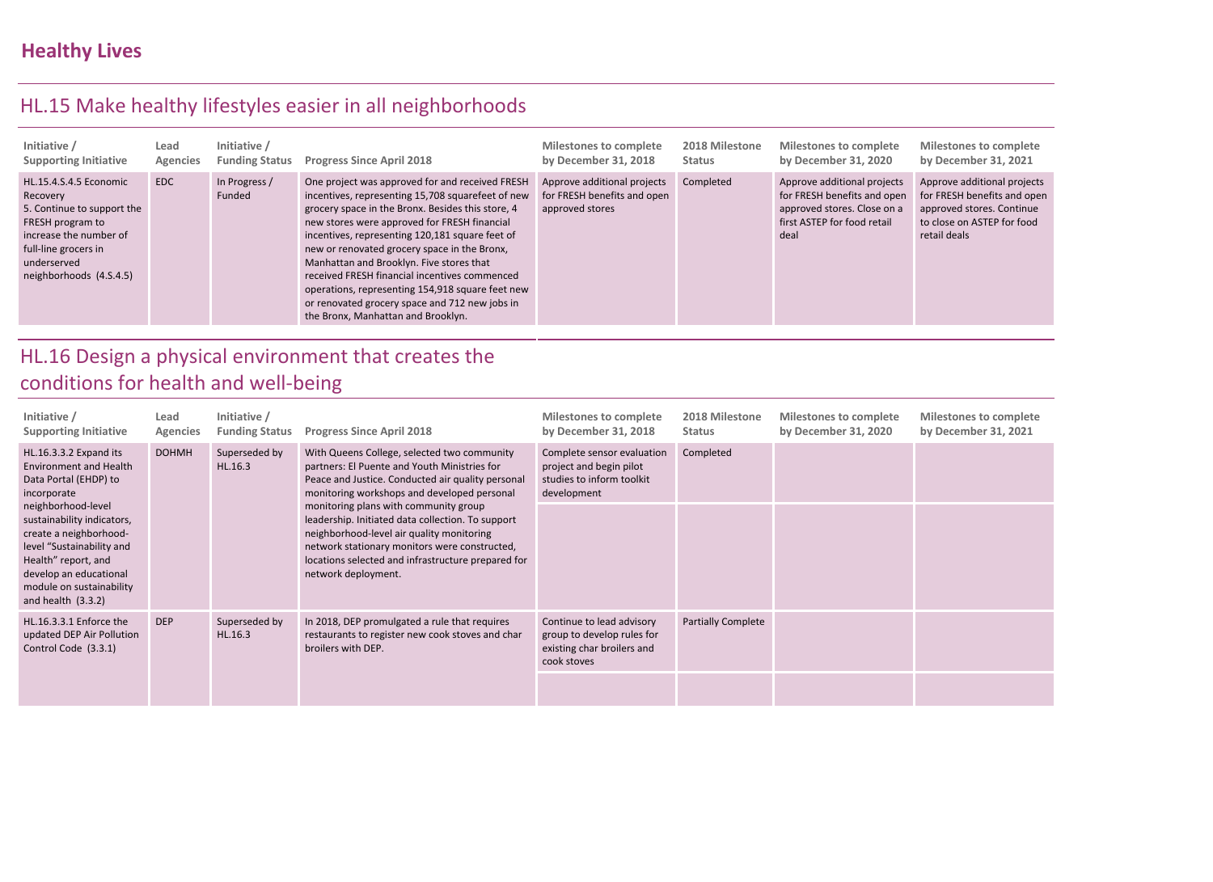# Healthy Lives

## HL.15 Make healthy lifestyles easier in all neighborhoods

| Initiative / Supporting Initiative | Lead Agencies | Initiative / Funding Status | Progress Since April 2018 | Milestones to complete by December 31, 2018 | 2018 Milestone Status | Milestones to complete by December 31, 2020 | Milestones to complete by December 31, 2021 |
|---|---|---|---|---|---|---|---|
| HL.15.4.S.4.5 Economic Recovery 5. Continue to support the FRESH program to increase the number of full-line grocers in underserved neighborhoods (4.S.4.5) | EDC | In Progress / Funded | One project was approved for and received FRESH incentives, representing 15,708 squarefeet of new grocery space in the Bronx. Besides this store, 4 new stores were approved for FRESH financial incentives, representing 120,181 square feet of new or renovated grocery space in the Bronx, Manhattan and Brooklyn. Five stores that received FRESH financial incentives commenced operations, representing 154,918 square feet new or renovated grocery space and 712 new jobs in the Bronx, Manhattan and Brooklyn. | Approve additional projects for FRESH benefits and open approved stores | Completed | Approve additional projects for FRESH benefits and open approved stores. Close on a first ASTEP for food retail deal | Approve additional projects for FRESH benefits and open approved stores. Continue to close on ASTEP for food retail deals |

## HL.16 Design a physical environment that creates the conditions for health and well-being

| Initiative / Supporting Initiative | Lead Agencies | Initiative / Funding Status | Progress Since April 2018 | Milestones to complete by December 31, 2018 | 2018 Milestone Status | Milestones to complete by December 31, 2020 | Milestones to complete by December 31, 2021 |
|---|---|---|---|---|---|---|---|
| HL.16.3.3.2 Expand its Environment and Health Data Portal (EHDP) to incorporate neighborhood-level sustainability indicators, create a neighborhood-level "Sustainability and Health" report, and develop an educational module on sustainability and health (3.3.2) | DOHMH | Superseded by HL.16.3 | With Queens College, selected two community partners: El Puente and Youth Ministries for Peace and Justice. Conducted air quality personal monitoring workshops and developed personal monitoring plans with community group leadership. Initiated data collection. To support neighborhood-level air quality monitoring network stationary monitors were constructed, locations selected and infrastructure prepared for network deployment. | Complete sensor evaluation project and begin pilot studies to inform toolkit development | Completed | | |
| HL.16.3.3.1 Enforce the updated DEP Air Pollution Control Code (3.3.1) | DEP | Superseded by HL.16.3 | In 2018, DEP promulgated a rule that requires restaurants to register new cook stoves and char broilers with DEP. | Continue to lead advisory group to develop rules for existing char broilers and cook stoves | Partially Complete | | |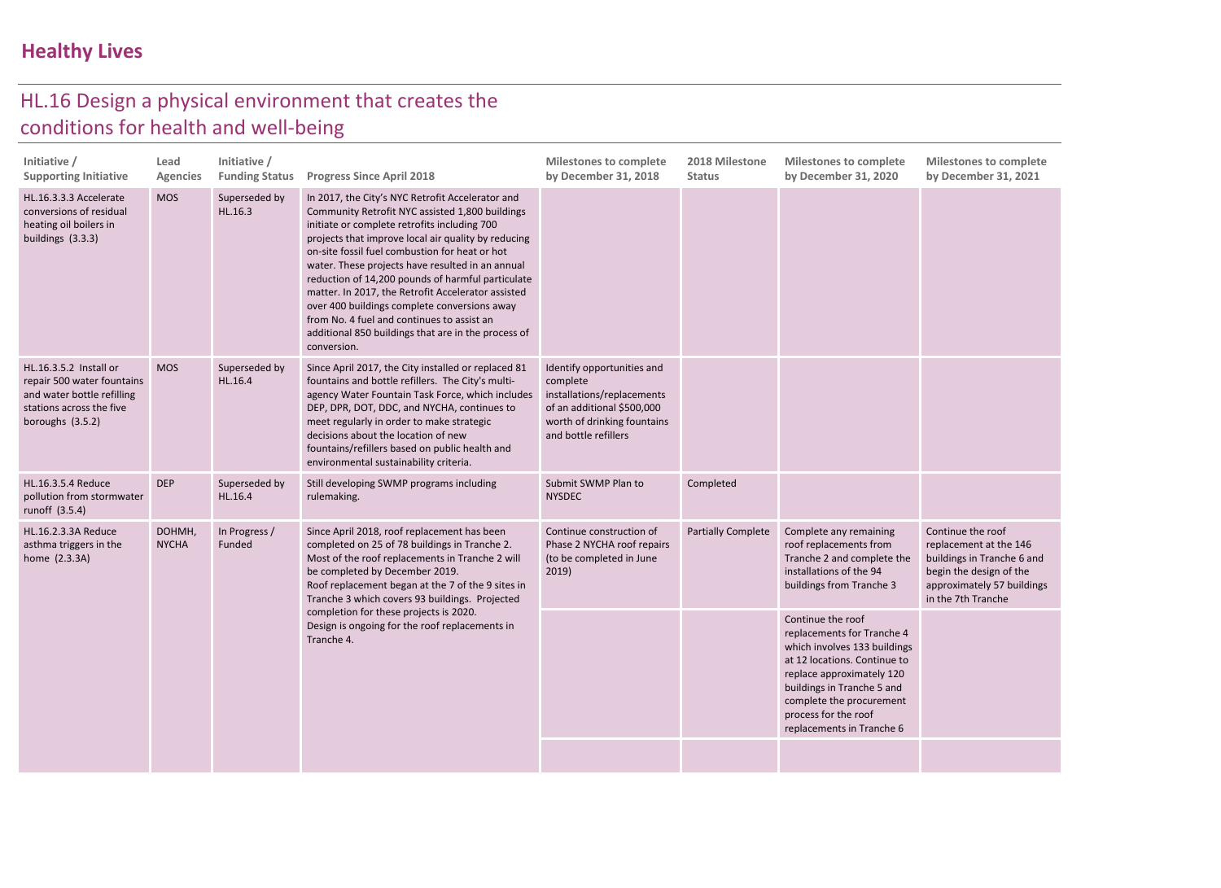## Healthy Lives

# HL.16 Design a physical environment that creates the conditions for health and well-being

| Initiative / Supporting Initiative | Lead Agencies | Initiative / Funding Status | Progress Since April 2018 | Milestones to complete by December 31, 2018 | 2018 Milestone Status | Milestones to complete by December 31, 2020 | Milestones to complete by December 31, 2021 |
|---|---|---|---|---|---|---|---|
| HL.16.3.3.3 Accelerate conversions of residual heating oil boilers in buildings (3.3.3) | MOS | Superseded by HL.16.3 | In 2017, the City's NYC Retrofit Accelerator and Community Retrofit NYC assisted 1,800 buildings initiate or complete retrofits including 700 projects that improve local air quality by reducing on-site fossil fuel combustion for heat or hot water. These projects have resulted in an annual reduction of 14,200 pounds of harmful particulate matter. In 2017, the Retrofit Accelerator assisted over 400 buildings complete conversions away from No. 4 fuel and continues to assist an additional 850 buildings that are in the process of conversion. | | | | |
| HL.16.3.5.2 Install or repair 500 water fountains and water bottle refilling stations across the five boroughs (3.5.2) | MOS | Superseded by HL.16.4 | Since April 2017, the City installed or replaced 81 fountains and bottle refillers. The City's multi-agency Water Fountain Task Force, which includes DEP, DPR, DOT, DDC, and NYCHA, continues to meet regularly in order to make strategic decisions about the location of new fountains/refillers based on public health and environmental sustainability criteria. | Identify opportunities and complete installations/replacements of an additional $500,000 worth of drinking fountains and bottle refillers | | | |
| HL.16.3.5.4 Reduce pollution from stormwater runoff (3.5.4) | DEP | Superseded by HL.16.4 | Still developing SWMP programs including rulemaking. | Submit SWMP Plan to NYSDEC | Completed | | |
| HL.16.2.3.3A Reduce asthma triggers in the home (2.3.3A) | DOHMH, NYCHA | In Progress / Funded | Since April 2018, roof replacement has been completed on 25 of 78 buildings in Tranche 2. Most of the roof replacements in Tranche 2 will be completed by December 2019.<br>Roof replacement began at the 7 of the 9 sites in Tranche 3 which covers 93 buildings. Projected completion for these projects is 2020.<br>Design is ongoing for the roof replacements in Tranche 4. | Continue construction of Phase 2 NYCHA roof repairs (to be completed in June 2019) | Partially Complete | Complete any remaining roof replacements from Tranche 2 and complete the installations of the 94 buildings from Tranche 3 | Continue the roof replacement at the 146 buildings in Tranche 6 and begin the design of the approximately 57 buildings in the 7th Tranche |
| | | | | | | Continue the roof replacements for Tranche 4 which involves 133 buildings at 12 locations. Continue to replace approximately 120 buildings in Tranche 5 and complete the procurement process for the roof replacements in Tranche 6 | |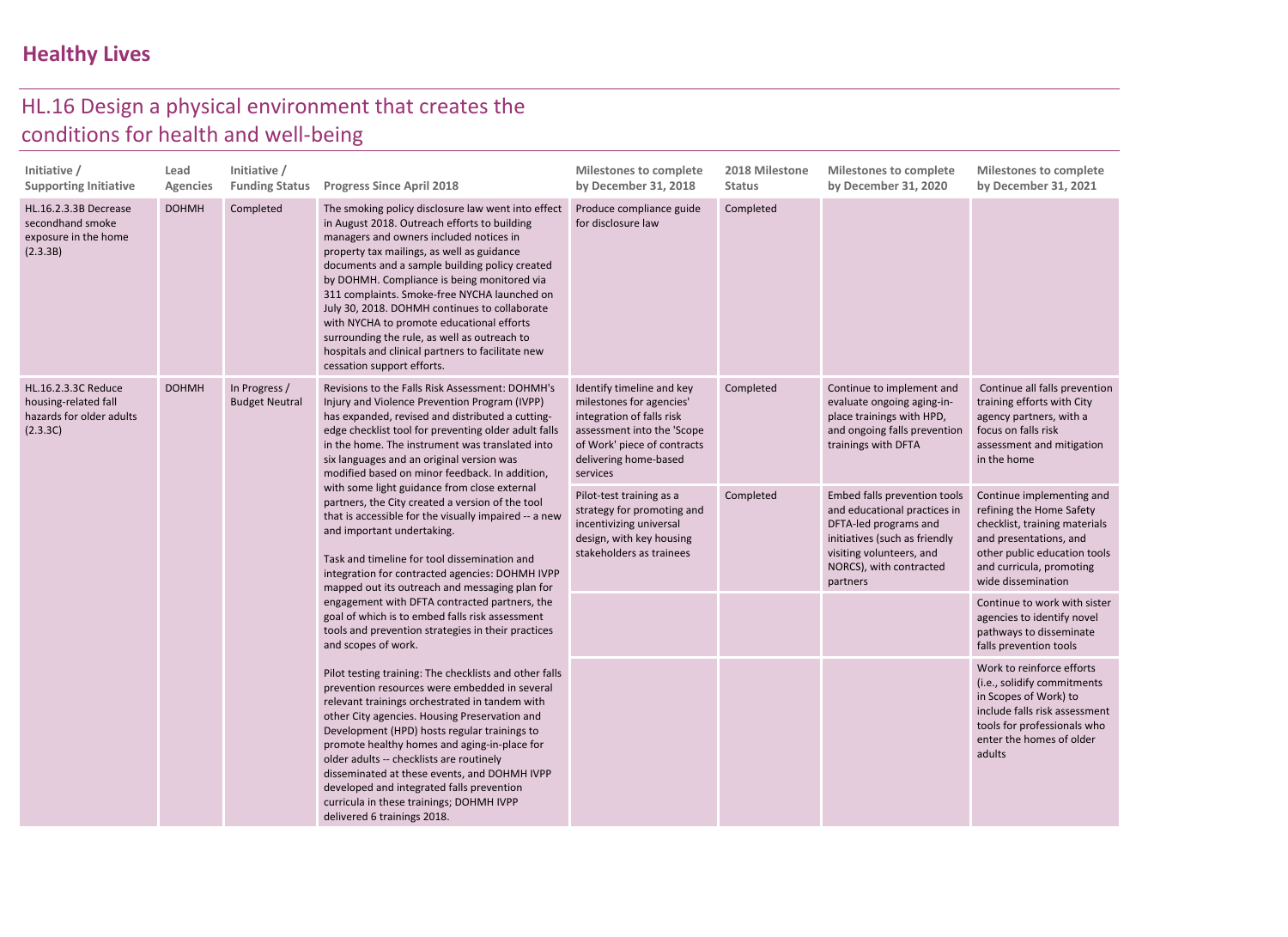## Healthy Lives

# HL.16 Design a physical environment that creates the conditions for health and well-being

| Initiative / Supporting Initiative | Lead Agencies | Initiative / Funding Status | Progress Since April 2018 | Milestones to complete by December 31, 2018 | 2018 Milestone Status | Milestones to complete by December 31, 2020 | Milestones to complete by December 31, 2021 |
|---|---|---|---|---|---|---|---|
| HL.16.2.3.3B Decrease secondhand smoke exposure in the home (2.3.3B) | DOHMH | Completed | The smoking policy disclosure law went into effect in August 2018. Outreach efforts to building managers and owners included notices in property tax mailings, as well as guidance documents and a sample building policy created by DOHMH. Compliance is being monitored via 311 complaints. Smoke-free NYCHA launched on July 30, 2018. DOHMH continues to collaborate with NYCHA to promote educational efforts surrounding the rule, as well as outreach to hospitals and clinical partners to facilitate new cessation support efforts. | Produce compliance guide for disclosure law | Completed | | |
| HL.16.2.3.3C Reduce housing-related fall hazards for older adults (2.3.3C) | DOHMH | In Progress / Budget Neutral | Revisions to the Falls Risk Assessment: DOHMH's Injury and Violence Prevention Program (IVPP) has expanded, revised and distributed a cutting-edge checklist tool for preventing older adult falls in the home. The instrument was translated into six languages and an original version was modified based on minor feedback. In addition, with some light guidance from close external partners, the City created a version of the tool that is accessible for the visually impaired -- a new and important undertaking.<br><br>Task and timeline for tool dissemination and integration for contracted agencies: DOHMH IVPP mapped out its outreach and messaging plan for engagement with DFTA contracted partners, the goal of which is to embed falls risk assessment tools and prevention strategies in their practices and scopes of work.<br><br>Pilot testing training: The checklists and other falls prevention resources were embedded in several relevant trainings orchestrated in tandem with other City agencies. Housing Preservation and Development (HPD) hosts regular trainings to promote healthy homes and aging-in-place for older adults -- checklists are routinely disseminated at these events, and DOHMH IVPP developed and integrated falls prevention curricula in these trainings; DOHMH IVPP delivered 6 trainings 2018. | Identify timeline and key milestones for agencies' integration of falls risk assessment into the 'Scope of Work' piece of contracts delivering home-based services | Completed | Continue to implement and evaluate ongoing aging-in-place trainings with HPD, and ongoing falls prevention trainings with DFTA | Continue all falls prevention training efforts with City agency partners, with a focus on falls risk assessment and mitigation in the home |
| | | | | Pilot-test training as a strategy for promoting and incentivizing universal design, with key housing stakeholders as trainees | Completed | Embed falls prevention tools and educational practices in DFTA-led programs and initiatives (such as friendly visiting volunteers, and NORCS), with contracted partners | Continue implementing and refining the Home Safety checklist, training materials and presentations, and other public education tools and curricula, promoting wide dissemination |
| | | | | | | | Continue to work with sister agencies to identify novel pathways to disseminate falls prevention tools |
| | | | | | | | Work to reinforce efforts (i.e., solidify commitments in Scopes of Work) to include falls risk assessment tools for professionals who enter the homes of older adults |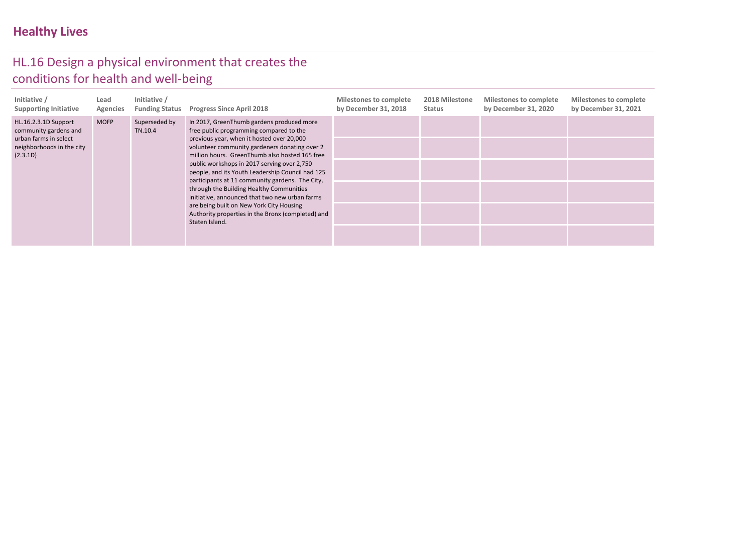# Healthy Lives

## HL.16 Design a physical environment that creates the conditions for health and well-being

| Initiative / Supporting Initiative | Lead Agencies | Initiative / Funding Status | Progress Since April 2018 | Milestones to complete by December 31, 2018 | 2018 Milestone Status | Milestones to complete by December 31, 2020 | Milestones to complete by December 31, 2021 |
|---|---|---|---|---|---|---|---|
| HL.16.2.3.1D Support community gardens and urban farms in select neighborhoods in the city (2.3.1D) | MOFP | Superseded by TN.10.4 | In 2017, GreenThumb gardens produced more free public programming compared to the previous year, when it hosted over 20,000 volunteer community gardeners donating over 2 million hours. GreenThumb also hosted 165 free public workshops in 2017 serving over 2,750 people, and its Youth Leadership Council had 125 participants at 11 community gardens. The City, through the Building Healthy Communities initiative, announced that two new urban farms are being built on New York City Housing Authority properties in the Bronx (completed) and Staten Island. | | | | |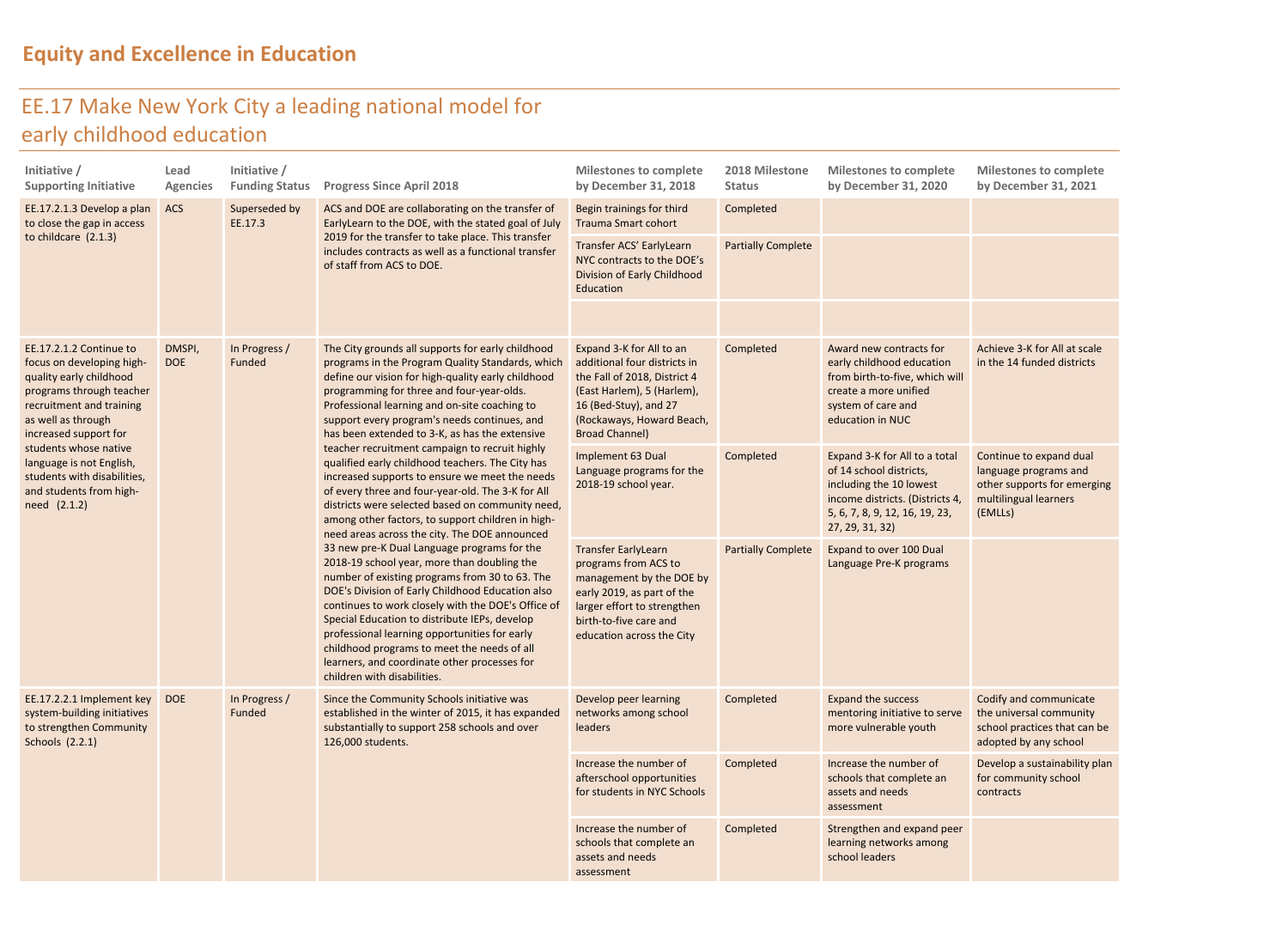# Equity and Excellence in Education

## EE.17 Make New York City a leading national model for early childhood education

| Initiative / Supporting Initiative | Lead Agencies | Initiative / Funding Status | Progress Since April 2018 | Milestones to complete by December 31, 2018 | 2018 Milestone Status | Milestones to complete by December 31, 2020 | Milestones to complete by December 31, 2021 |
|---|---|---|---|---|---|---|---|
| EE.17.2.1.3 Develop a plan to close the gap in access to childcare (2.1.3) | ACS | Superseded by EE.17.3 | ACS and DOE are collaborating on the transfer of EarlyLearn to the DOE, with the stated goal of July 2019 for the transfer to take place. This transfer includes contracts as well as a functional transfer of staff from ACS to DOE. | Begin trainings for third Trauma Smart cohort | Completed | | |
| | | | | Transfer ACS' EarlyLearn NYC contracts to the DOE's Division of Early Childhood Education | Partially Complete | | |
| | | | | | | | |
| EE.17.2.1.2 Continue to focus on developing high-quality early childhood programs through teacher recruitment and training as well as through increased support for students whose native language is not English, students with disabilities, and students from high-need (2.1.2) | DMSPI, DOE | In Progress / Funded | The City grounds all supports for early childhood programs in the Program Quality Standards, which define our vision for high-quality early childhood programming for three and four-year-olds. Professional learning and on-site coaching to support every program's needs continues, and has been extended to 3-K, as has the extensive teacher recruitment campaign to recruit highly qualified early childhood teachers. The City has increased supports to ensure we meet the needs of every three and four-year-old. The 3-K for All districts were selected based on community need, among other factors, to support children in high-need areas across the city. The DOE announced 33 new pre-K Dual Language programs for the 2018-19 school year, more than doubling the number of existing programs from 30 to 63. The DOE's Division of Early Childhood Education also continues to work closely with the DOE's Office of Special Education to distribute IEPs, develop professional learning opportunities for early childhood programs to meet the needs of all learners, and coordinate other processes for children with disabilities. | Expand 3-K for All to an additional four districts in the Fall of 2018, District 4 (East Harlem), 5 (Harlem), 16 (Bed-Stuy), and 27 (Rockaways, Howard Beach, Broad Channel) | Completed | Award new contracts for early childhood education from birth-to-five, which will create a more unified system of care and education in NUC | Achieve 3-K for All at scale in the 14 funded districts |
| | | | | Implement 63 Dual Language programs for the 2018-19 school year. | Completed | Expand 3-K for All to a total of 14 school districts, including the 10 lowest income districts. (Districts 4, 5, 6, 7, 8, 9, 12, 16, 19, 23, 27, 29, 31, 32) | Continue to expand dual language programs and other supports for emerging multilingual learners (EMLLs) |
| | | | | Transfer EarlyLearn programs from ACS to management by the DOE by early 2019, as part of the larger effort to strengthen birth-to-five care and education across the City | Partially Complete | Expand to over 100 Dual Language Pre-K programs | |
| EE.17.2.2.1 Implement key system-building initiatives to strengthen Community Schools (2.2.1) | DOE | In Progress / Funded | Since the Community Schools initiative was established in the winter of 2015, it has expanded substantially to support 258 schools and over 126,000 students. | Develop peer learning networks among school leaders | Completed | Expand the success mentoring initiative to serve more vulnerable youth | Codify and communicate the universal community school practices that can be adopted by any school |
| | | | | Increase the number of afterschool opportunities for students in NYC Schools | Completed | Increase the number of schools that complete an assets and needs assessment | Develop a sustainability plan for community school contracts |
| | | | | Increase the number of schools that complete an assets and needs assessment | Completed | Strengthen and expand peer learning networks among school leaders | |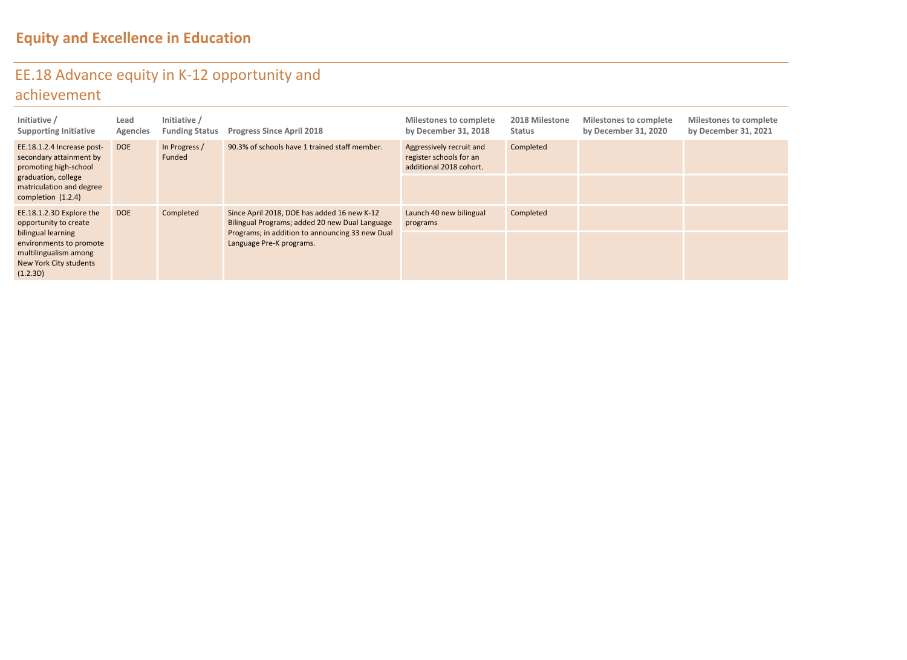# Equity and Excellence in Education

## EE.18 Advance equity in K-12 opportunity and achievement

| Initiative / Supporting Initiative | Lead Agencies | Initiative / Funding Status | Progress Since April 2018 | Milestones to complete by December 31, 2018 | 2018 Milestone Status | Milestones to complete by December 31, 2020 | Milestones to complete by December 31, 2021 |
|---|---|---|---|---|---|---|---|
| EE.18.1.2.4 Increase post-secondary attainment by promoting high-school graduation, college matriculation and degree completion (1.2.4) | DOE | In Progress / Funded | 90.3% of schools have 1 trained staff member. | Aggressively recruit and register schools for an additional 2018 cohort. | Completed | | |
| EE.18.1.2.3D Explore the opportunity to create bilingual learning environments to promote multilingualism among New York City students (1.2.3D) | DOE | Completed | Since April 2018, DOE has added 16 new K-12 Bilingual Programs; added 20 new Dual Language Programs; in addition to announcing 33 new Dual Language Pre-K programs. | Launch 40 new bilingual programs | Completed | | |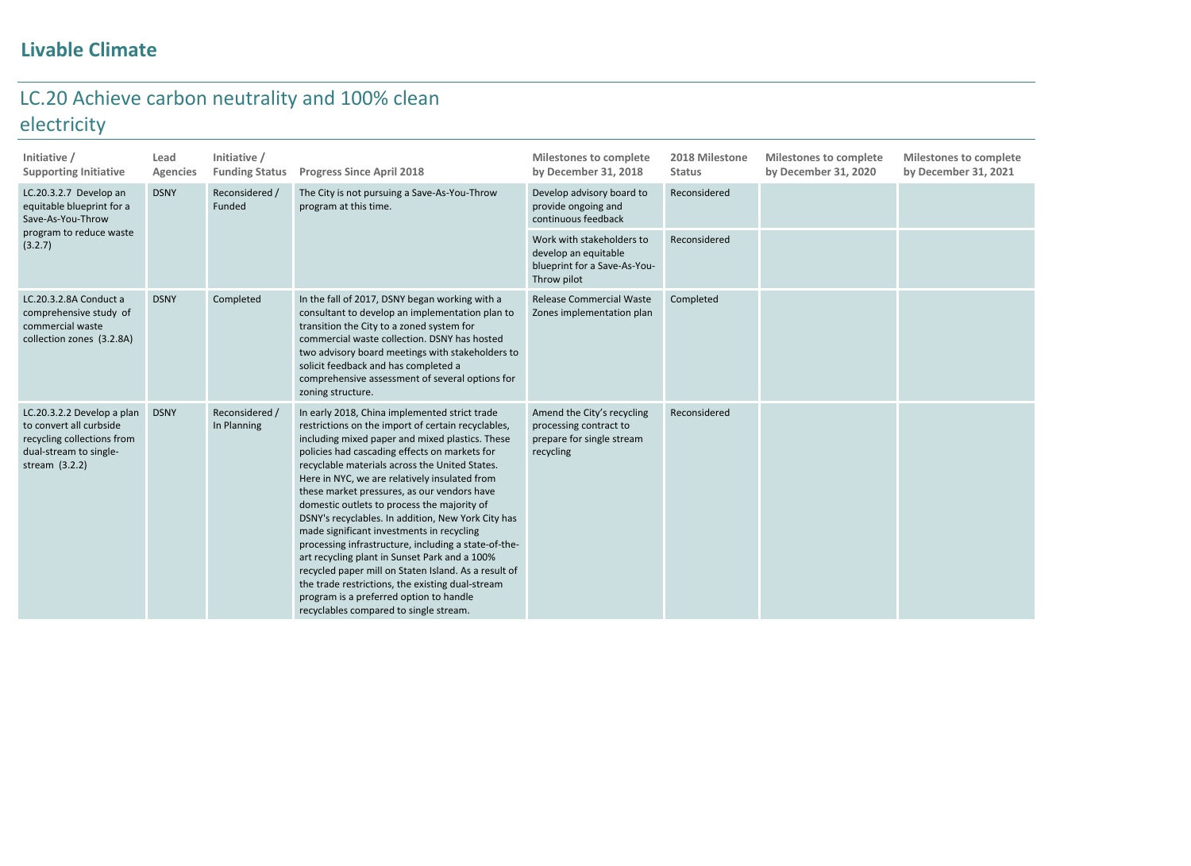## Livable Climate

### LC.20 Achieve carbon neutrality and 100% clean electricity

| Initiative / Supporting Initiative | Lead Agencies | Initiative / Funding Status | Progress Since April 2018 | Milestones to complete by December 31, 2018 | 2018 Milestone Status | Milestones to complete by December 31, 2020 | Milestones to complete by December 31, 2021 |
|---|---|---|---|---|---|---|---|
| LC.20.3.2.7 Develop an equitable blueprint for a Save-As-You-Throw program to reduce waste (3.2.7) | DSNY | Reconsidered / Funded | The City is not pursuing a Save-As-You-Throw program at this time. | Develop advisory board to provide ongoing and continuous feedback | Reconsidered | | |
| | | | | Work with stakeholders to develop an equitable blueprint for a Save-As-You-Throw pilot | Reconsidered | | |
| LC.20.3.2.8A Conduct a comprehensive study of commercial waste collection zones (3.2.8A) | DSNY | Completed | In the fall of 2017, DSNY began working with a consultant to develop an implementation plan to transition the City to a zoned system for commercial waste collection. DSNY has hosted two advisory board meetings with stakeholders to solicit feedback and has completed a comprehensive assessment of several options for zoning structure. | Release Commercial Waste Zones implementation plan | Completed | | |
| LC.20.3.2.2 Develop a plan to convert all curbside recycling collections from dual-stream to single-stream (3.2.2) | DSNY | Reconsidered / In Planning | In early 2018, China implemented strict trade restrictions on the import of certain recyclables, including mixed paper and mixed plastics. These policies had cascading effects on markets for recyclable materials across the United States. Here in NYC, we are relatively insulated from these market pressures, as our vendors have domestic outlets to process the majority of DSNY's recyclables. In addition, New York City has made significant investments in recycling processing infrastructure, including a state-of-the-art recycling plant in Sunset Park and a 100% recycled paper mill on Staten Island. As a result of the trade restrictions, the existing dual-stream program is a preferred option to handle recyclables compared to single stream. | Amend the City's recycling processing contract to prepare for single stream recycling | Reconsidered | | |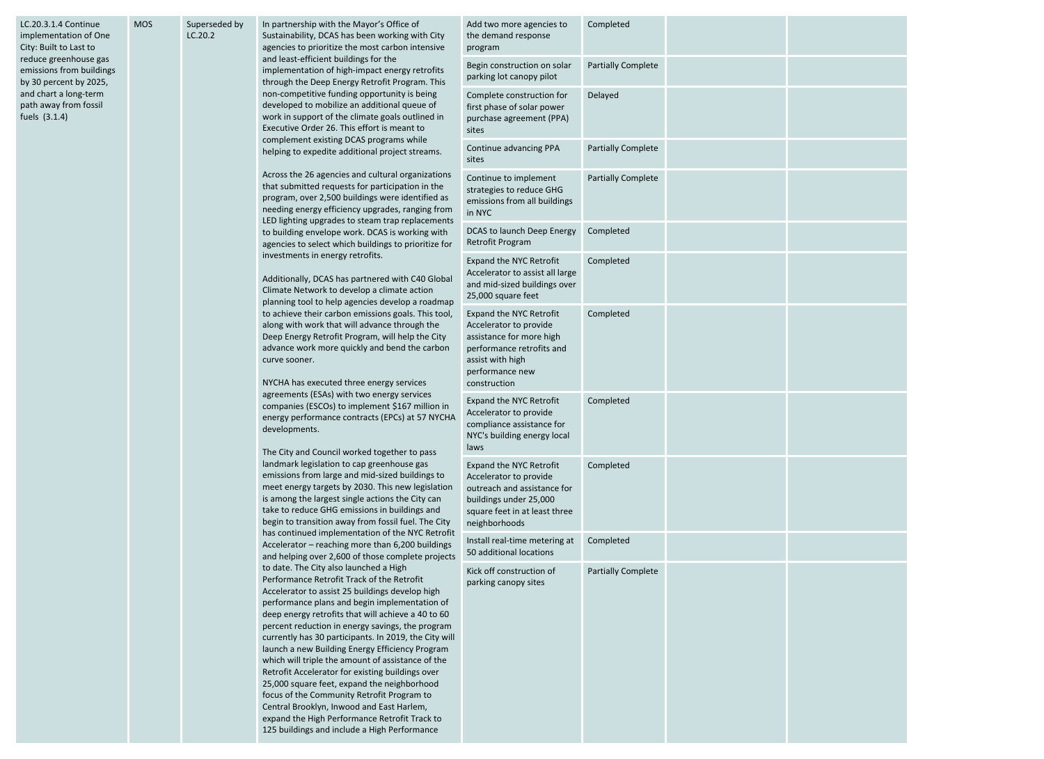| | | | | | | | |
|---|---|---|---|---|---|---|---|
| LC.20.3.1.4 Continue implementation of One City: Built to Last to reduce greenhouse gas emissions from buildings by 30 percent by 2025, and chart a long-term path away from fossil fuels (3.1.4) | MOS | Superseded by LC.20.2 | In partnership with the Mayor's Office of Sustainability, DCAS has been working with City agencies to prioritize the most carbon intensive and least-efficient buildings for the implementation of high-impact energy retrofits through the Deep Energy Retrofit Program. This non-competitive funding opportunity is being developed to mobilize an additional queue of work in support of the climate goals outlined in Executive Order 26. This effort is meant to complement existing DCAS programs while helping to expedite additional project streams.<br><br>Across the 26 agencies and cultural organizations that submitted requests for participation in the program, over 2,500 buildings were identified as needing energy efficiency upgrades, ranging from LED lighting upgrades to steam trap replacements to building envelope work. DCAS is working with agencies to select which buildings to prioritize for investments in energy retrofits.<br><br>Additionally, DCAS has partnered with C40 Global Climate Network to develop a climate action planning tool to help agencies develop a roadmap to achieve their carbon emissions goals. This tool, along with work that will advance through the Deep Energy Retrofit Program, will help the City advance work more quickly and bend the carbon curve sooner.<br><br>NYCHA has executed three energy services agreements (ESAs) with two energy services companies (ESCOs) to implement $167 million in energy performance contracts (EPCs) at 57 NYCHA developments.<br><br>The City and Council worked together to pass landmark legislation to cap greenhouse gas emissions from large and mid-sized buildings to meet energy targets by 2030. This new legislation is among the largest single actions the City can take to reduce GHG emissions in buildings and begin to transition away from fossil fuel. The City has continued implementation of the NYC Retrofit Accelerator – reaching more than 6,200 buildings and helping over 2,600 of those complete projects to date. The City also launched a High Performance Retrofit Track of the Retrofit Accelerator to assist 25 buildings develop high performance plans and begin implementation of deep energy retrofits that will achieve a 40 to 60 percent reduction in energy savings, the program currently has 30 participants. In 2019, the City will launch a new Building Energy Efficiency Program which will triple the amount of assistance of the Retrofit Accelerator for existing buildings over 25,000 square feet, expand the neighborhood focus of the Community Retrofit Program to Central Brooklyn, Inwood and East Harlem, expand the High Performance Retrofit Track to 125 buildings and include a High Performance | Add two more agencies to the demand response program | Completed | | |
| | | | | Begin construction on solar parking lot canopy pilot | Partially Complete | | |
| | | | | Complete construction for first phase of solar power purchase agreement (PPA) sites | Delayed | | |
| | | | | Continue advancing PPA sites | Partially Complete | | |
| | | | | Continue to implement strategies to reduce GHG emissions from all buildings in NYC | Partially Complete | | |
| | | | | DCAS to launch Deep Energy Retrofit Program | Completed | | |
| | | | | Expand the NYC Retrofit Accelerator to assist all large and mid-sized buildings over 25,000 square feet | Completed | | |
| | | | | Expand the NYC Retrofit Accelerator to provide assistance for more high performance retrofits and assist with high performance new construction | Completed | | |
| | | | | Expand the NYC Retrofit Accelerator to provide compliance assistance for NYC's building energy local laws | Completed | | |
| | | | | Expand the NYC Retrofit Accelerator to provide outreach and assistance for buildings under 25,000 square feet in at least three neighborhoods | Completed | | |
| | | | | Install real-time metering at 50 additional locations | Completed | | |
| | | | | Kick off construction of parking canopy sites | Partially Complete | | |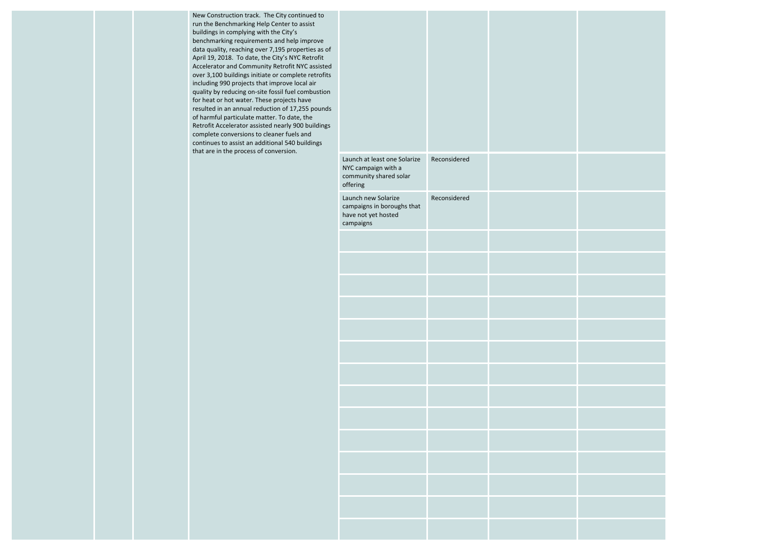| | | | | | | | |
|---|---|---|---|---|---|---|---|
| | | | New Construction track. The City continued to run the Benchmarking Help Center to assist buildings in complying with the City's benchmarking requirements and help improve data quality, reaching over 7,195 properties as of April 19, 2018. To date, the City's NYC Retrofit Accelerator and Community Retrofit NYC assisted over 3,100 buildings initiate or complete retrofits including 990 projects that improve local air quality by reducing on-site fossil fuel combustion for heat or hot water. These projects have resulted in an annual reduction of 17,255 pounds of harmful particulate matter. To date, the Retrofit Accelerator assisted nearly 900 buildings complete conversions to cleaner fuels and continues to assist an additional 540 buildings that are in the process of conversion. | | | | |
| | | | | Launch at least one Solarize NYC campaign with a community shared solar offering | Reconsidered | | |
| | | | | Launch new Solarize campaigns in boroughs that have not yet hosted campaigns | Reconsidered | | |
| | | | | | | | |
| | | | | | | | |
| | | | | | | | |
| | | | | | | | |
| | | | | | | | |
| | | | | | | | |
| | | | | | | | |
| | | | | | | | |
| | | | | | | | |
| | | | | | | | |
| | | | | | | | |
| | | | | | | | |
| | | | | | | | |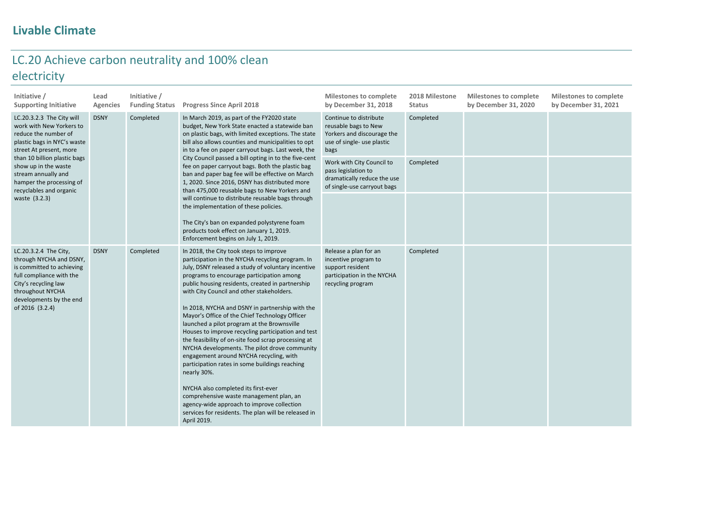## Livable Climate

# LC.20 Achieve carbon neutrality and 100% clean electricity

| Initiative / Supporting Initiative | Lead Agencies | Initiative / Funding Status | Progress Since April 2018 | Milestones to complete by December 31, 2018 | 2018 Milestone Status | Milestones to complete by December 31, 2020 | Milestones to complete by December 31, 2021 |
|---|---|---|---|---|---|---|---|
| LC.20.3.2.3 The City will work with New Yorkers to reduce the number of plastic bags in NYC's waste street At present, more than 10 billion plastic bags show up in the waste stream annually and hamper the processing of recyclables and organic waste (3.2.3) | DSNY | Completed | In March 2019, as part of the FY2020 state budget, New York State enacted a statewide ban on plastic bags, with limited exceptions. The state bill also allows counties and municipalities to opt in to a fee on paper carryout bags. Last week, the City Council passed a bill opting in to the five-cent fee on paper carryout bags. Both the plastic bag ban and paper bag fee will be effective on March 1, 2020. Since 2016, DSNY has distributed more than 475,000 reusable bags to New Yorkers and will continue to distribute reusable bags through the implementation of these policies.<br><br>The City's ban on expanded polystyrene foam products took effect on January 1, 2019. Enforcement begins on July 1, 2019. | Continue to distribute reusable bags to New Yorkers and discourage the use of single- use plastic bags | Completed | | |
| | | | | Work with City Council to pass legislation to dramatically reduce the use of single-use carryout bags | Completed | | |
| | | | | | | | |
| LC.20.3.2.4 The City, through NYCHA and DSNY, is committed to achieving full compliance with the City's recycling law throughout NYCHA developments by the end of 2016 (3.2.4) | DSNY | Completed | In 2018, the City took steps to improve participation in the NYCHA recycling program. In July, DSNY released a study of voluntary incentive programs to encourage participation among public housing residents, created in partnership with City Council and other stakeholders.<br><br>In 2018, NYCHA and DSNY in partnership with the Mayor's Office of the Chief Technology Officer launched a pilot program at the Brownsville Houses to improve recycling participation and test the feasibility of on-site food scrap processing at NYCHA developments. The pilot drove community engagement around NYCHA recycling, with participation rates in some buildings reaching nearly 30%.<br><br>NYCHA also completed its first-ever comprehensive waste management plan, an agency-wide approach to improve collection services for residents. The plan will be released in April 2019. | Release a plan for an incentive program to support resident participation in the NYCHA recycling program | Completed | | |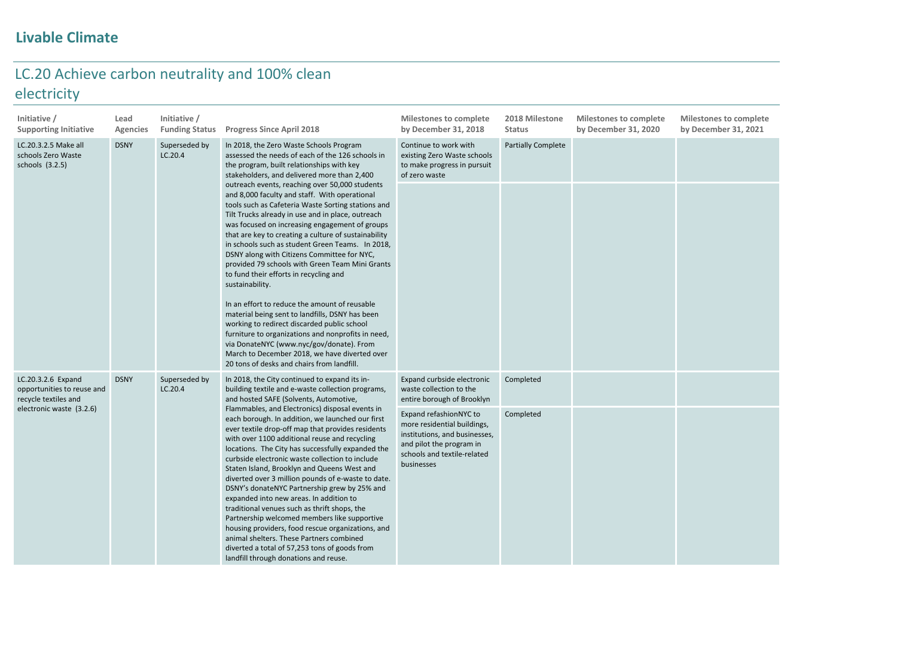# Livable Climate

## LC.20 Achieve carbon neutrality and 100% clean electricity

| Initiative / Supporting Initiative | Lead Agencies | Initiative / Funding Status | Progress Since April 2018 | Milestones to complete by December 31, 2018 | 2018 Milestone Status | Milestones to complete by December 31, 2020 | Milestones to complete by December 31, 2021 |
|---|---|---|---|---|---|---|---|
| LC.20.3.2.5 Make all schools Zero Waste schools (3.2.5) | DSNY | Superseded by LC.20.4 | In 2018, the Zero Waste Schools Program assessed the needs of each of the 126 schools in the program, built relationships with key stakeholders, and delivered more than 2,400 outreach events, reaching over 50,000 students and 8,000 faculty and staff. With operational tools such as Cafeteria Waste Sorting stations and Tilt Trucks already in use and in place, outreach was focused on increasing engagement of groups that are key to creating a culture of sustainability in schools such as student Green Teams. In 2018, DSNY along with Citizens Committee for NYC, provided 79 schools with Green Team Mini Grants to fund their efforts in recycling and sustainability.<br><br>In an effort to reduce the amount of reusable material being sent to landfills, DSNY has been working to redirect discarded public school furniture to organizations and nonprofits in need, via DonateNYC (www.nyc/gov/donate). From March to December 2018, we have diverted over 20 tons of desks and chairs from landfill. | Continue to work with existing Zero Waste schools to make progress in pursuit of zero waste | Partially Complete | | |
| LC.20.3.2.6 Expand opportunities to reuse and recycle textiles and electronic waste (3.2.6) | DSNY | Superseded by LC.20.4 | In 2018, the City continued to expand its in-building textile and e-waste collection programs, and hosted SAFE (Solvents, Automotive, Flammables, and Electronics) disposal events in each borough. In addition, we launched our first ever textile drop-off map that provides residents with over 1100 additional reuse and recycling locations. The City has successfully expanded the curbside electronic waste collection to include Staten Island, Brooklyn and Queens West and diverted over 3 million pounds of e-waste to date. DSNY's donateNYC Partnership grew by 25% and expanded into new areas. In addition to traditional venues such as thrift shops, the Partnership welcomed members like supportive housing providers, food rescue organizations, and animal shelters. These Partners combined diverted a total of 57,253 tons of goods from landfill through donations and reuse. | Expand curbside electronic waste collection to the entire borough of Brooklyn | Completed | | |
| | | | | Expand refashionNYC to more residential buildings, institutions, and businesses, and pilot the program in schools and textile-related businesses | Completed | | |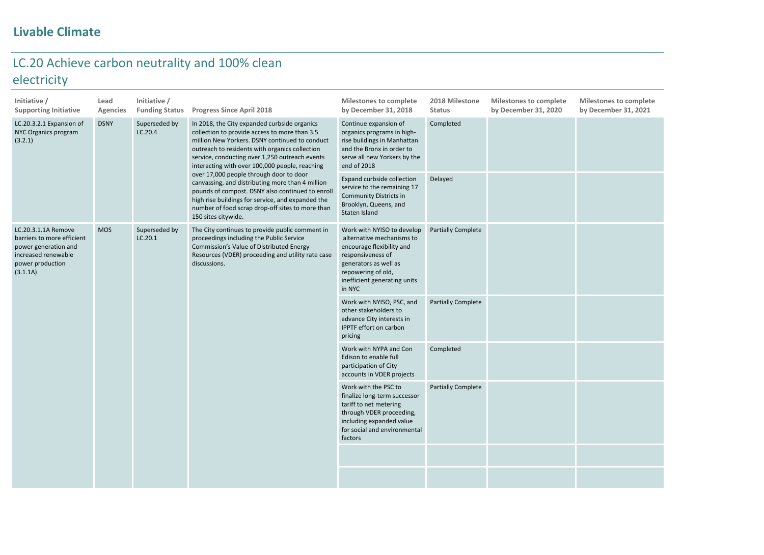## Livable Climate

# LC.20 Achieve carbon neutrality and 100% clean electricity

| Initiative / Supporting Initiative | Lead Agencies | Initiative / Funding Status | Progress Since April 2018 | Milestones to complete by December 31, 2018 | 2018 Milestone Status | Milestones to complete by December 31, 2020 | Milestones to complete by December 31, 2021 |
|---|---|---|---|---|---|---|---|
| LC.20.3.2.1 Expansion of NYC Organics program (3.2.1) | DSNY | Superseded by LC.20.4 | In 2018, the City expanded curbside organics collection to provide access to more than 3.5 million New Yorkers. DSNY continued to conduct outreach to residents with organics collection service, conducting over 1,250 outreach events interacting with over 100,000 people, reaching over 17,000 people through door to door canvassing, and distributing more than 4 million pounds of compost. DSNY also continued to enroll high rise buildings for service, and expanded the number of food scrap drop-off sites to more than 150 sites citywide. | Continue expansion of organics programs in high-rise buildings in Manhattan and the Bronx in order to serve all new Yorkers by the end of 2018 | Completed | | |
| | | | | Expand curbside collection service to the remaining 17 Community Districts in Brooklyn, Queens, and Staten Island | Delayed | | |
| LC.20.3.1.1A Remove barriers to more efficient power generation and increased renewable power production (3.1.1A) | MOS | Superseded by LC.20.1 | The City continues to provide public comment in proceedings including the Public Service Commission's Value of Distributed Energy Resources (VDER) proceeding and utility rate case discussions. | Work with NYISO to develop alternative mechanisms to encourage flexibility and responsiveness of generators as well as repowering of old, inefficient generating units in NYC | Partially Complete | | |
| | | | | Work with NYISO, PSC, and other stakeholders to advance City interests in IPPTF effort on carbon pricing | Partially Complete | | |
| | | | | Work with NYPA and Con Edison to enable full participation of City accounts in VDER projects | Completed | | |
| | | | | Work with the PSC to finalize long-term successor tariff to net metering through VDER proceeding, including expanded value for social and environmental factors | Partially Complete | | |
| | | | | | | | |
| | | | | | | | |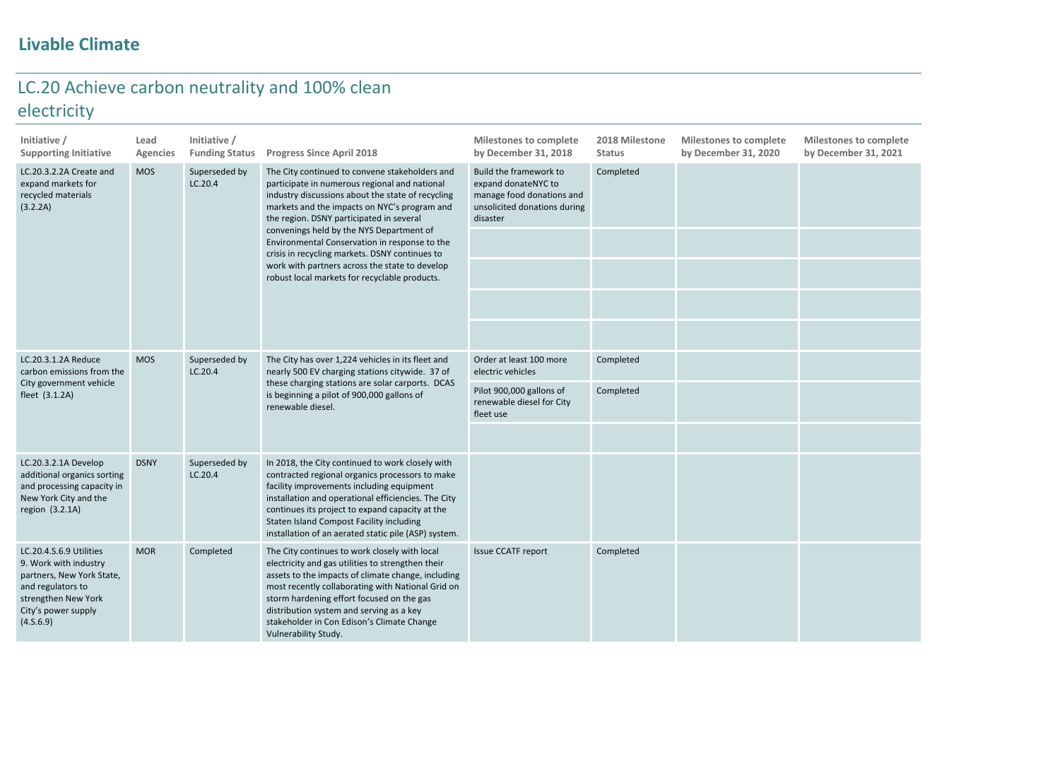## Livable Climate

# LC.20 Achieve carbon neutrality and 100% clean electricity

| Initiative / Supporting Initiative | Lead Agencies | Initiative / Funding Status | Progress Since April 2018 | Milestones to complete by December 31, 2018 | 2018 Milestone Status | Milestones to complete by December 31, 2020 | Milestones to complete by December 31, 2021 |
|---|---|---|---|---|---|---|---|
| LC.20.3.2.2A Create and expand markets for recycled materials (3.2.2A) | MOS | Superseded by LC.20.4 | The City continued to convene stakeholders and participate in numerous regional and national industry discussions about the state of recycling markets and the impacts on NYC's program and the region. DSNY participated in several convenings held by the NYS Department of Environmental Conservation in response to the crisis in recycling markets. DSNY continues to work with partners across the state to develop robust local markets for recyclable products. | Build the framework to expand donateNYC to manage food donations and unsolicited donations during disaster | Completed | | |
| | | | | | | | |
| | | | | | | | |
| | | | | | | | |
| | | | | | | | |
| LC.20.3.1.2A Reduce carbon emissions from the City government vehicle fleet (3.1.2A) | MOS | Superseded by LC.20.4 | The City has over 1,224 vehicles in its fleet and nearly 500 EV charging stations citywide. 37 of these charging stations are solar carports. DCAS is beginning a pilot of 900,000 gallons of renewable diesel. | Order at least 100 more electric vehicles | Completed | | |
| | | | | Pilot 900,000 gallons of renewable diesel for City fleet use | Completed | | |
| | | | | | | | |
| LC.20.3.2.1A Develop additional organics sorting and processing capacity in New York City and the region (3.2.1A) | DSNY | Superseded by LC.20.4 | In 2018, the City continued to work closely with contracted regional organics processors to make facility improvements including equipment installation and operational efficiencies. The City continues its project to expand capacity at the Staten Island Compost Facility including installation of an aerated static pile (ASP) system. | | | | |
| LC.20.4.S.6.9 Utilities 9. Work with industry partners, New York State, and regulators to strengthen New York City's power supply (4.S.6.9) | MOR | Completed | The City continues to work closely with local electricity and gas utilities to strengthen their assets to the impacts of climate change, including most recently collaborating with National Grid on storm hardening effort focused on the gas distribution system and serving as a key stakeholder in Con Edison's Climate Change Vulnerability Study. | Issue CCATF report | Completed | | |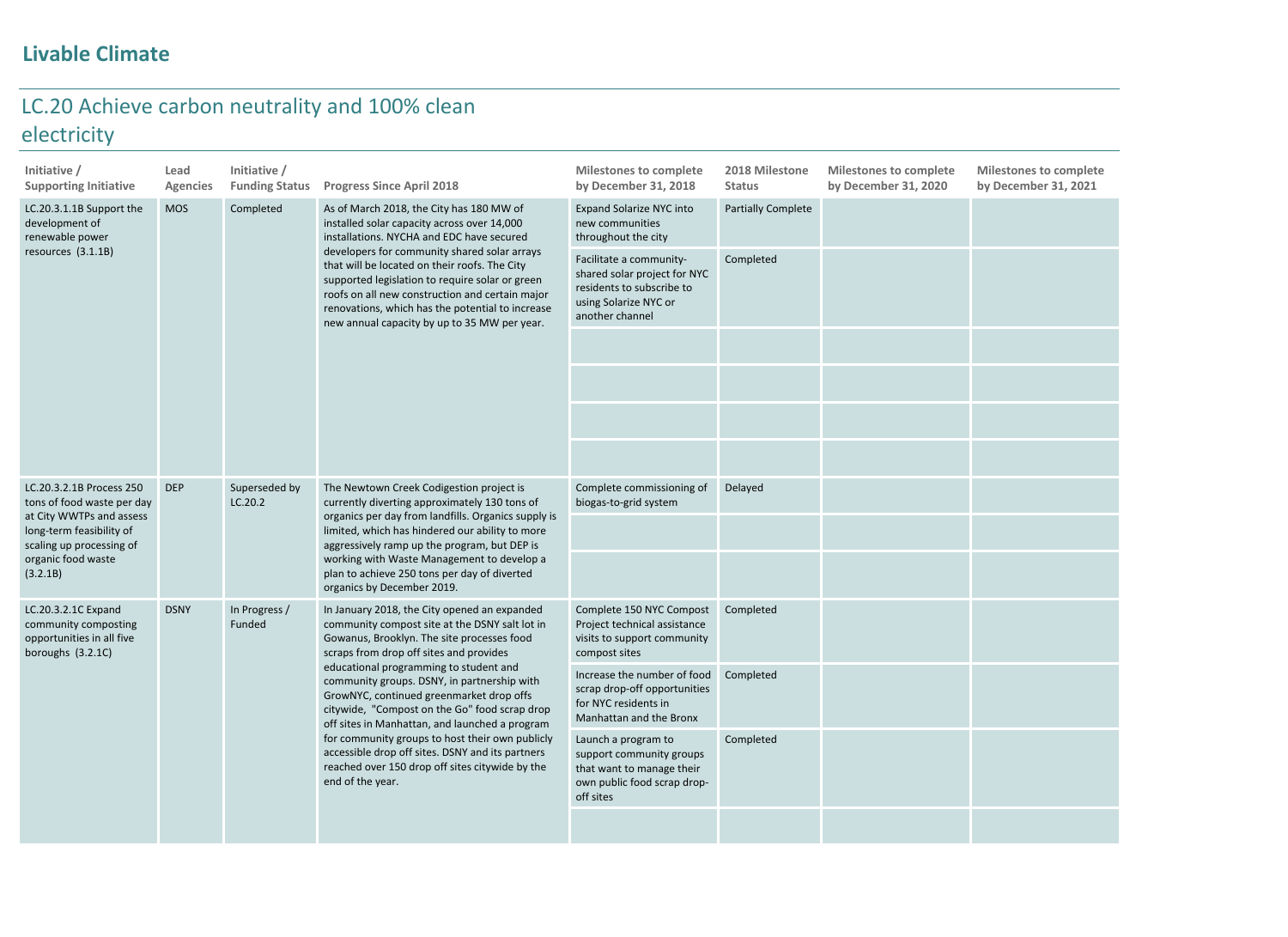## Livable Climate

## LC.20 Achieve carbon neutrality and 100% clean electricity

| Initiative / Supporting Initiative | Lead Agencies | Initiative / Funding Status | Progress Since April 2018 | Milestones to complete by December 31, 2018 | 2018 Milestone Status | Milestones to complete by December 31, 2020 | Milestones to complete by December 31, 2021 |
|---|---|---|---|---|---|---|---|
| LC.20.3.1.1B Support the development of renewable power resources (3.1.1B) | MOS | Completed | As of March 2018, the City has 180 MW of installed solar capacity across over 14,000 installations. NYCHA and EDC have secured developers for community shared solar arrays that will be located on their roofs. The City supported legislation to require solar or green roofs on all new construction and certain major renovations, which has the potential to increase new annual capacity by up to 35 MW per year. | Expand Solarize NYC into new communities throughout the city | Partially Complete | | |
| | | | | Facilitate a community-shared solar project for NYC residents to subscribe to using Solarize NYC or another channel | Completed | | |
| LC.20.3.2.1B Process 250 tons of food waste per day at City WWTPs and assess long-term feasibility of scaling up processing of organic food waste (3.2.1B) | DEP | Superseded by LC.20.2 | The Newtown Creek Codigestion project is currently diverting approximately 130 tons of organics per day from landfills. Organics supply is limited, which has hindered our ability to more aggressively ramp up the program, but DEP is working with Waste Management to develop a plan to achieve 250 tons per day of diverted organics by December 2019. | Complete commissioning of biogas-to-grid system | Delayed | | |
| LC.20.3.2.1C Expand community composting opportunities in all five boroughs (3.2.1C) | DSNY | In Progress / Funded | In January 2018, the City opened an expanded community compost site at the DSNY salt lot in Gowanus, Brooklyn. The site processes food scraps from drop off sites and provides educational programming to student and community groups. DSNY, in partnership with GrowNYC, continued greenmarket drop offs citywide, "Compost on the Go" food scrap drop off sites in Manhattan, and launched a program for community groups to host their own publicly accessible drop off sites. DSNY and its partners reached over 150 drop off sites citywide by the end of the year. | Complete 150 NYC Compost Project technical assistance visits to support community compost sites | Completed | | |
| | | | | Increase the number of food scrap drop-off opportunities for NYC residents in Manhattan and the Bronx | Completed | | |
| | | | | Launch a program to support community groups that want to manage their own public food scrap drop-off sites | Completed | | |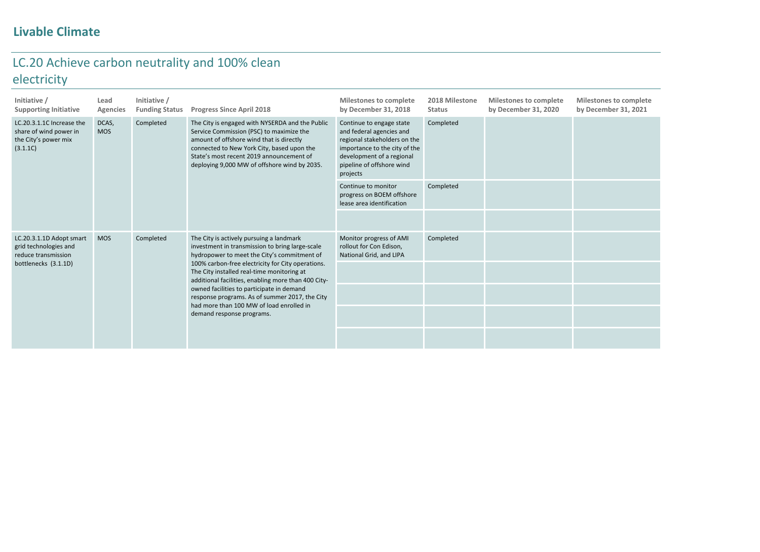## Livable Climate

### LC.20 Achieve carbon neutrality and 100% clean electricity

| Initiative / Supporting Initiative | Lead Agencies | Initiative / Funding Status | Progress Since April 2018 | Milestones to complete by December 31, 2018 | 2018 Milestone Status | Milestones to complete by December 31, 2020 | Milestones to complete by December 31, 2021 |
|---|---|---|---|---|---|---|---|
| LC.20.3.1.1C Increase the share of wind power in the City's power mix (3.1.1C) | DCAS, MOS | Completed | The City is engaged with NYSERDA and the Public Service Commission (PSC) to maximize the amount of offshore wind that is directly connected to New York City, based upon the State's most recent 2019 announcement of deploying 9,000 MW of offshore wind by 2035. | Continue to engage state and federal agencies and regional stakeholders on the importance to the city of the development of a regional pipeline of offshore wind projects | Completed | | |
| | | | | Continue to monitor progress on BOEM offshore lease area identification | Completed | | |
| | | | | | | | |
| LC.20.3.1.1D Adopt smart grid technologies and reduce transmission bottlenecks (3.1.1D) | MOS | Completed | The City is actively pursuing a landmark investment in transmission to bring large-scale hydropower to meet the City's commitment of 100% carbon-free electricity for City operations. The City installed real-time monitoring at additional facilities, enabling more than 400 City-owned facilities to participate in demand response programs. As of summer 2017, the City had more than 100 MW of load enrolled in demand response programs. | Monitor progress of AMI rollout for Con Edison, National Grid, and LIPA | Completed | | |
| | | | | | | | |
| | | | | | | | |
| | | | | | | | |
| | | | | | | | |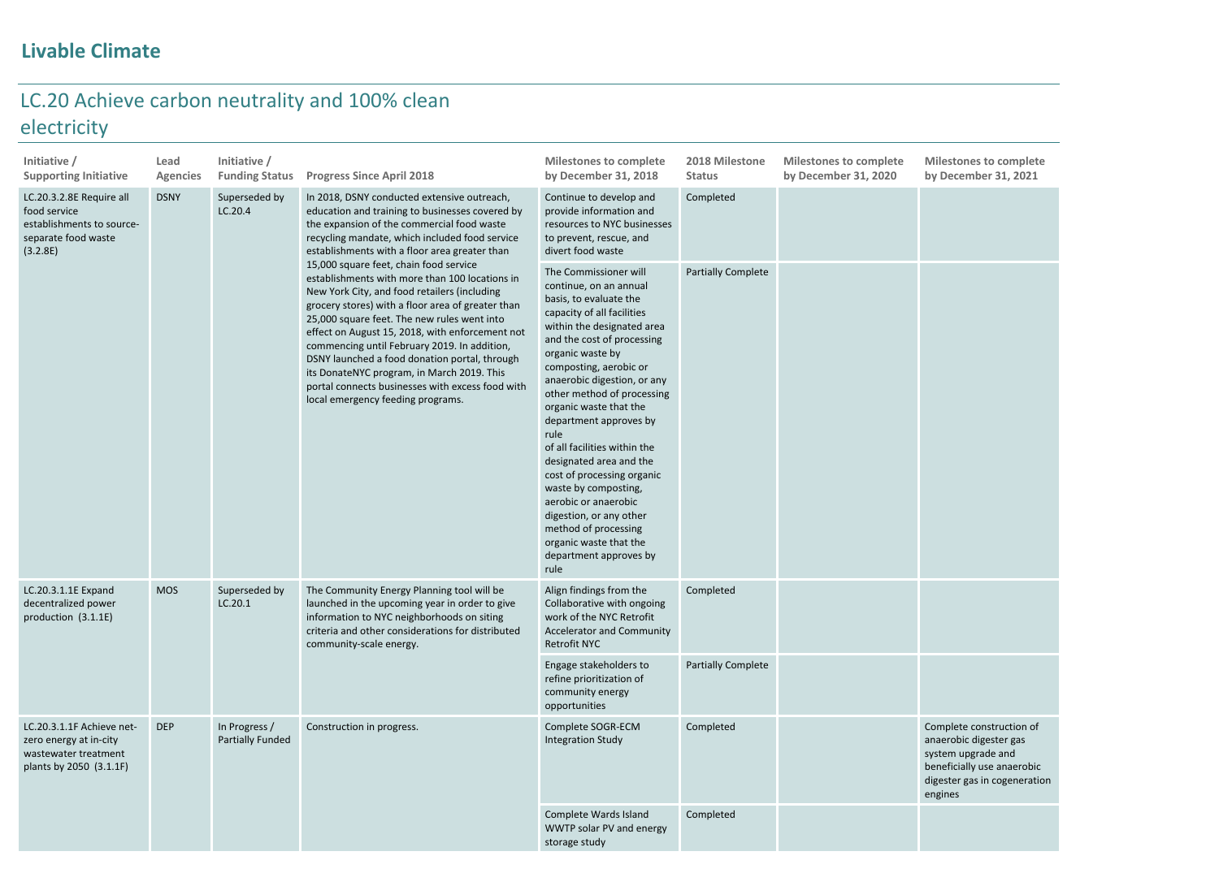## Livable Climate

# LC.20 Achieve carbon neutrality and 100% clean electricity

| Initiative / Supporting Initiative | Lead Agencies | Initiative / Funding Status | Progress Since April 2018 | Milestones to complete by December 31, 2018 | 2018 Milestone Status | Milestones to complete by December 31, 2020 | Milestones to complete by December 31, 2021 |
|---|---|---|---|---|---|---|---|
| LC.20.3.2.8E Require all food service establishments to source-separate food waste (3.2.8E) | DSNY | Superseded by LC.20.4 | In 2018, DSNY conducted extensive outreach, education and training to businesses covered by the expansion of the commercial food waste recycling mandate, which included food service establishments with a floor area greater than 15,000 square feet, chain food service establishments with more than 100 locations in New York City, and food retailers (including grocery stores) with a floor area of greater than 25,000 square feet. The new rules went into effect on August 15, 2018, with enforcement not commencing until February 2019. In addition, DSNY launched a food donation portal, through its DonateNYC program, in March 2019. This portal connects businesses with excess food with local emergency feeding programs. | Continue to develop and provide information and resources to NYC businesses to prevent, rescue, and divert food waste | Completed | | |
| | | | | The Commissioner will continue, on an annual basis, to evaluate the capacity of all facilities within the designated area and the cost of processing organic waste by composting, aerobic or anaerobic digestion, or any other method of processing organic waste that the department approves by rule of all facilities within the designated area and the cost of processing organic waste by composting, aerobic or anaerobic digestion, or any other method of processing organic waste that the department approves by rule | Partially Complete | | |
| LC.20.3.1.1E Expand decentralized power production (3.1.1E) | MOS | Superseded by LC.20.1 | The Community Energy Planning tool will be launched in the upcoming year in order to give information to NYC neighborhoods on siting criteria and other considerations for distributed community-scale energy. | Align findings from the Collaborative with ongoing work of the NYC Retrofit Accelerator and Community Retrofit NYC | Completed | | |
| | | | | Engage stakeholders to refine prioritization of community energy opportunities | Partially Complete | | |
| LC.20.3.1.1F Achieve net-zero energy at in-city wastewater treatment plants by 2050 (3.1.1F) | DEP | In Progress / Partially Funded | Construction in progress. | Complete SOGR-ECM Integration Study | Completed | | Complete construction of anaerobic digester gas system upgrade and beneficially use anaerobic digester gas in cogeneration engines |
| | | | | Complete Wards Island WWTP solar PV and energy storage study | Completed | | |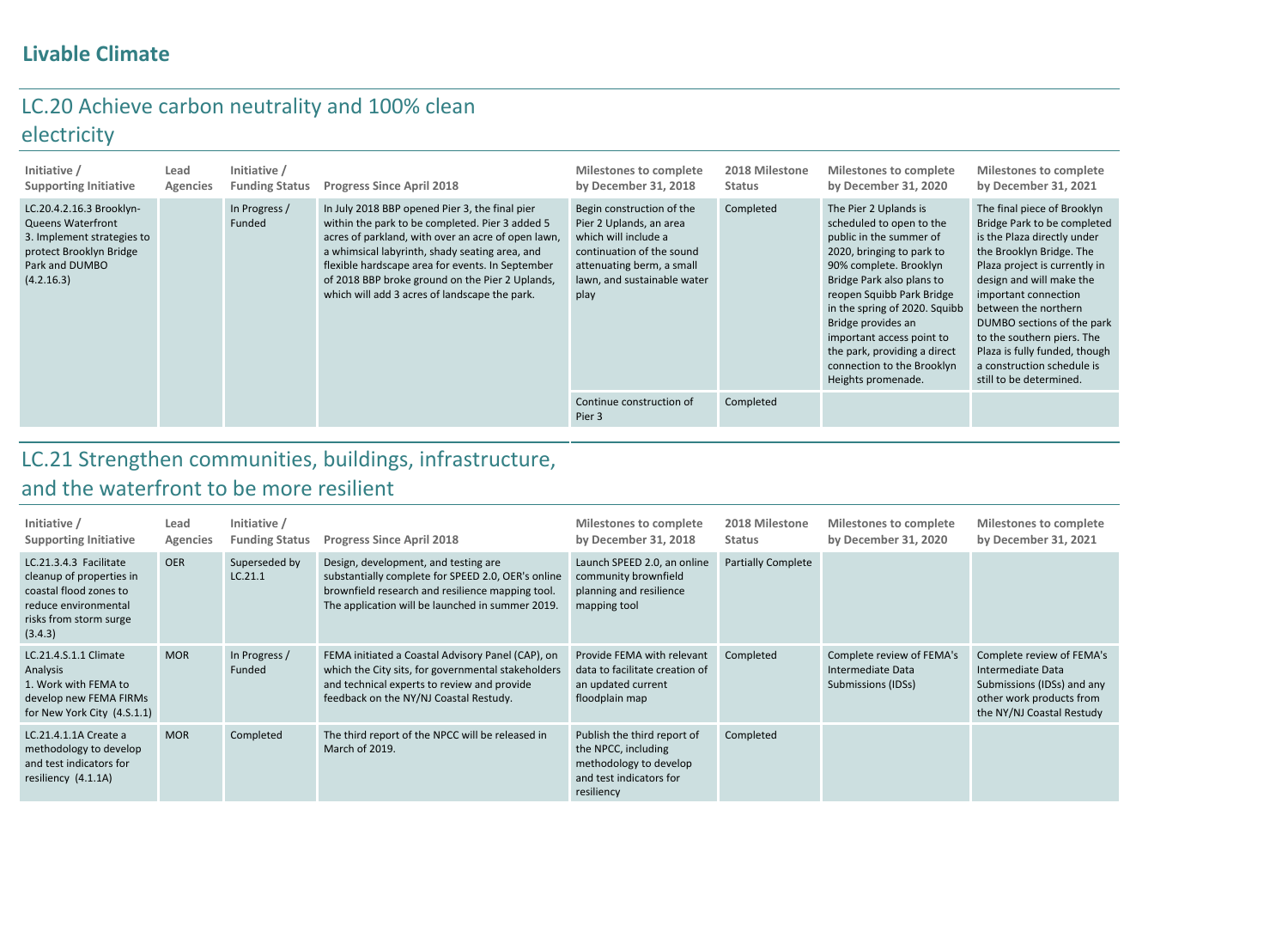## Livable Climate

### LC.20 Achieve carbon neutrality and 100% clean electricity

| Initiative / Supporting Initiative | Lead Agencies | Initiative / Funding Status | Progress Since April 2018 | Milestones to complete by December 31, 2018 | 2018 Milestone Status | Milestones to complete by December 31, 2020 | Milestones to complete by December 31, 2021 |
|---|---|---|---|---|---|---|---|
| LC.20.4.2.16.3 Brooklyn-Queens Waterfront 3. Implement strategies to protect Brooklyn Bridge Park and DUMBO (4.2.16.3) | | In Progress / Funded | In July 2018 BBP opened Pier 3, the final pier within the park to be completed. Pier 3 added 5 acres of parkland, with over an acre of open lawn, a whimsical labyrinth, shady seating area, and flexible hardscape area for events. In September of 2018 BBP broke ground on the Pier 2 Uplands, which will add 3 acres of landscape the park. | Begin construction of the Pier 2 Uplands, an area which will include a continuation of the sound attenuating berm, a small lawn, and sustainable water play | Completed | The Pier 2 Uplands is scheduled to open to the public in the summer of 2020, bringing to park to 90% complete. Brooklyn Bridge Park also plans to reopen Squibb Park Bridge in the spring of 2020. Squibb Bridge provides an important access point to the park, providing a direct connection to the Brooklyn Heights promenade. | The final piece of Brooklyn Bridge Park to be completed is the Plaza directly under the Brooklyn Bridge. The Plaza project is currently in design and will make the important connection between the northern DUMBO sections of the park to the southern piers. The Plaza is fully funded, though a construction schedule is still to be determined. |
| | | | | Continue construction of Pier 3 | Completed | | |

### LC.21 Strengthen communities, buildings, infrastructure, and the waterfront to be more resilient

| Initiative / Supporting Initiative | Lead Agencies | Initiative / Funding Status | Progress Since April 2018 | Milestones to complete by December 31, 2018 | 2018 Milestone Status | Milestones to complete by December 31, 2020 | Milestones to complete by December 31, 2021 |
|---|---|---|---|---|---|---|---|
| LC.21.3.4.3 Facilitate cleanup of properties in coastal flood zones to reduce environmental risks from storm surge (3.4.3) | OER | Superseded by LC.21.1 | Design, development, and testing are substantially complete for SPEED 2.0, OER's online brownfield research and resilience mapping tool. The application will be launched in summer 2019. | Launch SPEED 2.0, an online community brownfield planning and resilience mapping tool | Partially Complete | | |
| LC.21.4.S.1.1 Climate Analysis 1. Work with FEMA to develop new FEMA FIRMs for New York City (4.S.1.1) | MOR | In Progress / Funded | FEMA initiated a Coastal Advisory Panel (CAP), on which the City sits, for governmental stakeholders and technical experts to review and provide feedback on the NY/NJ Coastal Restudy. | Provide FEMA with relevant data to facilitate creation of an updated current floodplain map | Completed | Complete review of FEMA's Intermediate Data Submissions (IDSs) | Complete review of FEMA's Intermediate Data Submissions (IDSs) and any other work products from the NY/NJ Coastal Restudy |
| LC.21.4.1.1A Create a methodology to develop and test indicators for resiliency (4.1.1A) | MOR | Completed | The third report of the NPCC will be released in March of 2019. | Publish the third report of the NPCC, including methodology to develop and test indicators for resiliency | Completed | | |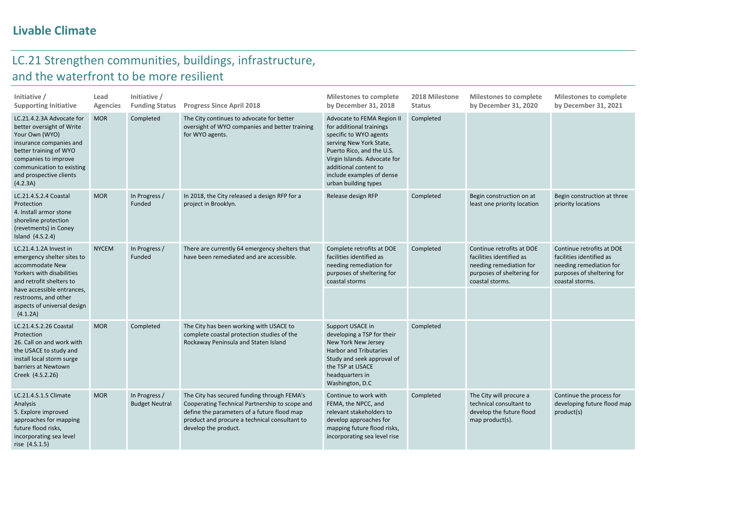## Livable Climate

### LC.21 Strengthen communities, buildings, infrastructure, and the waterfront to be more resilient

| Initiative / Supporting Initiative | Lead Agencies | Initiative / Funding Status | Progress Since April 2018 | Milestones to complete by December 31, 2018 | 2018 Milestone Status | Milestones to complete by December 31, 2020 | Milestones to complete by December 31, 2021 |
|---|---|---|---|---|---|---|---|
| LC.21.4.2.3A Advocate for better oversight of Write Your Own (WYO) insurance companies and better training of WYO companies to improve communication to existing and prospective clients (4.2.3A) | MOR | Completed | The City continues to advocate for better oversight of WYO companies and better training for WYO agents. | Advocate to FEMA Region II for additional trainings specific to WYO agents serving New York State, Puerto Rico, and the U.S. Virgin Islands. Advocate for additional content to include examples of dense urban building types | Completed | | |
| LC.21.4.S.2.4 Coastal Protection 4. Install armor stone shoreline protection (revetments) in Coney Island (4.S.2.4) | MOR | In Progress / Funded | In 2018, the City released a design RFP for a project in Brooklyn. | Release design RFP | Completed | Begin construction on at least one priority location | Begin construction at three priority locations |
| LC.21.4.1.2A Invest in emergency shelter sites to accommodate New Yorkers with disabilities and retrofit shelters to have accessible entrances, restrooms, and other aspects of universal design (4.1.2A) | NYCEM | In Progress / Funded | There are currently 64 emergency shelters that have been remediated and are accessible. | Complete retrofits at DOE facilities identified as needing remediation for purposes of sheltering for coastal storms | Completed | Continue retrofits at DOE facilities identified as needing remediation for purposes of sheltering for coastal storms. | Continue retrofits at DOE facilities identified as needing remediation for purposes of sheltering for coastal storms. |
| LC.21.4.S.2.26 Coastal Protection 26. Call on and work with the USACE to study and install local storm surge barriers at Newtown Creek (4.S.2.26) | MOR | Completed | The City has been working with USACE to complete coastal protection studies of the Rockaway Peninsula and Staten Island | Support USACE in developing a TSP for their New York New Jersey Harbor and Tributaries Study and seek approval of the TSP at USACE headquarters in Washington, D.C | Completed | | |
| LC.21.4.S.1.5 Climate Analysis 5. Explore improved approaches for mapping future flood risks, incorporating sea level rise (4.S.1.5) | MOR | In Progress / Budget Neutral | The City has secured funding through FEMA's Cooperating Technical Partnership to scope and define the parameters of a future flood map product and procure a technical consultant to develop the product. | Continue to work with FEMA, the NPCC, and relevant stakeholders to develop approaches for mapping future flood risks, incorporating sea level rise | Completed | The City will procure a technical consultant to develop the future flood map product(s). | Continue the process for developing future flood map product(s) |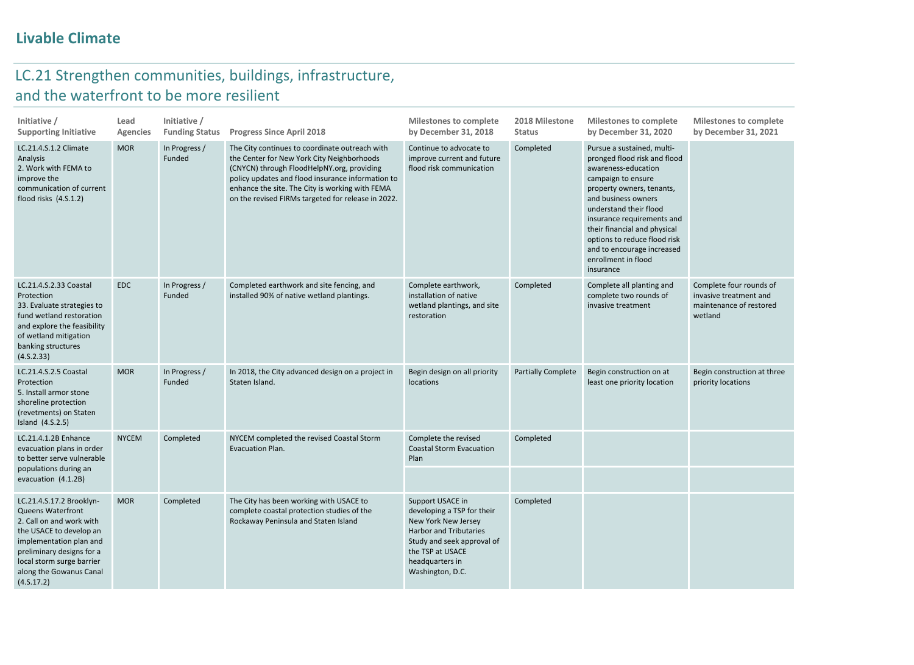# Livable Climate

## LC.21 Strengthen communities, buildings, infrastructure, and the waterfront to be more resilient

| Initiative / Supporting Initiative | Lead Agencies | Initiative / Funding Status | Progress Since April 2018 | Milestones to complete by December 31, 2018 | 2018 Milestone Status | Milestones to complete by December 31, 2020 | Milestones to complete by December 31, 2021 |
|---|---|---|---|---|---|---|---|
| LC.21.4.S.1.2 Climate Analysis<br>2. Work with FEMA to improve the communication of current flood risks (4.S.1.2) | MOR | In Progress / Funded | The City continues to coordinate outreach with the Center for New York City Neighborhoods (CNYCN) through FloodHelpNY.org, providing policy updates and flood insurance information to enhance the site. The City is working with FEMA on the revised FIRMs targeted for release in 2022. | Continue to advocate to improve current and future flood risk communication | Completed | Pursue a sustained, multi-pronged flood risk and flood awareness-education campaign to ensure property owners, tenants, and business owners understand their flood insurance requirements and their financial and physical options to reduce flood risk and to encourage increased enrollment in flood insurance | |
| LC.21.4.S.2.33 Coastal Protection<br>33. Evaluate strategies to fund wetland restoration and explore the feasibility of wetland mitigation banking structures (4.S.2.33) | EDC | In Progress / Funded | Completed earthwork and site fencing, and installed 90% of native wetland plantings. | Complete earthwork, installation of native wetland plantings, and site restoration | Completed | Complete all planting and complete two rounds of invasive treatment | Complete four rounds of invasive treatment and maintenance of restored wetland |
| LC.21.4.S.2.5 Coastal Protection<br>5. Install armor stone shoreline protection (revetments) on Staten Island (4.S.2.5) | MOR | In Progress / Funded | In 2018, the City advanced design on a project in Staten Island. | Begin design on all priority locations | Partially Complete | Begin construction on at least one priority location | Begin construction at three priority locations |
| LC.21.4.1.2B Enhance evacuation plans in order to better serve vulnerable populations during an evacuation (4.1.2B) | NYCEM | Completed | NYCEM completed the revised Coastal Storm Evacuation Plan. | Complete the revised Coastal Storm Evacuation Plan | Completed | | |
| LC.21.4.S.17.2 Brooklyn-Queens Waterfront<br>2. Call on and work with the USACE to develop an implementation plan and preliminary designs for a local storm surge barrier along the Gowanus Canal (4.S.17.2) | MOR | Completed | The City has been working with USACE to complete coastal protection studies of the Rockaway Peninsula and Staten Island | Support USACE in developing a TSP for their New York New Jersey Harbor and Tributaries Study and seek approval of the TSP at USACE headquarters in Washington, D.C. | Completed | | |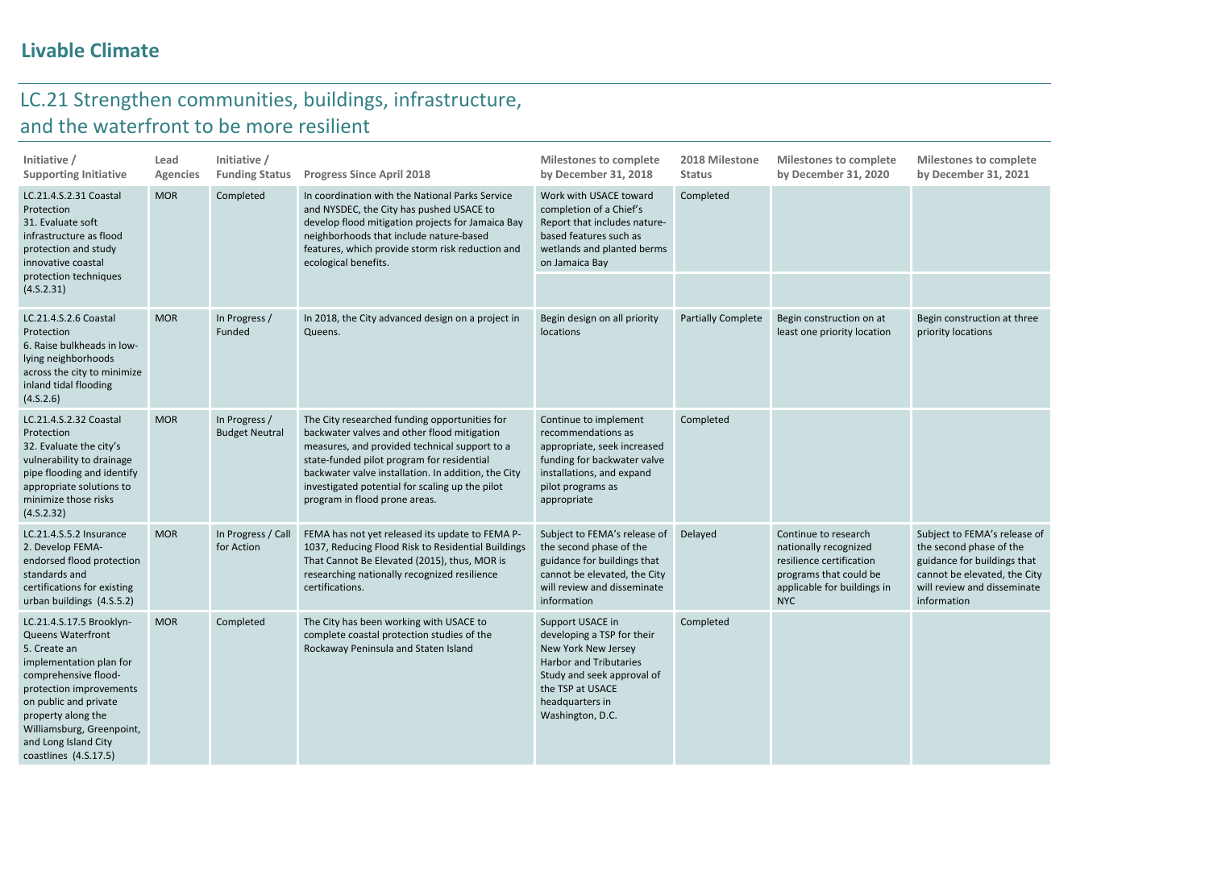## Livable Climate

### LC.21 Strengthen communities, buildings, infrastructure, and the waterfront to be more resilient

| Initiative / Supporting Initiative | Lead Agencies | Initiative / Funding Status | Progress Since April 2018 | Milestones to complete by December 31, 2018 | 2018 Milestone Status | Milestones to complete by December 31, 2020 | Milestones to complete by December 31, 2021 |
|---|---|---|---|---|---|---|---|
| LC.21.4.S.2.31 Coastal Protection 31. Evaluate soft infrastructure as flood protection and study innovative coastal protection techniques (4.S.2.31) | MOR | Completed | In coordination with the National Parks Service and NYSDEC, the City has pushed USACE to develop flood mitigation projects for Jamaica Bay neighborhoods that include nature-based features, which provide storm risk reduction and ecological benefits. | Work with USACE toward completion of a Chief's Report that includes nature-based features such as wetlands and planted berms on Jamaica Bay | Completed | | |
| LC.21.4.S.2.6 Coastal Protection 6. Raise bulkheads in low-lying neighborhoods across the city to minimize inland tidal flooding (4.S.2.6) | MOR | In Progress / Funded | In 2018, the City advanced design on a project in Queens. | Begin design on all priority locations | Partially Complete | Begin construction on at least one priority location | Begin construction at three priority locations |
| LC.21.4.S.2.32 Coastal Protection 32. Evaluate the city's vulnerability to drainage pipe flooding and identify appropriate solutions to minimize those risks (4.S.2.32) | MOR | In Progress / Budget Neutral | The City researched funding opportunities for backwater valves and other flood mitigation measures, and provided technical support to a state-funded pilot program for residential backwater valve installation. In addition, the City investigated potential for scaling up the pilot program in flood prone areas. | Continue to implement recommendations as appropriate, seek increased funding for backwater valve installations, and expand pilot programs as appropriate | Completed | | |
| LC.21.4.S.5.2 Insurance 2. Develop FEMA-endorsed flood protection standards and certifications for existing urban buildings (4.S.5.2) | MOR | In Progress / Call for Action | FEMA has not yet released its update to FEMA P-1037, Reducing Flood Risk to Residential Buildings That Cannot Be Elevated (2015), thus, MOR is researching nationally recognized resilience certifications. | Subject to FEMA's release of the second phase of the guidance for buildings that cannot be elevated, the City will review and disseminate information | Delayed | Continue to research nationally recognized resilience certification programs that could be applicable for buildings in NYC | Subject to FEMA's release of the second phase of the guidance for buildings that cannot be elevated, the City will review and disseminate information |
| LC.21.4.S.17.5 Brooklyn-Queens Waterfront 5. Create an implementation plan for comprehensive flood-protection improvements on public and private property along the Williamsburg, Greenpoint, and Long Island City coastlines (4.S.17.5) | MOR | Completed | The City has been working with USACE to complete coastal protection studies of the Rockaway Peninsula and Staten Island | Support USACE in developing a TSP for their New York New Jersey Harbor and Tributaries Study and seek approval of the TSP at USACE headquarters in Washington, D.C. | Completed | | |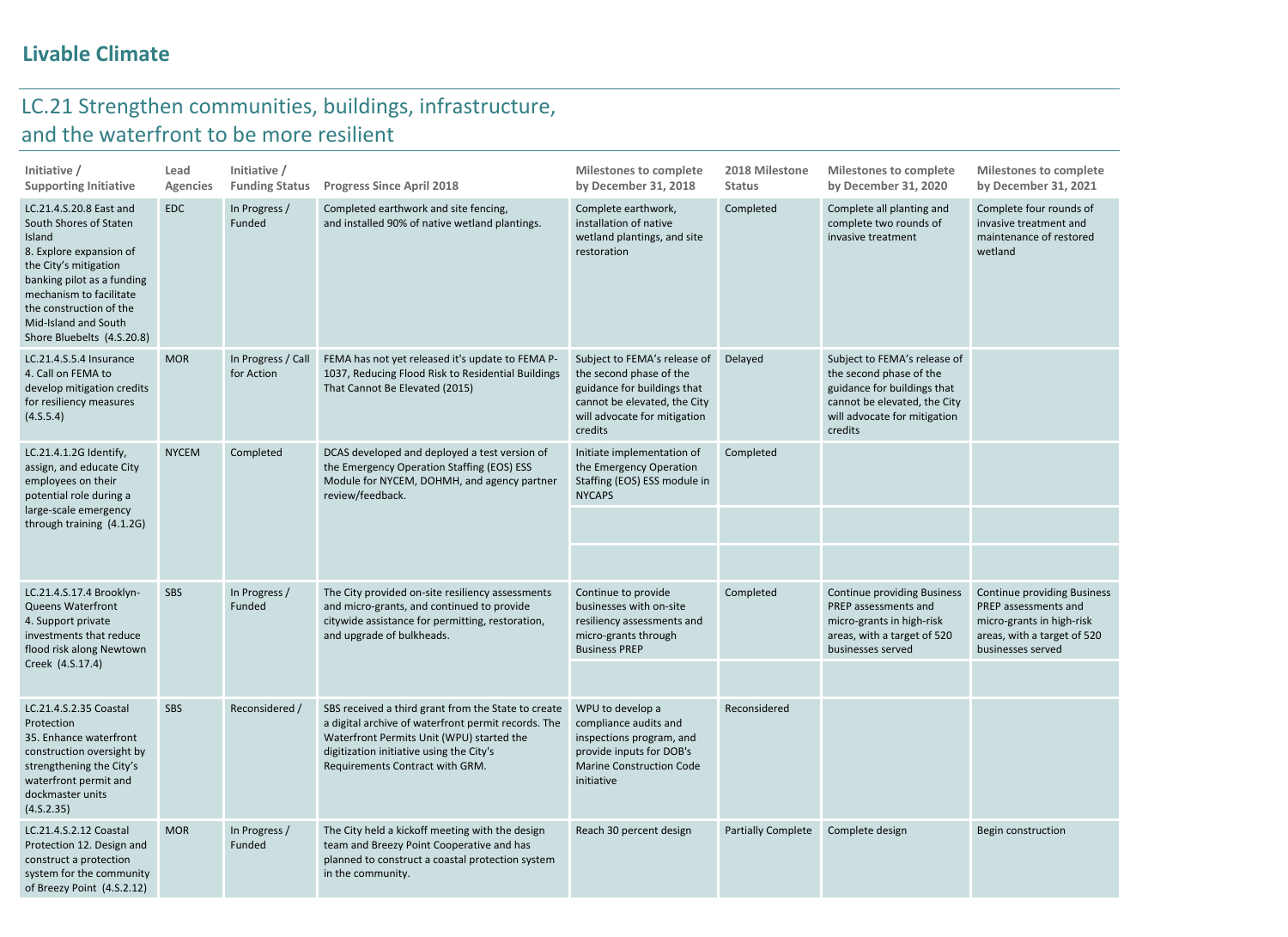## Livable Climate

### LC.21 Strengthen communities, buildings, infrastructure, and the waterfront to be more resilient

| Initiative / Supporting Initiative | Lead Agencies | Initiative / Funding Status | Progress Since April 2018 | Milestones to complete by December 31, 2018 | 2018 Milestone Status | Milestones to complete by December 31, 2020 | Milestones to complete by December 31, 2021 |
|---|---|---|---|---|---|---|---|
| LC.21.4.S.20.8 East and South Shores of Staten Island 8. Explore expansion of the City's mitigation banking pilot as a funding mechanism to facilitate the construction of the Mid-Island and South Shore Bluebelts (4.S.20.8) | EDC | In Progress / Funded | Completed earthwork and site fencing, and installed 90% of native wetland plantings. | Complete earthwork, installation of native wetland plantings, and site restoration | Completed | Complete all planting and complete two rounds of invasive treatment | Complete four rounds of invasive treatment and maintenance of restored wetland |
| LC.21.4.S.5.4 Insurance 4. Call on FEMA to develop mitigation credits for resiliency measures (4.S.5.4) | MOR | In Progress / Call for Action | FEMA has not yet released it's update to FEMA P-1037, Reducing Flood Risk to Residential Buildings That Cannot Be Elevated (2015) | Subject to FEMA's release of the second phase of the guidance for buildings that cannot be elevated, the City will advocate for mitigation credits | Delayed | Subject to FEMA's release of the second phase of the guidance for buildings that cannot be elevated, the City will advocate for mitigation credits | |
| LC.21.4.1.2G Identify, assign, and educate City employees on their potential role during a large-scale emergency through training (4.1.2G) | NYCEM | Completed | DCAS developed and deployed a test version of the Emergency Operation Staffing (EOS) ESS Module for NYCEM, DOHMH, and agency partner review/feedback. | Initiate implementation of the Emergency Operation Staffing (EOS) ESS module in NYCAPS | Completed | | |
| LC.21.4.S.17.4 Brooklyn-Queens Waterfront 4. Support private investments that reduce flood risk along Newtown Creek (4.S.17.4) | SBS | In Progress / Funded | The City provided on-site resiliency assessments and micro-grants, and continued to provide citywide assistance for permitting, restoration, and upgrade of bulkheads. | Continue to provide businesses with on-site resiliency assessments and micro-grants through Business PREP | Completed | Continue providing Business PREP assessments and micro-grants in high-risk areas, with a target of 520 businesses served | Continue providing Business PREP assessments and micro-grants in high-risk areas, with a target of 520 businesses served |
| LC.21.4.S.2.35 Coastal Protection 35. Enhance waterfront construction oversight by strengthening the City's waterfront permit and dockmaster units (4.S.2.35) | SBS | Reconsidered / | SBS received a third grant from the State to create a digital archive of waterfront permit records. The Waterfront Permits Unit (WPU) started the digitization initiative using the City's Requirements Contract with GRM. | WPU to develop a compliance audits and inspections program, and provide inputs for DOB's Marine Construction Code initiative | Reconsidered | | |
| LC.21.4.S.2.12 Coastal Protection 12. Design and construct a protection system for the community of Breezy Point (4.S.2.12) | MOR | In Progress / Funded | The City held a kickoff meeting with the design team and Breezy Point Cooperative and has planned to construct a coastal protection system in the community. | Reach 30 percent design | Partially Complete | Complete design | Begin construction |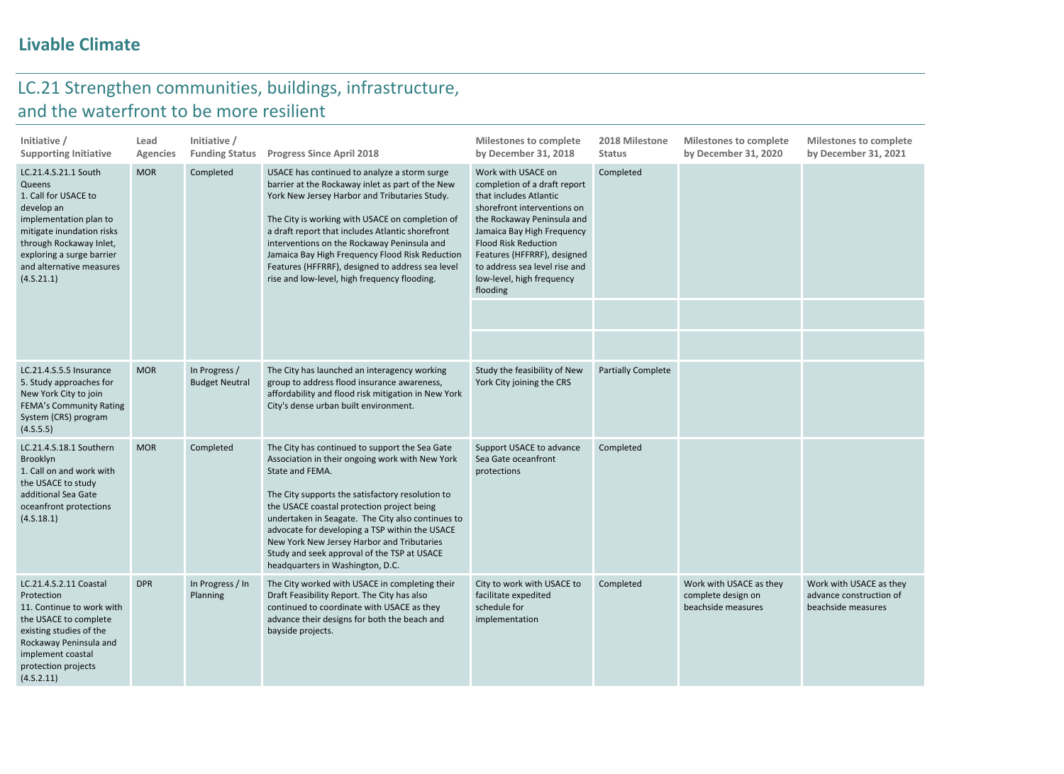## Livable Climate

### LC.21 Strengthen communities, buildings, infrastructure, and the waterfront to be more resilient

| Initiative / Supporting Initiative | Lead Agencies | Initiative / Funding Status | Progress Since April 2018 | Milestones to complete by December 31, 2018 | 2018 Milestone Status | Milestones to complete by December 31, 2020 | Milestones to complete by December 31, 2021 |
|---|---|---|---|---|---|---|---|
| LC.21.4.S.21.1 South Queens<br>1. Call for USACE to develop an implementation plan to mitigate inundation risks through Rockaway Inlet, exploring a surge barrier and alternative measures (4.S.21.1) | MOR | Completed | USACE has continued to analyze a storm surge barrier at the Rockaway inlet as part of the New York New Jersey Harbor and Tributaries Study.<br><br>The City is working with USACE on completion of a draft report that includes Atlantic shorefront interventions on the Rockaway Peninsula and Jamaica Bay High Frequency Flood Risk Reduction Features (HFFRRF), designed to address sea level rise and low-level, high frequency flooding. | Work with USACE on completion of a draft report that includes Atlantic shorefront interventions on the Rockaway Peninsula and Jamaica Bay High Frequency Flood Risk Reduction Features (HFFRRF), designed to address sea level rise and low-level, high frequency flooding | Completed | | |
| LC.21.4.S.5.5 Insurance<br>5. Study approaches for New York City to join FEMA's Community Rating System (CRS) program (4.S.5.5) | MOR | In Progress / Budget Neutral | The City has launched an interagency working group to address flood insurance awareness, affordability and flood risk mitigation in New York City's dense urban built environment. | Study the feasibility of New York City joining the CRS | Partially Complete | | |
| LC.21.4.S.18.1 Southern Brooklyn<br>1. Call on and work with the USACE to study additional Sea Gate oceanfront protections (4.S.18.1) | MOR | Completed | The City has continued to support the Sea Gate Association in their ongoing work with New York State and FEMA.<br><br>The City supports the satisfactory resolution to the USACE coastal protection project being undertaken in Seagate. The City also continues to advocate for developing a TSP within the USACE New York New Jersey Harbor and Tributaries Study and seek approval of the TSP at USACE headquarters in Washington, D.C. | Support USACE to advance Sea Gate oceanfront protections | Completed | | |
| LC.21.4.S.2.11 Coastal Protection<br>11. Continue to work with the USACE to complete existing studies of the Rockaway Peninsula and implement coastal protection projects (4.S.2.11) | DPR | In Progress / In Planning | The City worked with USACE in completing their Draft Feasibility Report. The City has also continued to coordinate with USACE as they advance their designs for both the beach and bayside projects. | City to work with USACE to facilitate expedited schedule for implementation | Completed | Work with USACE as they complete design on beachside measures | Work with USACE as they advance construction of beachside measures |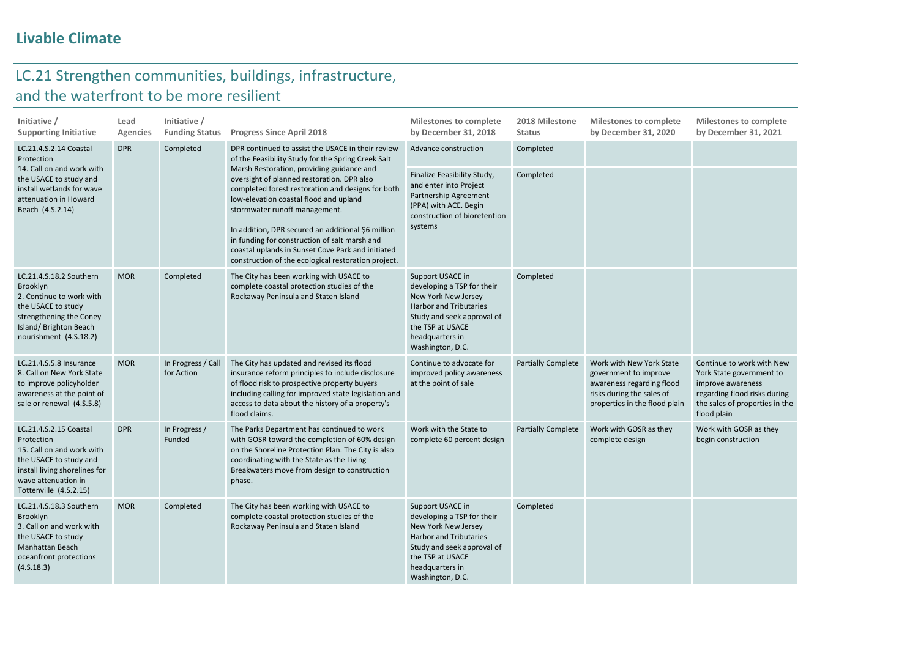# Livable Climate

## LC.21 Strengthen communities, buildings, infrastructure, and the waterfront to be more resilient

| Initiative / Supporting Initiative | Lead Agencies | Initiative / Funding Status | Progress Since April 2018 | Milestones to complete by December 31, 2018 | 2018 Milestone Status | Milestones to complete by December 31, 2020 | Milestones to complete by December 31, 2021 |
|---|---|---|---|---|---|---|---|
| LC.21.4.S.2.14 Coastal Protection<br>14. Call on and work with the USACE to study and install wetlands for wave attenuation in Howard Beach (4.S.2.14) | DPR | Completed | DPR continued to assist the USACE in their review of the Feasibility Study for the Spring Creek Salt Marsh Restoration, providing guidance and oversight of planned restoration. DPR also completed forest restoration and designs for both low-elevation coastal flood and upland stormwater runoff management.<br><br>In addition, DPR secured an additional $6 million in funding for construction of salt marsh and coastal uplands in Sunset Cove Park and initiated construction of the ecological restoration project. | Advance construction | Completed | | |
| | | | | Finalize Feasibility Study, and enter into Project Partnership Agreement (PPA) with ACE. Begin construction of bioretention systems | Completed | | |
| LC.21.4.S.18.2 Southern Brooklyn<br>2. Continue to work with the USACE to study strengthening the Coney Island/ Brighton Beach nourishment (4.S.18.2) | MOR | Completed | The City has been working with USACE to complete coastal protection studies of the Rockaway Peninsula and Staten Island | Support USACE in developing a TSP for their New York New Jersey Harbor and Tributaries Study and seek approval of the TSP at USACE headquarters in Washington, D.C. | Completed | | |
| LC.21.4.S.5.8 Insurance<br>8. Call on New York State to improve policyholder awareness at the point of sale or renewal (4.S.5.8) | MOR | In Progress / Call for Action | The City has updated and revised its flood insurance reform principles to include disclosure of flood risk to prospective property buyers including calling for improved state legislation and access to data about the history of a property's flood claims. | Continue to advocate for improved policy awareness at the point of sale | Partially Complete | Work with New York State government to improve awareness regarding flood risks during the sales of properties in the flood plain | Continue to work with New York State government to improve awareness regarding flood risks during the sales of properties in the flood plain |
| LC.21.4.S.2.15 Coastal Protection<br>15. Call on and work with the USACE to study and install living shorelines for wave attenuation in Tottenville (4.S.2.15) | DPR | In Progress / Funded | The Parks Department has continued to work with GOSR toward the completion of 60% design on the Shoreline Protection Plan. The City is also coordinating with the State as the Living Breakwaters move from design to construction phase. | Work with the State to complete 60 percent design | Partially Complete | Work with GOSR as they complete design | Work with GOSR as they begin construction |
| LC.21.4.S.18.3 Southern Brooklyn<br>3. Call on and work with the USACE to study Manhattan Beach oceanfront protections (4.S.18.3) | MOR | Completed | The City has been working with USACE to complete coastal protection studies of the Rockaway Peninsula and Staten Island | Support USACE in developing a TSP for their New York New Jersey Harbor and Tributaries Study and seek approval of the TSP at USACE headquarters in Washington, D.C. | Completed | | |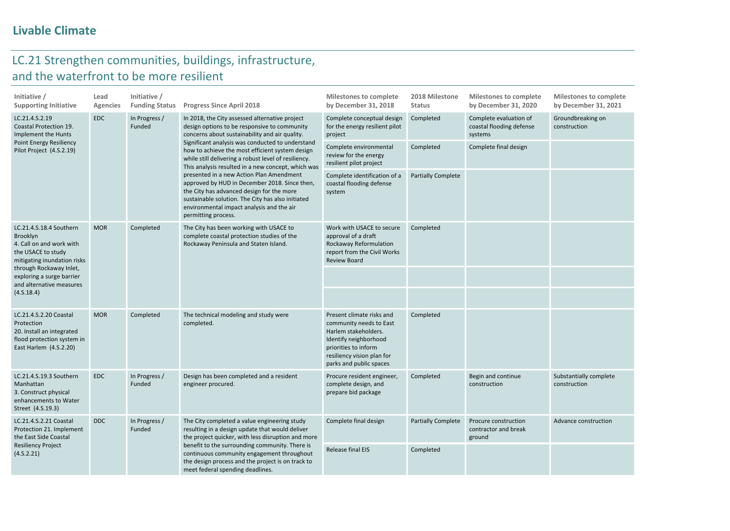## Livable Climate

## LC.21 Strengthen communities, buildings, infrastructure, and the waterfront to be more resilient

| Initiative / Supporting Initiative | Lead Agencies | Initiative / Funding Status | Progress Since April 2018 | Milestones to complete by December 31, 2018 | 2018 Milestone Status | Milestones to complete by December 31, 2020 | Milestones to complete by December 31, 2021 |
|---|---|---|---|---|---|---|---|
| LC.21.4.S.2.19 Coastal Protection 19. Implement the Hunts Point Energy Resiliency Pilot Project (4.S.2.19) | EDC | In Progress / Funded | In 2018, the City assessed alternative project design options to be responsive to community concerns about sustainability and air quality. Significant analysis was conducted to understand how to achieve the most efficient system design while still delivering a robust level of resiliency. This analysis resulted in a new concept, which was presented in a new Action Plan Amendment approved by HUD in December 2018. Since then, the City has advanced design for the more sustainable solution. The City has also initiated environmental impact analysis and the air permitting process. | Complete conceptual design for the energy resilient pilot project | Completed | Complete evaluation of coastal flooding defense systems | Groundbreaking on construction |
| | | | | Complete environmental review for the energy resilient pilot project | Completed | Complete final design | |
| | | | | Complete identification of a coastal flooding defense system | Partially Complete | | |
| LC.21.4.S.18.4 Southern Brooklyn 4. Call on and work with the USACE to study mitigating inundation risks through Rockaway Inlet, exploring a surge barrier and alternative measures (4.S.18.4) | MOR | Completed | The City has been working with USACE to complete coastal protection studies of the Rockaway Peninsula and Staten Island. | Work with USACE to secure approval of a draft Rockaway Reformulation report from the Civil Works Review Board | Completed | | |
| LC.21.4.S.2.20 Coastal Protection 20. Install an integrated flood protection system in East Harlem (4.S.2.20) | MOR | Completed | The technical modeling and study were completed. | Present climate risks and community needs to East Harlem stakeholders. Identify neighborhood priorities to inform resiliency vision plan for parks and public spaces | Completed | | |
| LC.21.4.S.19.3 Southern Manhattan 3. Construct physical enhancements to Water Street (4.S.19.3) | EDC | In Progress / Funded | Design has been completed and a resident engineer procured. | Procure resident engineer, complete design, and prepare bid package | Completed | Begin and continue construction | Substantially complete construction |
| LC.21.4.S.2.21 Coastal Protection 21. Implement the East Side Coastal Resiliency Project (4.S.2.21) | DDC | In Progress / Funded | The City completed a value engineering study resulting in a design update that would deliver the project quicker, with less disruption and more benefit to the surrounding community. There is continuous community engagement throughout the design process and the project is on track to meet federal spending deadlines. | Complete final design | Partially Complete | Procure construction contractor and break ground | Advance construction |
| | | | | Release final EIS | Completed | | |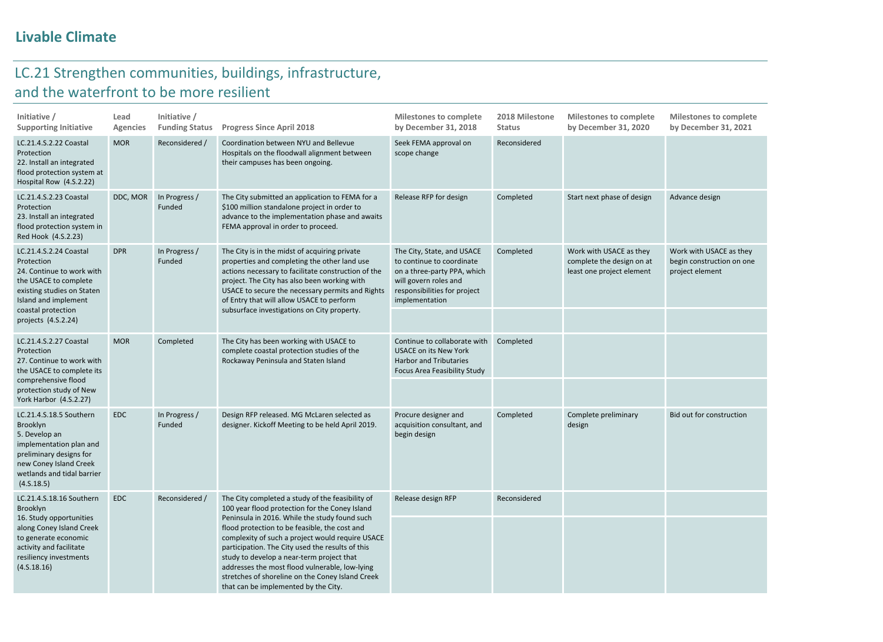## Livable Climate

# LC.21 Strengthen communities, buildings, infrastructure, and the waterfront to be more resilient

| Initiative / Supporting Initiative | Lead Agencies | Initiative / Funding Status | Progress Since April 2018 | Milestones to complete by December 31, 2018 | 2018 Milestone Status | Milestones to complete by December 31, 2020 | Milestones to complete by December 31, 2021 |
|---|---|---|---|---|---|---|---|
| LC.21.4.S.2.22 Coastal Protection 22. Install an integrated flood protection system at Hospital Row (4.S.2.22) | MOR | Reconsidered / | Coordination between NYU and Bellevue Hospitals on the floodwall alignment between their campuses has been ongoing. | Seek FEMA approval on scope change | Reconsidered | | |
| LC.21.4.S.2.23 Coastal Protection 23. Install an integrated flood protection system in Red Hook (4.S.2.23) | DDC, MOR | In Progress / Funded | The City submitted an application to FEMA for a $100 million standalone project in order to advance to the implementation phase and awaits FEMA approval in order to proceed. | Release RFP for design | Completed | Start next phase of design | Advance design |
| LC.21.4.S.2.24 Coastal Protection 24. Continue to work with the USACE to complete existing studies on Staten Island and implement coastal protection projects (4.S.2.24) | DPR | In Progress / Funded | The City is in the midst of acquiring private properties and completing the other land use actions necessary to facilitate construction of the project. The City has also been working with USACE to secure the necessary permits and Rights of Entry that will allow USACE to perform subsurface investigations on City property. | The City, State, and USACE to continue to coordinate on a three-party PPA, which will govern roles and responsibilities for project implementation | Completed | Work with USACE as they complete the design on at least one project element | Work with USACE as they begin construction on one project element |
| LC.21.4.S.2.27 Coastal Protection 27. Continue to work with the USACE to complete its comprehensive flood protection study of New York Harbor (4.S.2.27) | MOR | Completed | The City has been working with USACE to complete coastal protection studies of the Rockaway Peninsula and Staten Island | Continue to collaborate with USACE on its New York Harbor and Tributaries Focus Area Feasibility Study | Completed | | |
| LC.21.4.S.18.5 Southern Brooklyn 5. Develop an implementation plan and preliminary designs for new Coney Island Creek wetlands and tidal barrier (4.S.18.5) | EDC | In Progress / Funded | Design RFP released. MG McLaren selected as designer. Kickoff Meeting to be held April 2019. | Procure designer and acquisition consultant, and begin design | Completed | Complete preliminary design | Bid out for construction |
| LC.21.4.S.18.16 Southern Brooklyn 16. Study opportunities along Coney Island Creek to generate economic activity and facilitate resiliency investments (4.S.18.16) | EDC | Reconsidered / | The City completed a study of the feasibility of 100 year flood protection for the Coney Island Peninsula in 2016. While the study found such flood protection to be feasible, the cost and complexity of such a project would require USACE participation. The City used the results of this study to develop a near-term project that addresses the most flood vulnerable, low-lying stretches of shoreline on the Coney Island Creek that can be implemented by the City. | Release design RFP | Reconsidered | | |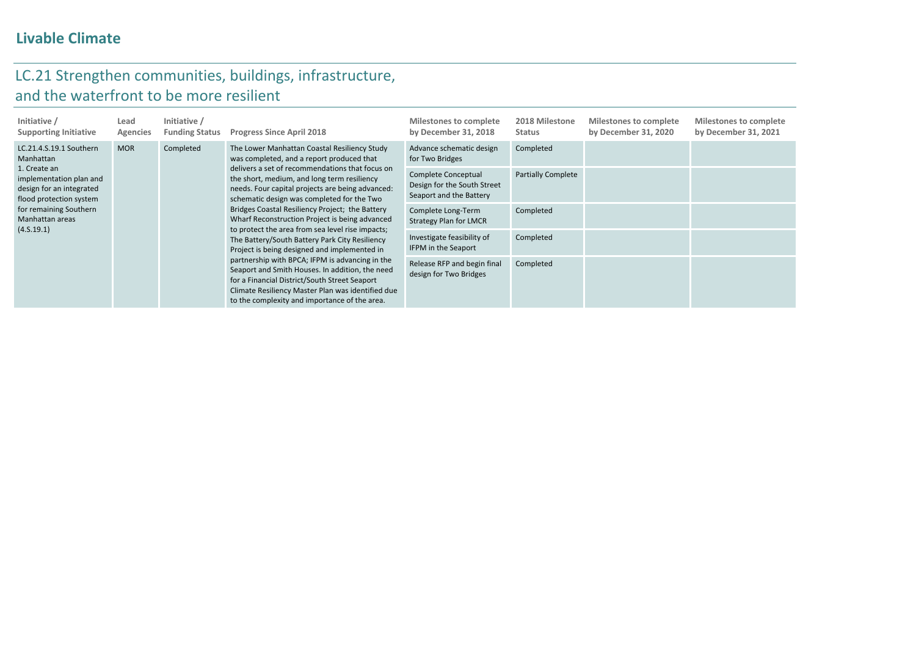## Livable Climate

### LC.21 Strengthen communities, buildings, infrastructure, and the waterfront to be more resilient

| Initiative / Supporting Initiative | Lead Agencies | Initiative / Funding Status | Progress Since April 2018 | Milestones to complete by December 31, 2018 | 2018 Milestone Status | Milestones to complete by December 31, 2020 | Milestones to complete by December 31, 2021 |
|---|---|---|---|---|---|---|---|
| LC.21.4.S.19.1 Southern Manhattan 1. Create an implementation plan and design for an integrated flood protection system for remaining Southern Manhattan areas (4.S.19.1) | MOR | Completed | The Lower Manhattan Coastal Resiliency Study was completed, and a report produced that delivers a set of recommendations that focus on the short, medium, and long term resiliency needs. Four capital projects are being advanced: schematic design was completed for the Two Bridges Coastal Resiliency Project; the Battery Wharf Reconstruction Project is being advanced to protect the area from sea level rise impacts; The Battery/South Battery Park City Resiliency Project is being designed and implemented in partnership with BPCA; IFPM is advancing in the Seaport and Smith Houses. In addition, the need for a Financial District/South Street Seaport Climate Resiliency Master Plan was identified due to the complexity and importance of the area. | Advance schematic design for Two Bridges | Completed | | |
| | | | | Complete Conceptual Design for the South Street Seaport and the Battery | Partially Complete | | |
| | | | | Complete Long-Term Strategy Plan for LMCR | Completed | | |
| | | | | Investigate feasibility of IFPM in the Seaport | Completed | | |
| | | | | Release RFP and begin final design for Two Bridges | Completed | | |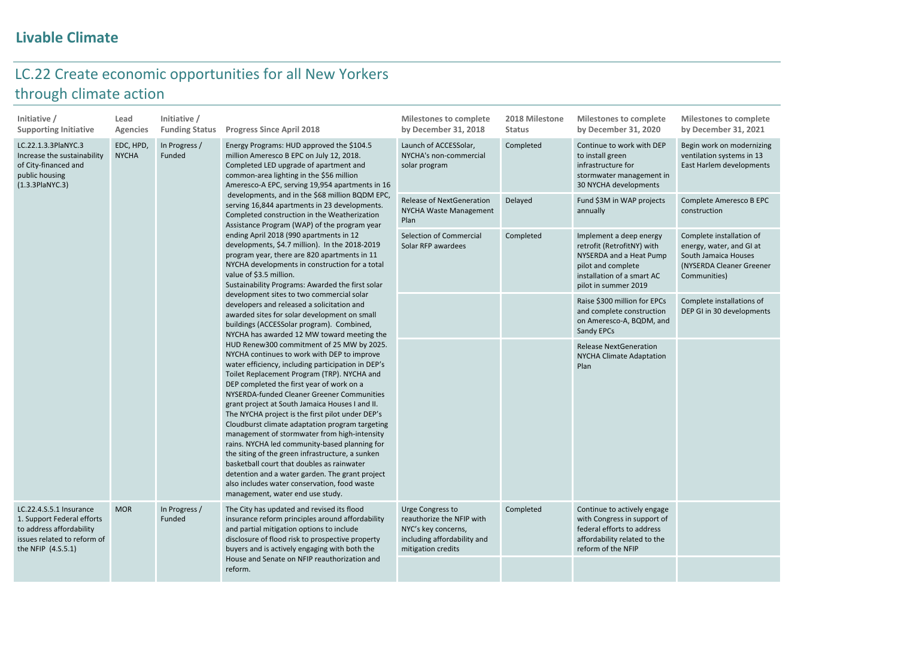## Livable Climate

# LC.22 Create economic opportunities for all New Yorkers through climate action

| Initiative / Supporting Initiative | Lead Agencies | Initiative / Funding Status | Progress Since April 2018 | Milestones to complete by December 31, 2018 | 2018 Milestone Status | Milestones to complete by December 31, 2020 | Milestones to complete by December 31, 2021 |
|---|---|---|---|---|---|---|---|
| LC.22.1.3.3PlaNYC.3 Increase the sustainability of City-financed and public housing (1.3.3PlaNYC.3) | EDC, HPD, NYCHA | In Progress / Funded | Energy Programs: HUD approved the $104.5 million Ameresco B EPC on July 12, 2018. Completed LED upgrade of apartment and common-area lighting in the $56 million Ameresco-A EPC, serving 19,954 apartments in 16 developments, and in the $68 million BQDM EPC, serving 16,844 apartments in 23 developments. Completed construction in the Weatherization Assistance Program (WAP) of the program year ending April 2018 (990 apartments in 12 developments, $4.7 million). In the 2018-2019 program year, there are 820 apartments in 11 NYCHA developments in construction for a total value of $3.5 million. Sustainability Programs: Awarded the first solar development sites to two commercial solar developers and released a solicitation and awarded sites for solar development on small buildings (ACCESSolar program). Combined, NYCHA has awarded 12 MW toward meeting the HUD Renew300 commitment of 25 MW by 2025. NYCHA continues to work with DEP to improve water efficiency, including participation in DEP's Toilet Replacement Program (TRP). NYCHA and DEP completed the first year of work on a NYSERDA-funded Cleaner Greener Communities grant project at South Jamaica Houses I and II. The NYCHA project is the first pilot under DEP's Cloudburst climate adaptation program targeting management of stormwater from high-intensity rains. NYCHA led community-based planning for the siting of the green infrastructure, a sunken basketball court that doubles as rainwater detention and a water garden. The grant project also includes water conservation, food waste management, water end use study. | Launch of ACCESSolar, NYCHA's non-commercial solar program | Completed | Continue to work with DEP to install green infrastructure for stormwater management in 30 NYCHA developments | Begin work on modernizing ventilation systems in 13 East Harlem developments |
| | | | | Release of NextGeneration NYCHA Waste Management Plan | Delayed | Fund $3M in WAP projects annually | Complete Ameresco B EPC construction |
| | | | | Selection of Commercial Solar RFP awardees | Completed | Implement a deep energy retrofit (RetrofitNY) with NYSERDA and a Heat Pump pilot and complete installation of a smart AC pilot in summer 2019 | Complete installation of energy, water, and GI at South Jamaica Houses (NYSERDA Cleaner Greener Communities) |
| | | | | | | Raise $300 million for EPCs and complete construction on Ameresco-A, BQDM, and Sandy EPCs | Complete installations of DEP GI in 30 developments |
| | | | | | | Release NextGeneration NYCHA Climate Adaptation Plan | |
| LC.22.4.S.5.1 Insurance 1. Support Federal efforts to address affordability issues related to reform of the NFIP (4.S.5.1) | MOR | In Progress / Funded | The City has updated and revised its flood insurance reform principles around affordability and partial mitigation options to include disclosure of flood risk to prospective property buyers and is actively engaging with both the House and Senate on NFIP reauthorization and reform. | Urge Congress to reauthorize the NFIP with NYC's key concerns, including affordability and mitigation credits | Completed | Continue to actively engage with Congress in support of federal efforts to address affordability related to the reform of the NFIP | |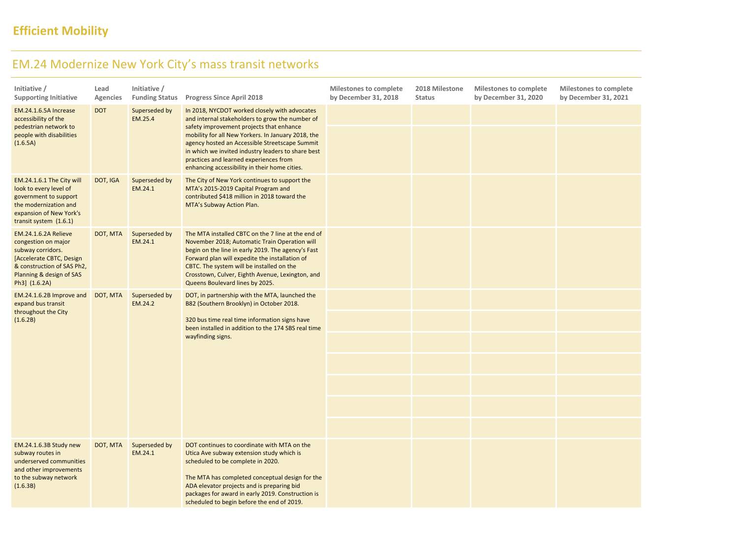## Efficient Mobility

# EM.24 Modernize New York City's mass transit networks

| Initiative / Supporting Initiative | Lead Agencies | Initiative / Funding Status | Progress Since April 2018 | Milestones to complete by December 31, 2018 | 2018 Milestone Status | Milestones to complete by December 31, 2020 | Milestones to complete by December 31, 2021 |
|---|---|---|---|---|---|---|---|
| EM.24.1.6.5A Increase accessibility of the pedestrian network to people with disabilities (1.6.5A) | DOT | Superseded by EM.25.4 | In 2018, NYCDOT worked closely with advocates and internal stakeholders to grow the number of safety improvement projects that enhance mobility for all New Yorkers. In January 2018, the agency hosted an Accessible Streetscape Summit in which we invited industry leaders to share best practices and learned experiences from enhancing accessibility in their home cities. | | | | |
| EM.24.1.6.1 The City will look to every level of government to support the modernization and expansion of New York's transit system (1.6.1) | DOT, IGA | Superseded by EM.24.1 | The City of New York continues to support the MTA's 2015-2019 Capital Program and contributed $418 million in 2018 toward the MTA's Subway Action Plan. | | | | |
| EM.24.1.6.2A Relieve congestion on major subway corridors. [Accelerate CBTC, Design & construction of SAS Ph2, Planning & design of SAS Ph3] (1.6.2A) | DOT, MTA | Superseded by EM.24.1 | The MTA installed CBTC on the 7 line at the end of November 2018; Automatic Train Operation will begin on the line in early 2019. The agency's Fast Forward plan will expedite the installation of CBTC. The system will be installed on the Crosstown, Culver, Eighth Avenue, Lexington, and Queens Boulevard lines by 2025. | | | | |
| EM.24.1.6.2B Improve and expand bus transit throughout the City (1.6.2B) | DOT, MTA | Superseded by EM.24.2 | DOT, in partnership with the MTA, launched the B82 (Southern Brooklyn) in October 2018.<br><br>320 bus time real time information signs have been installed in addition to the 174 SBS real time wayfinding signs. | | | | |
| EM.24.1.6.3B Study new subway routes in underserved communities and other improvements to the subway network (1.6.3B) | DOT, MTA | Superseded by EM.24.1 | DOT continues to coordinate with MTA on the Utica Ave subway extension study which is scheduled to be complete in 2020.<br><br>The MTA has completed conceptual design for the ADA elevator projects and is preparing bid packages for award in early 2019. Construction is scheduled to begin before the end of 2019. | | | | |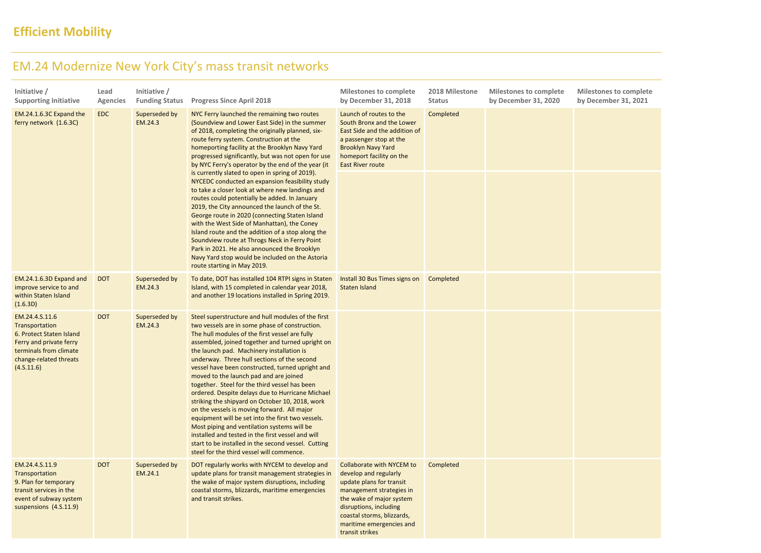# Efficient Mobility

## EM.24 Modernize New York City's mass transit networks

| Initiative / Supporting Initiative | Lead Agencies | Initiative / Funding Status | Progress Since April 2018 | Milestones to complete by December 31, 2018 | 2018 Milestone Status | Milestones to complete by December 31, 2020 | Milestones to complete by December 31, 2021 |
|---|---|---|---|---|---|---|---|
| EM.24.1.6.3C Expand the ferry network (1.6.3C) | EDC | Superseded by EM.24.3 | NYC Ferry launched the remaining two routes (Soundview and Lower East Side) in the summer of 2018, completing the originally planned, six-route ferry system. Construction at the homeporting facility at the Brooklyn Navy Yard progressed significantly, but was not open for use by NYC Ferry's operator by the end of the year (it is currently slated to open in spring of 2019). NYCEDC conducted an expansion feasibility study to take a closer look at where new landings and routes could potentially be added. In January 2019, the City announced the launch of the St. George route in 2020 (connecting Staten Island with the West Side of Manhattan), the Coney Island route and the addition of a stop along the Soundview route at Throgs Neck in Ferry Point Park in 2021. He also announced the Brooklyn Navy Yard stop would be included on the Astoria route starting in May 2019. | Launch of routes to the South Bronx and the Lower East Side and the addition of a passenger stop at the Brooklyn Navy Yard homeport facility on the East River route | Completed | | |
| EM.24.1.6.3D Expand and improve service to and within Staten Island (1.6.3D) | DOT | Superseded by EM.24.3 | To date, DOT has installed 104 RTPI signs in Staten Island, with 15 completed in calendar year 2018, and another 19 locations installed in Spring 2019. | Install 30 Bus Times signs on Staten Island | Completed | | |
| EM.24.4.S.11.6 Transportation 6. Protect Staten Island Ferry and private ferry terminals from climate change-related threats (4.S.11.6) | DOT | Superseded by EM.24.3 | Steel superstructure and hull modules of the first two vessels are in some phase of construction. The hull modules of the first vessel are fully assembled, joined together and turned upright on the launch pad. Machinery installation is underway. Three hull sections of the second vessel have been constructed, turned upright and moved to the launch pad and are joined together. Steel for the third vessel has been ordered. Despite delays due to Hurricane Michael striking the shipyard on October 10, 2018, work on the vessels is moving forward. All major equipment will be set into the first two vessels. Most piping and ventilation systems will be installed and tested in the first vessel and will start to be installed in the second vessel. Cutting steel for the third vessel will commence. | | | | |
| EM.24.4.S.11.9 Transportation 9. Plan for temporary transit services in the event of subway system suspensions (4.S.11.9) | DOT | Superseded by EM.24.1 | DOT regularly works with NYCEM to develop and update plans for transit management strategies in the wake of major system disruptions, including coastal storms, blizzards, maritime emergencies and transit strikes. | Collaborate with NYCEM to develop and regularly update plans for transit management strategies in the wake of major system disruptions, including coastal storms, blizzards, maritime emergencies and transit strikes | Completed | | |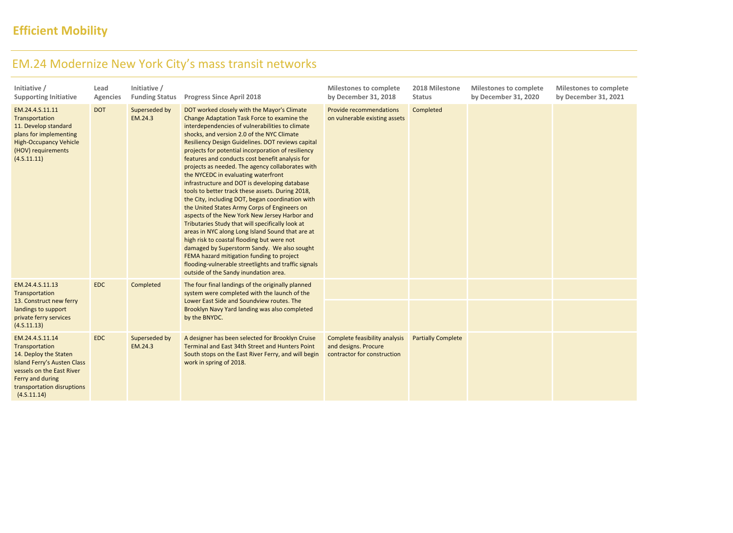# Efficient Mobility

## EM.24 Modernize New York City's mass transit networks

| Initiative / Supporting Initiative | Lead Agencies | Initiative / Funding Status | Progress Since April 2018 | Milestones to complete by December 31, 2018 | 2018 Milestone Status | Milestones to complete by December 31, 2020 | Milestones to complete by December 31, 2021 |
|---|---|---|---|---|---|---|---|
| EM.24.4.S.11.11 Transportation 11. Develop standard plans for implementing High-Occupancy Vehicle (HOV) requirements (4.S.11.11) | DOT | Superseded by EM.24.3 | DOT worked closely with the Mayor's Climate Change Adaptation Task Force to examine the interdependencies of vulnerabilities to climate shocks, and version 2.0 of the NYC Climate Resiliency Design Guidelines. DOT reviews capital projects for potential incorporation of resiliency features and conducts cost benefit analysis for projects as needed. The agency collaborates with the NYCEDC in evaluating waterfront infrastructure and DOT is developing database tools to better track these assets. During 2018, the City, including DOT, began coordination with the United States Army Corps of Engineers on aspects of the New York New Jersey Harbor and Tributaries Study that will specifically look at areas in NYC along Long Island Sound that are at high risk to coastal flooding but were not damaged by Superstorm Sandy. We also sought FEMA hazard mitigation funding to project flooding-vulnerable streetlights and traffic signals outside of the Sandy inundation area. | Provide recommendations on vulnerable existing assets | Completed | | |
| EM.24.4.S.11.13 Transportation 13. Construct new ferry landings to support private ferry services (4.S.11.13) | EDC | Completed | The four final landings of the originally planned system were completed with the launch of the Lower East Side and Soundview routes. The Brooklyn Navy Yard landing was also completed by the BNYDC. | | | | |
| EM.24.4.S.11.14 Transportation 14. Deploy the Staten Island Ferry's Austen Class vessels on the East River Ferry and during transportation disruptions (4.S.11.14) | EDC | Superseded by EM.24.3 | A designer has been selected for Brooklyn Cruise Terminal and East 34th Street and Hunters Point South stops on the East River Ferry, and will begin work in spring of 2018. | Complete feasibility analysis and designs. Procure contractor for construction | Partially Complete | | |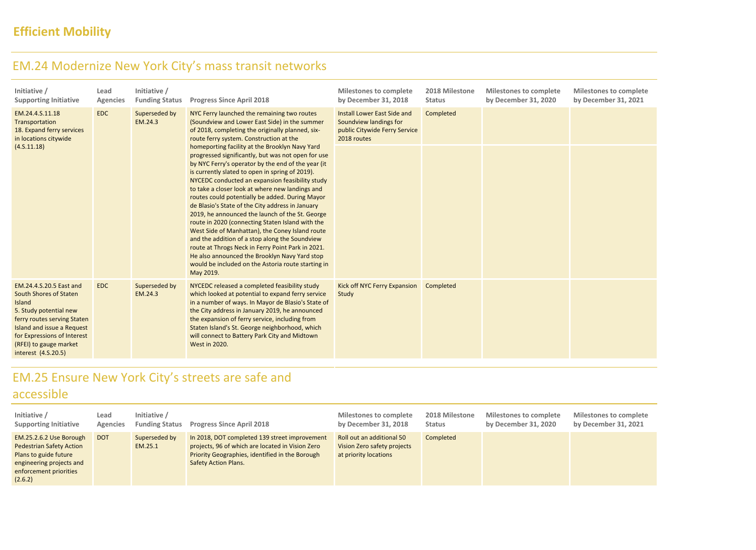# Efficient Mobility

## EM.24 Modernize New York City's mass transit networks

| Initiative / Supporting Initiative | Lead Agencies | Initiative / Funding Status | Progress Since April 2018 | Milestones to complete by December 31, 2018 | 2018 Milestone Status | Milestones to complete by December 31, 2020 | Milestones to complete by December 31, 2021 |
|---|---|---|---|---|---|---|---|
| EM.24.4.S.11.18 Transportation 18. Expand ferry services in locations citywide (4.S.11.18) | EDC | Superseded by EM.24.3 | NYC Ferry launched the remaining two routes (Soundview and Lower East Side) in the summer of 2018, completing the originally planned, six-route ferry system. Construction at the homeporting facility at the Brooklyn Navy Yard progressed significantly, but was not open for use by NYC Ferry's operator by the end of the year (it is currently slated to open in spring of 2019). NYCEDC conducted an expansion feasibility study to take a closer look at where new landings and routes could potentially be added. During Mayor de Blasio's State of the City address in January 2019, he announced the launch of the St. George route in 2020 (connecting Staten Island with the West Side of Manhattan), the Coney Island route and the addition of a stop along the Soundview route at Throgs Neck in Ferry Point Park in 2021. He also announced the Brooklyn Navy Yard stop would be included on the Astoria route starting in May 2019. | Install Lower East Side and Soundview landings for public Citywide Ferry Service 2018 routes | Completed | | |
| EM.24.4.S.20.5 East and South Shores of Staten Island 5. Study potential new ferry routes serving Staten Island and issue a Request for Expressions of Interest (RFEI) to gauge market interest (4.S.20.5) | EDC | Superseded by EM.24.3 | NYCEDC released a completed feasibility study which looked at potential to expand ferry service in a number of ways. In Mayor de Blasio's State of the City address in January 2019, he announced the expansion of ferry service, including from Staten Island's St. George neighborhood, which will connect to Battery Park City and Midtown West in 2020. | Kick off NYC Ferry Expansion Study | Completed | | |

## EM.25 Ensure New York City's streets are safe and accessible

| Initiative / Supporting Initiative | Lead Agencies | Initiative / Funding Status | Progress Since April 2018 | Milestones to complete by December 31, 2018 | 2018 Milestone Status | Milestones to complete by December 31, 2020 | Milestones to complete by December 31, 2021 |
|---|---|---|---|---|---|---|---|
| EM.25.2.6.2 Use Borough Pedestrian Safety Action Plans to guide future engineering projects and enforcement priorities (2.6.2) | DOT | Superseded by EM.25.1 | In 2018, DOT completed 139 street improvement projects, 96 of which are located in Vision Zero Priority Geographies, identified in the Borough Safety Action Plans. | Roll out an additional 50 Vision Zero safety projects at priority locations | Completed | | |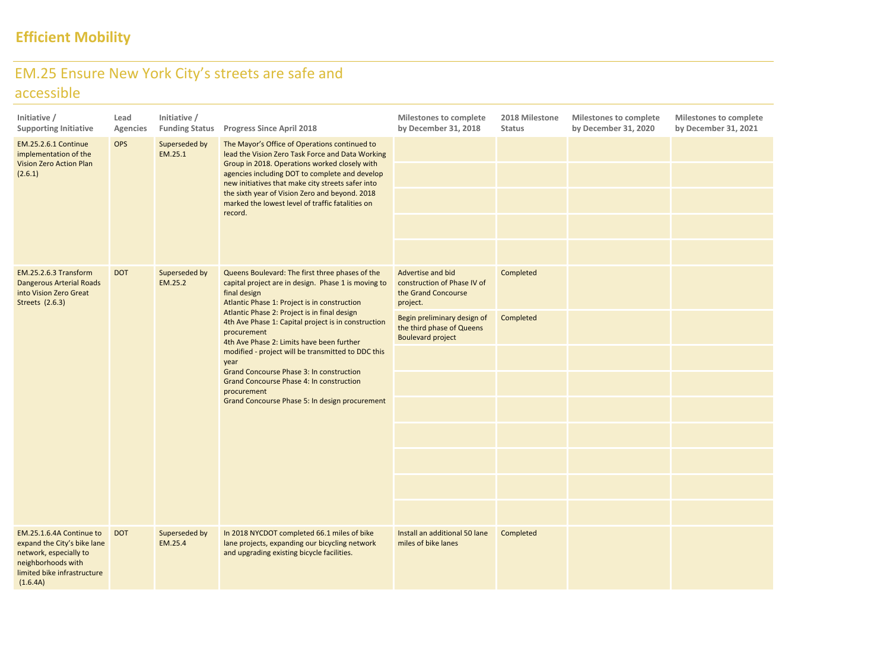# Efficient Mobility

## EM.25 Ensure New York City's streets are safe and accessible

| Initiative / Supporting Initiative | Lead Agencies | Initiative / Funding Status | Progress Since April 2018 | Milestones to complete by December 31, 2018 | 2018 Milestone Status | Milestones to complete by December 31, 2020 | Milestones to complete by December 31, 2021 |
|---|---|---|---|---|---|---|---|
| EM.25.2.6.1 Continue implementation of the Vision Zero Action Plan (2.6.1) | OPS | Superseded by EM.25.1 | The Mayor's Office of Operations continued to lead the Vision Zero Task Force and Data Working Group in 2018. Operations worked closely with agencies including DOT to complete and develop new initiatives that make city streets safer into the sixth year of Vision Zero and beyond. 2018 marked the lowest level of traffic fatalities on record. | | | | |
| EM.25.2.6.3 Transform Dangerous Arterial Roads into Vision Zero Great Streets (2.6.3) | DOT | Superseded by EM.25.2 | Queens Boulevard: The first three phases of the capital project are in design. Phase 1 is moving to final design<br>Atlantic Phase 1: Project is in construction<br>Atlantic Phase 2: Project is in final design<br>4th Ave Phase 1: Capital project is in construction procurement<br>4th Ave Phase 2: Limits have been further modified - project will be transmitted to DDC this year<br>Grand Concourse Phase 3: In construction<br>Grand Concourse Phase 4: In construction procurement<br>Grand Concourse Phase 5: In design procurement | Advertise and bid construction of Phase IV of the Grand Concourse project. | Completed | | |
| | | | | Begin preliminary design of the third phase of Queens Boulevard project | Completed | | |
| EM.25.1.6.4A Continue to expand the City's bike lane network, especially to neighborhoods with limited bike infrastructure (1.6.4A) | DOT | Superseded by EM.25.4 | In 2018 NYCDOT completed 66.1 miles of bike lane projects, expanding our bicycling network and upgrading existing bicycle facilities. | Install an additional 50 lane miles of bike lanes | Completed | | |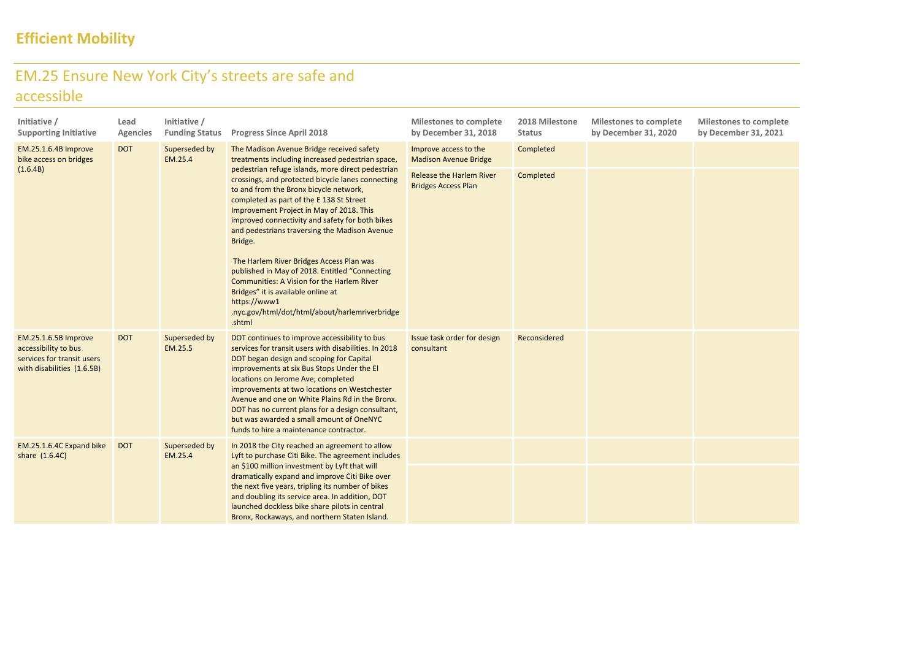# Efficient Mobility

## EM.25 Ensure New York City's streets are safe and accessible

| Initiative / Supporting Initiative | Lead Agencies | Initiative / Funding Status | Progress Since April 2018 | Milestones to complete by December 31, 2018 | 2018 Milestone Status | Milestones to complete by December 31, 2020 | Milestones to complete by December 31, 2021 |
|---|---|---|---|---|---|---|---|
| EM.25.1.6.4B Improve bike access on bridges (1.6.4B) | DOT | Superseded by EM.25.4 | The Madison Avenue Bridge received safety treatments including increased pedestrian space, pedestrian refuge islands, more direct pedestrian crossings, and protected bicycle lanes connecting to and from the Bronx bicycle network, completed as part of the E 138 St Street Improvement Project in May of 2018. This improved connectivity and safety for both bikes and pedestrians traversing the Madison Avenue Bridge.<br><br>The Harlem River Bridges Access Plan was published in May of 2018. Entitled "Connecting Communities: A Vision for the Harlem River Bridges" it is available online at https://www1.nyc.gov/html/dot/html/about/harlemriverbridge.shtml | Improve access to the Madison Avenue Bridge | Completed | | |
| | | | | Release the Harlem River Bridges Access Plan | Completed | | |
| EM.25.1.6.5B Improve accessibility to bus services for transit users with disabilities (1.6.5B) | DOT | Superseded by EM.25.5 | DOT continues to improve accessibility to bus services for transit users with disabilities. In 2018 DOT began design and scoping for Capital improvements at six Bus Stops Under the El locations on Jerome Ave; completed improvements at two locations on Westchester Avenue and one on White Plains Rd in the Bronx. DOT has no current plans for a design consultant, but was awarded a small amount of OneNYC funds to hire a maintenance contractor. | Issue task order for design consultant | Reconsidered | | |
| EM.25.1.6.4C Expand bike share (1.6.4C) | DOT | Superseded by EM.25.4 | In 2018 the City reached an agreement to allow Lyft to purchase Citi Bike. The agreement includes an $100 million investment by Lyft that will dramatically expand and improve Citi Bike over the next five years, tripling its number of bikes and doubling its service area. In addition, DOT launched dockless bike share pilots in central Bronx, Rockaways, and northern Staten Island. | | | | |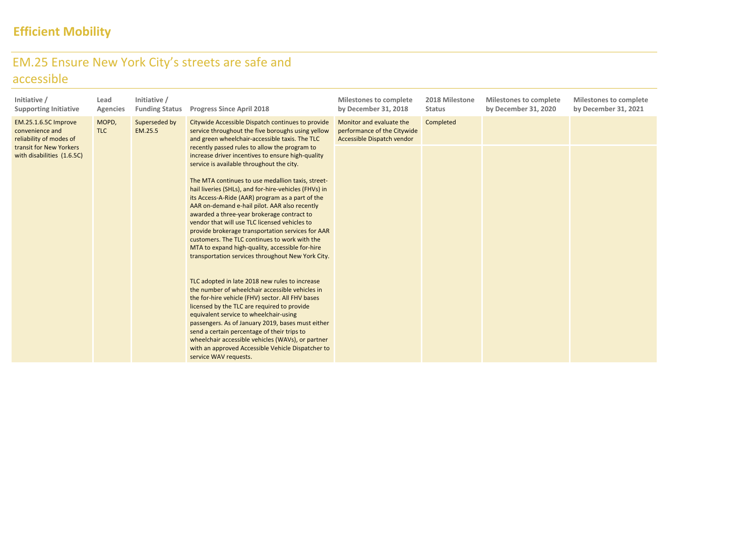# Efficient Mobility

## EM.25 Ensure New York City's streets are safe and accessible

| Initiative / Supporting Initiative | Lead Agencies | Initiative / Funding Status | Progress Since April 2018 | Milestones to complete by December 31, 2018 | 2018 Milestone Status | Milestones to complete by December 31, 2020 | Milestones to complete by December 31, 2021 |
|---|---|---|---|---|---|---|---|
| EM.25.1.6.5C Improve convenience and reliability of modes of transit for New Yorkers with disabilities (1.6.5C) | MOPD, TLC | Superseded by EM.25.5 | Citywide Accessible Dispatch continues to provide service throughout the five boroughs using yellow and green wheelchair-accessible taxis. The TLC recently passed rules to allow the program to increase driver incentives to ensure high-quality service is available throughout the city.<br><br>The MTA continues to use medallion taxis, street-hail liveries (SHLs), and for-hire-vehicles (FHVs) in its Access-A-Ride (AAR) program as a part of the AAR on-demand e-hail pilot. AAR also recently awarded a three-year brokerage contract to vendor that will use TLC licensed vehicles to provide brokerage transportation services for AAR customers. The TLC continues to work with the MTA to expand high-quality, accessible for-hire transportation services throughout New York City.<br><br>TLC adopted in late 2018 new rules to increase the number of wheelchair accessible vehicles in the for-hire vehicle (FHV) sector. All FHV bases licensed by the TLC are required to provide equivalent service to wheelchair-using passengers. As of January 2019, bases must either send a certain percentage of their trips to wheelchair accessible vehicles (WAVs), or partner with an approved Accessible Vehicle Dispatcher to service WAV requests. | Monitor and evaluate the performance of the Citywide Accessible Dispatch vendor | Completed | | |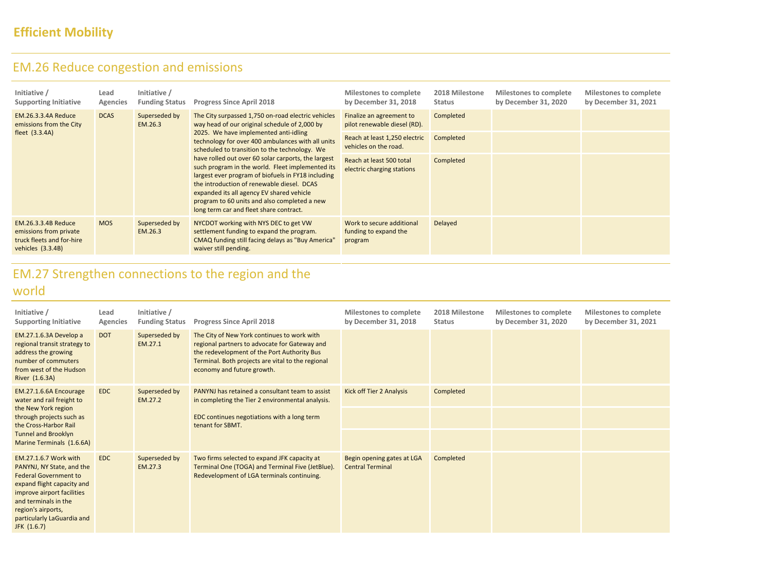# Efficient Mobility

## EM.26 Reduce congestion and emissions

| Initiative / Supporting Initiative | Lead Agencies | Initiative / Funding Status | Progress Since April 2018 | Milestones to complete by December 31, 2018 | 2018 Milestone Status | Milestones to complete by December 31, 2020 | Milestones to complete by December 31, 2021 |
|---|---|---|---|---|---|---|---|
| EM.26.3.3.4A Reduce emissions from the City fleet (3.3.4A) | DCAS | Superseded by EM.26.3 | The City surpassed 1,750 on-road electric vehicles way head of our original schedule of 2,000 by 2025. We have implemented anti-idling technology for over 400 ambulances with all units scheduled to transition to the technology. We have rolled out over 60 solar carports, the largest such program in the world. Fleet implemented its largest ever program of biofuels in FY18 including the introduction of renewable diesel. DCAS expanded its all agency EV shared vehicle program to 60 units and also completed a new long term car and fleet share contract. | Finalize an agreement to pilot renewable diesel (RD). | Completed | | |
| | | | | Reach at least 1,250 electric vehicles on the road. | Completed | | |
| | | | | Reach at least 500 total electric charging stations | Completed | | |
| EM.26.3.3.4B Reduce emissions from private truck fleets and for-hire vehicles (3.3.4B) | MOS | Superseded by EM.26.3 | NYCDOT working with NYS DEC to get VW settlement funding to expand the program. CMAQ funding still facing delays as "Buy America" waiver still pending. | Work to secure additional funding to expand the program | Delayed | | |

## EM.27 Strengthen connections to the region and the world

| Initiative / Supporting Initiative | Lead Agencies | Initiative / Funding Status | Progress Since April 2018 | Milestones to complete by December 31, 2018 | 2018 Milestone Status | Milestones to complete by December 31, 2020 | Milestones to complete by December 31, 2021 |
|---|---|---|---|---|---|---|---|
| EM.27.1.6.3A Develop a regional transit strategy to address the growing number of commuters from west of the Hudson River (1.6.3A) | DOT | Superseded by EM.27.1 | The City of New York continues to work with regional partners to advocate for Gateway and the redevelopment of the Port Authority Bus Terminal. Both projects are vital to the regional economy and future growth. | | | | |
| EM.27.1.6.6A Encourage water and rail freight to the New York region through projects such as the Cross-Harbor Rail Tunnel and Brooklyn Marine Terminals (1.6.6A) | EDC | Superseded by EM.27.2 | PANYNJ has retained a consultant team to assist in completing the Tier 2 environmental analysis. | Kick off Tier 2 Analysis | Completed | | |
| | | | EDC continues negotiations with a long term tenant for SBMT. | | | | |
| | | | | | | | |
| EM.27.1.6.7 Work with PANYNJ, NY State, and the Federal Government to expand flight capacity and improve airport facilities and terminals in the region's airports, particularly LaGuardia and JFK (1.6.7) | EDC | Superseded by EM.27.3 | Two firms selected to expand JFK capacity at Terminal One (TOGA) and Terminal Five (JetBlue). Redevelopment of LGA terminals continuing. | Begin opening gates at LGA Central Terminal | Completed | | |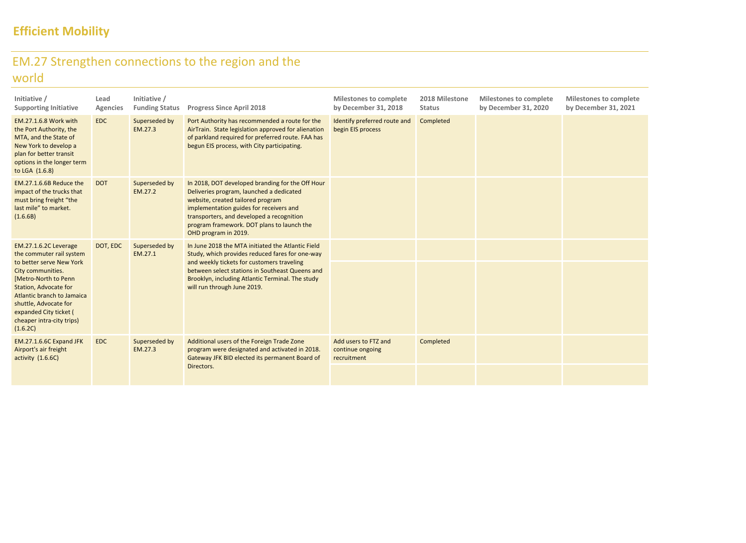# Efficient Mobility

## EM.27 Strengthen connections to the region and the world

| Initiative / Supporting Initiative | Lead Agencies | Initiative / Funding Status | Progress Since April 2018 | Milestones to complete by December 31, 2018 | 2018 Milestone Status | Milestones to complete by December 31, 2020 | Milestones to complete by December 31, 2021 |
|---|---|---|---|---|---|---|---|
| EM.27.1.6.8 Work with the Port Authority, the MTA, and the State of New York to develop a plan for better transit options in the longer term to LGA (1.6.8) | EDC | Superseded by EM.27.3 | Port Authority has recommended a route for the AirTrain. State legislation approved for alienation of parkland required for preferred route. FAA has begun EIS process, with City participating. | Identify preferred route and begin EIS process | Completed | | |
| EM.27.1.6.6B Reduce the impact of the trucks that must bring freight "the last mile" to market. (1.6.6B) | DOT | Superseded by EM.27.2 | In 2018, DOT developed branding for the Off Hour Deliveries program, launched a dedicated website, created tailored program implementation guides for receivers and transporters, and developed a recognition program framework. DOT plans to launch the OHD program in 2019. | | | | |
| EM.27.1.6.2C Leverage the commuter rail system to better serve New York City communities. [Metro-North to Penn Station, Advocate for Atlantic branch to Jamaica shuttle, Advocate for expanded City ticket ( cheaper intra-city trips) (1.6.2C) | DOT, EDC | Superseded by EM.27.1 | In June 2018 the MTA initiated the Atlantic Field Study, which provides reduced fares for one-way and weekly tickets for customers traveling between select stations in Southeast Queens and Brooklyn, including Atlantic Terminal. The study will run through June 2019. | | | | |
| EM.27.1.6.6C Expand JFK Airport's air freight activity (1.6.6C) | EDC | Superseded by EM.27.3 | Additional users of the Foreign Trade Zone program were designated and activated in 2018. Gateway JFK BID elected its permanent Board of Directors. | Add users to FTZ and continue ongoing recruitment | Completed | | |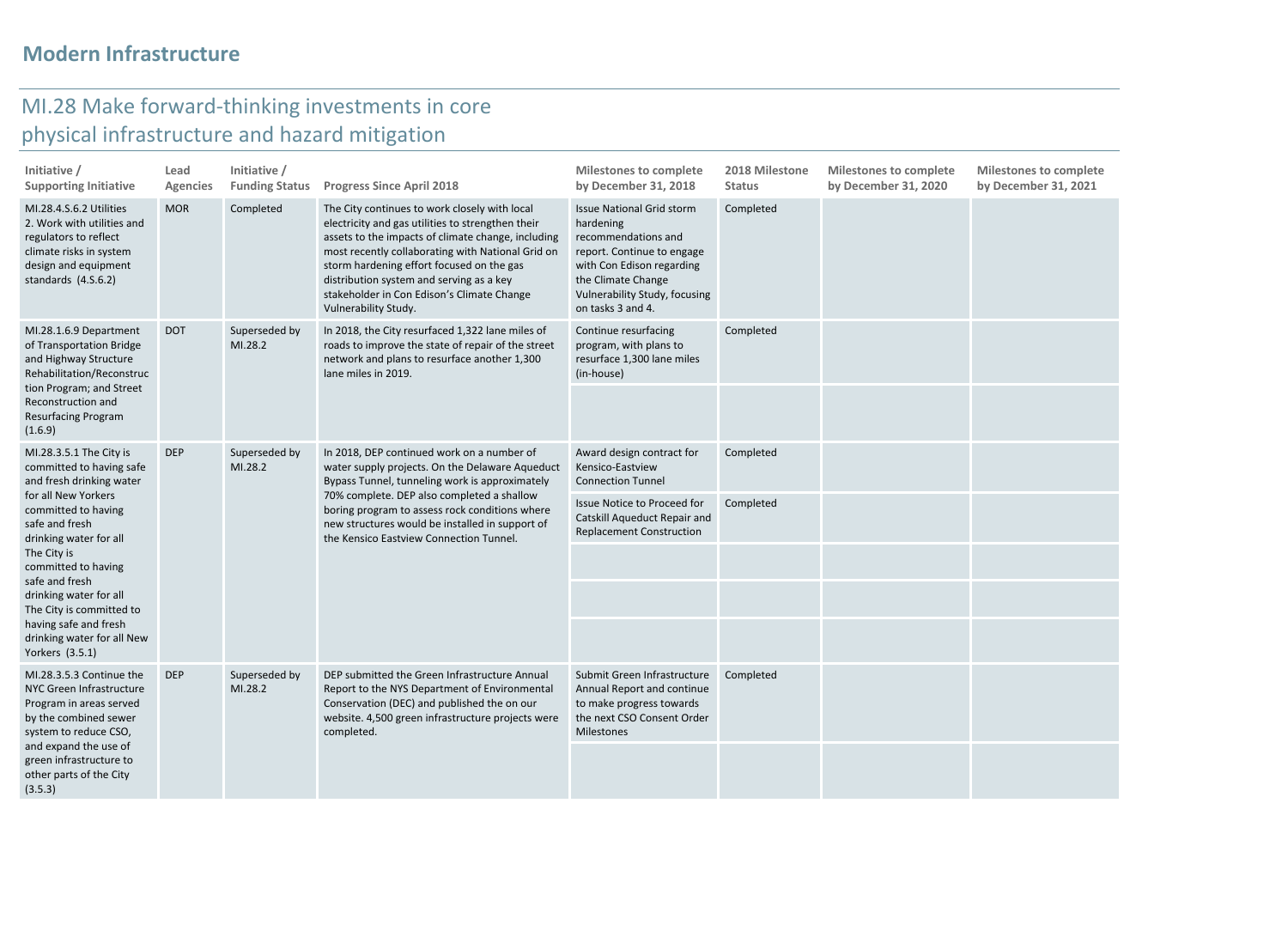## Modern Infrastructure

# MI.28 Make forward-thinking investments in core physical infrastructure and hazard mitigation

| Initiative / Supporting Initiative | Lead Agencies | Initiative / Funding Status | Progress Since April 2018 | Milestones to complete by December 31, 2018 | 2018 Milestone Status | Milestones to complete by December 31, 2020 | Milestones to complete by December 31, 2021 |
|---|---|---|---|---|---|---|---|
| MI.28.4.S.6.2 Utilities 2. Work with utilities and regulators to reflect climate risks in system design and equipment standards (4.S.6.2) | MOR | Completed | The City continues to work closely with local electricity and gas utilities to strengthen their assets to the impacts of climate change, including most recently collaborating with National Grid on storm hardening effort focused on the gas distribution system and serving as a key stakeholder in Con Edison's Climate Change Vulnerability Study. | Issue National Grid storm hardening recommendations and report. Continue to engage with Con Edison regarding the Climate Change Vulnerability Study, focusing on tasks 3 and 4. | Completed | | |
| MI.28.1.6.9 Department of Transportation Bridge and Highway Structure Rehabilitation/Reconstruction Program; and Street Reconstruction and Resurfacing Program (1.6.9) | DOT | Superseded by MI.28.2 | In 2018, the City resurfaced 1,322 lane miles of roads to improve the state of repair of the street network and plans to resurface another 1,300 lane miles in 2019. | Continue resurfacing program, with plans to resurface 1,300 lane miles (in-house) | Completed | | |
| | | | | | | | |
| MI.28.3.5.1 The City is committed to having safe and fresh drinking water for all New Yorkers committed to having safe and fresh drinking water for all The City is committed to having safe and fresh drinking water for all The City is committed to having safe and fresh drinking water for all New Yorkers (3.5.1) | DEP | Superseded by MI.28.2 | In 2018, DEP continued work on a number of water supply projects. On the Delaware Aqueduct Bypass Tunnel, tunneling work is approximately 70% complete. DEP also completed a shallow boring program to assess rock conditions where new structures would be installed in support of the Kensico Eastview Connection Tunnel. | Award design contract for Kensico-Eastview Connection Tunnel | Completed | | |
| | | | | Issue Notice to Proceed for Catskill Aqueduct Repair and Replacement Construction | Completed | | |
| | | | | | | | |
| | | | | | | | |
| | | | | | | | |
| MI.28.3.5.3 Continue the NYC Green Infrastructure Program in areas served by the combined sewer system to reduce CSO, and expand the use of green infrastructure to other parts of the City (3.5.3) | DEP | Superseded by MI.28.2 | DEP submitted the Green Infrastructure Annual Report to the NYS Department of Environmental Conservation (DEC) and published the on our website. 4,500 green infrastructure projects were completed. | Submit Green Infrastructure Annual Report and continue to make progress towards the next CSO Consent Order Milestones | Completed | | |
| | | | | | | | |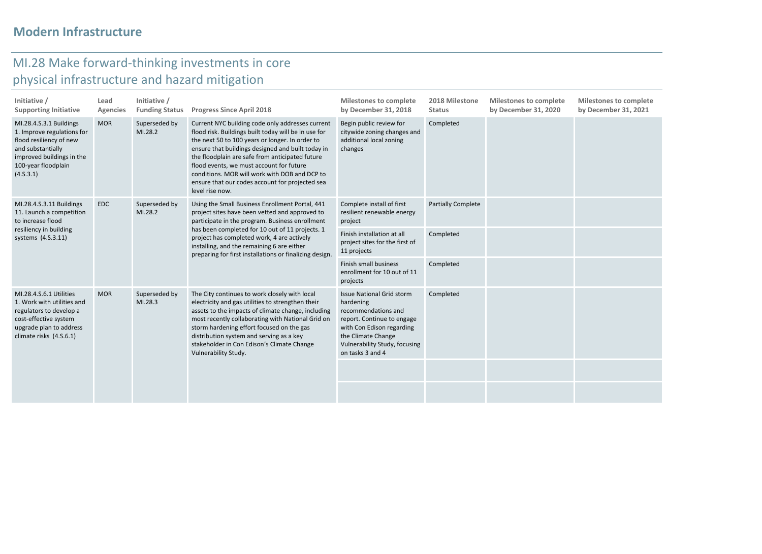## Modern Infrastructure

# MI.28 Make forward-thinking investments in core physical infrastructure and hazard mitigation

| Initiative / Supporting Initiative | Lead Agencies | Initiative / Funding Status | Progress Since April 2018 | Milestones to complete by December 31, 2018 | 2018 Milestone Status | Milestones to complete by December 31, 2020 | Milestones to complete by December 31, 2021 |
|---|---|---|---|---|---|---|---|
| MI.28.4.S.3.1 Buildings 1. Improve regulations for flood resiliency of new and substantially improved buildings in the 100-year floodplain (4.S.3.1) | MOR | Superseded by MI.28.2 | Current NYC building code only addresses current flood risk. Buildings built today will be in use for the next 50 to 100 years or longer. In order to ensure that buildings designed and built today in the floodplain are safe from anticipated future flood events, we must account for future conditions. MOR will work with DOB and DCP to ensure that our codes account for projected sea level rise now. | Begin public review for citywide zoning changes and additional local zoning changes | Completed | | |
| MI.28.4.S.3.11 Buildings 11. Launch a competition to increase flood resiliency in building systems (4.S.3.11) | EDC | Superseded by MI.28.2 | Using the Small Business Enrollment Portal, 441 project sites have been vetted and approved to participate in the program. Business enrollment has been completed for 10 out of 11 projects. 1 project has completed work, 4 are actively installing, and the remaining 6 are either preparing for first installations or finalizing design. | Complete install of first resilient renewable energy project | Partially Complete | | |
| | | | | Finish installation at all project sites for the first of 11 projects | Completed | | |
| | | | | Finish small business enrollment for 10 out of 11 projects | Completed | | |
| MI.28.4.S.6.1 Utilities 1. Work with utilities and regulators to develop a cost-effective system upgrade plan to address climate risks (4.S.6.1) | MOR | Superseded by MI.28.3 | The City continues to work closely with local electricity and gas utilities to strengthen their assets to the impacts of climate change, including most recently collaborating with National Grid on storm hardening effort focused on the gas distribution system and serving as a key stakeholder in Con Edison's Climate Change Vulnerability Study. | Issue National Grid storm hardening recommendations and report. Continue to engage with Con Edison regarding the Climate Change Vulnerability Study, focusing on tasks 3 and 4 | Completed | | |
| | | | | | | | |
| | | | | | | | |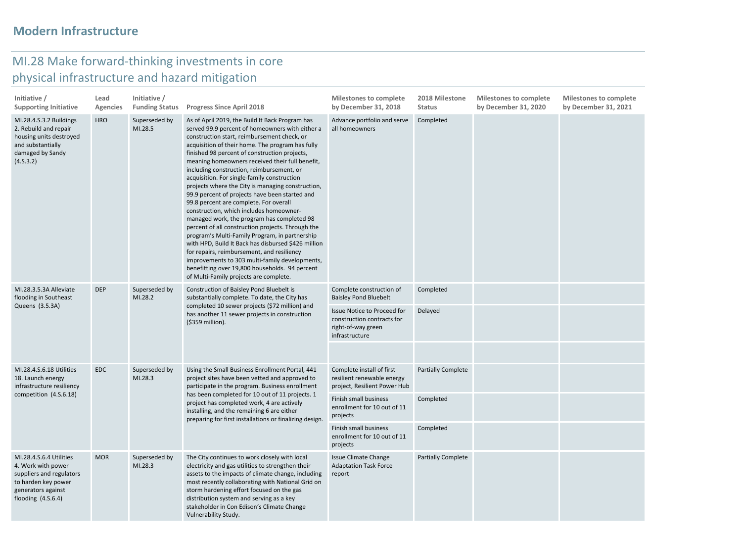## Modern Infrastructure

### MI.28 Make forward-thinking investments in core physical infrastructure and hazard mitigation

| Initiative / Supporting Initiative | Lead Agencies | Initiative / Funding Status | Progress Since April 2018 | Milestones to complete by December 31, 2018 | 2018 Milestone Status | Milestones to complete by December 31, 2020 | Milestones to complete by December 31, 2021 |
|---|---|---|---|---|---|---|---|
| MI.28.4.S.3.2 Buildings 2. Rebuild and repair housing units destroyed and substantially damaged by Sandy (4.S.3.2) | HRO | Superseded by MI.28.5 | As of April 2019, the Build It Back Program has served 99.9 percent of homeowners with either a construction start, reimbursement check, or acquisition of their home. The program has fully finished 98 percent of construction projects, meaning homeowners received their full benefit, including construction, reimbursement, or acquisition. For single-family construction projects where the City is managing construction, 99.9 percent of projects have been started and 99.8 percent are complete. For overall construction, which includes homeowner-managed work, the program has completed 98 percent of all construction projects. Through the program's Multi-Family Program, in partnership with HPD, Build It Back has disbursed $426 million for repairs, reimbursement, and resiliency improvements to 303 multi-family developments, benefitting over 19,800 households. 94 percent of Multi-Family projects are complete. | Advance portfolio and serve all homeowners | Completed | | |
| MI.28.3.5.3A Alleviate flooding in Southeast Queens (3.5.3A) | DEP | Superseded by MI.28.2 | Construction of Baisley Pond Bluebelt is substantially complete. To date, the City has completed 10 sewer projects ($72 million) and has another 11 sewer projects in construction ($359 million). | Complete construction of Baisley Pond Bluebelt | Completed | | |
| | | | | Issue Notice to Proceed for construction contracts for right-of-way green infrastructure | Delayed | | |
| | | | | | | | |
| MI.28.4.S.6.18 Utilities 18. Launch energy infrastructure resiliency competition (4.S.6.18) | EDC | Superseded by MI.28.3 | Using the Small Business Enrollment Portal, 441 project sites have been vetted and approved to participate in the program. Business enrollment has been completed for 10 out of 11 projects. 1 project has completed work, 4 are actively installing, and the remaining 6 are either preparing for first installations or finalizing design. | Complete install of first resilient renewable energy project, Resilient Power Hub | Partially Complete | | |
| | | | | Finish small business enrollment for 10 out of 11 projects | Completed | | |
| | | | | Finish small business enrollment for 10 out of 11 projects | Completed | | |
| MI.28.4.S.6.4 Utilities 4. Work with power suppliers and regulators to harden key power generators against flooding (4.S.6.4) | MOR | Superseded by MI.28.3 | The City continues to work closely with local electricity and gas utilities to strengthen their assets to the impacts of climate change, including most recently collaborating with National Grid on storm hardening effort focused on the gas distribution system and serving as a key stakeholder in Con Edison's Climate Change Vulnerability Study. | Issue Climate Change Adaptation Task Force report | Partially Complete | | |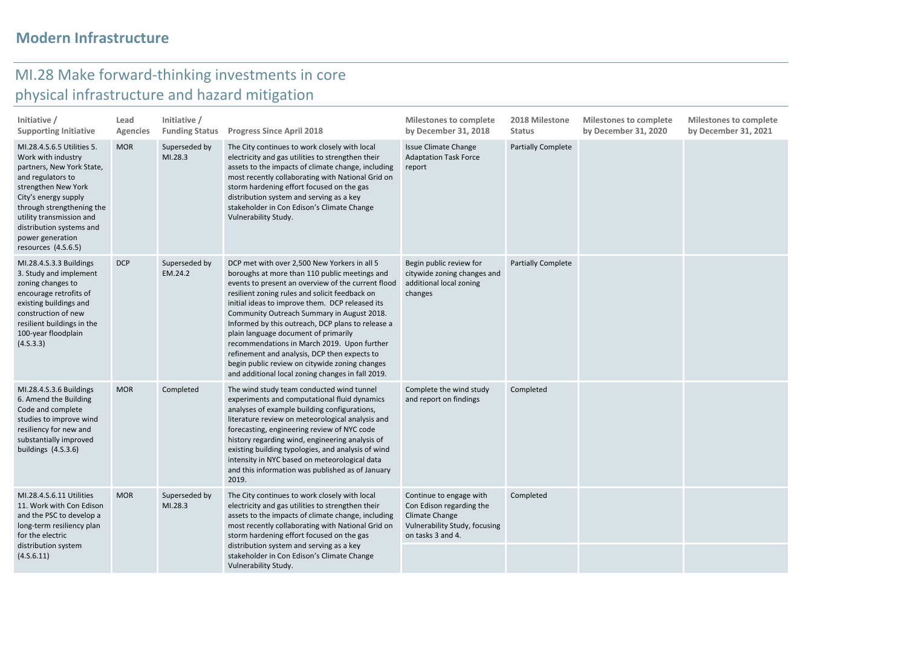## Modern Infrastructure

### MI.28 Make forward-thinking investments in core physical infrastructure and hazard mitigation

| Initiative / Supporting Initiative | Lead Agencies | Initiative / Funding Status | Progress Since April 2018 | Milestones to complete by December 31, 2018 | 2018 Milestone Status | Milestones to complete by December 31, 2020 | Milestones to complete by December 31, 2021 |
|---|---|---|---|---|---|---|---|
| MI.28.4.S.6.5 Utilities 5. Work with industry partners, New York State, and regulators to strengthen New York City's energy supply through strengthening the utility transmission and distribution systems and power generation resources (4.S.6.5) | MOR | Superseded by MI.28.3 | The City continues to work closely with local electricity and gas utilities to strengthen their assets to the impacts of climate change, including most recently collaborating with National Grid on storm hardening effort focused on the gas distribution system and serving as a key stakeholder in Con Edison's Climate Change Vulnerability Study. | Issue Climate Change Adaptation Task Force report | Partially Complete | | |
| MI.28.4.S.3.3 Buildings 3. Study and implement zoning changes to encourage retrofits of existing buildings and construction of new resilient buildings in the 100-year floodplain (4.S.3.3) | DCP | Superseded by EM.24.2 | DCP met with over 2,500 New Yorkers in all 5 boroughs at more than 110 public meetings and events to present an overview of the current flood resilient zoning rules and solicit feedback on initial ideas to improve them. DCP released its Community Outreach Summary in August 2018. Informed by this outreach, DCP plans to release a plain language document of primarily recommendations in March 2019. Upon further refinement and analysis, DCP then expects to begin public review on citywide zoning changes and additional local zoning changes in fall 2019. | Begin public review for citywide zoning changes and additional local zoning changes | Partially Complete | | |
| MI.28.4.S.3.6 Buildings 6. Amend the Building Code and complete studies to improve wind resiliency for new and substantially improved buildings (4.S.3.6) | MOR | Completed | The wind study team conducted wind tunnel experiments and computational fluid dynamics analyses of example building configurations, literature review on meteorological analysis and forecasting, engineering review of NYC code history regarding wind, engineering analysis of existing building typologies, and analysis of wind intensity in NYC based on meteorological data and this information was published as of January 2019. | Complete the wind study and report on findings | Completed | | |
| MI.28.4.S.6.11 Utilities 11. Work with Con Edison and the PSC to develop a long-term resiliency plan for the electric distribution system (4.S.6.11) | MOR | Superseded by MI.28.3 | The City continues to work closely with local electricity and gas utilities to strengthen their assets to the impacts of climate change, including most recently collaborating with National Grid on storm hardening effort focused on the gas distribution system and serving as a key stakeholder in Con Edison's Climate Change Vulnerability Study. | Continue to engage with Con Edison regarding the Climate Change Vulnerability Study, focusing on tasks 3 and 4. | Completed | | |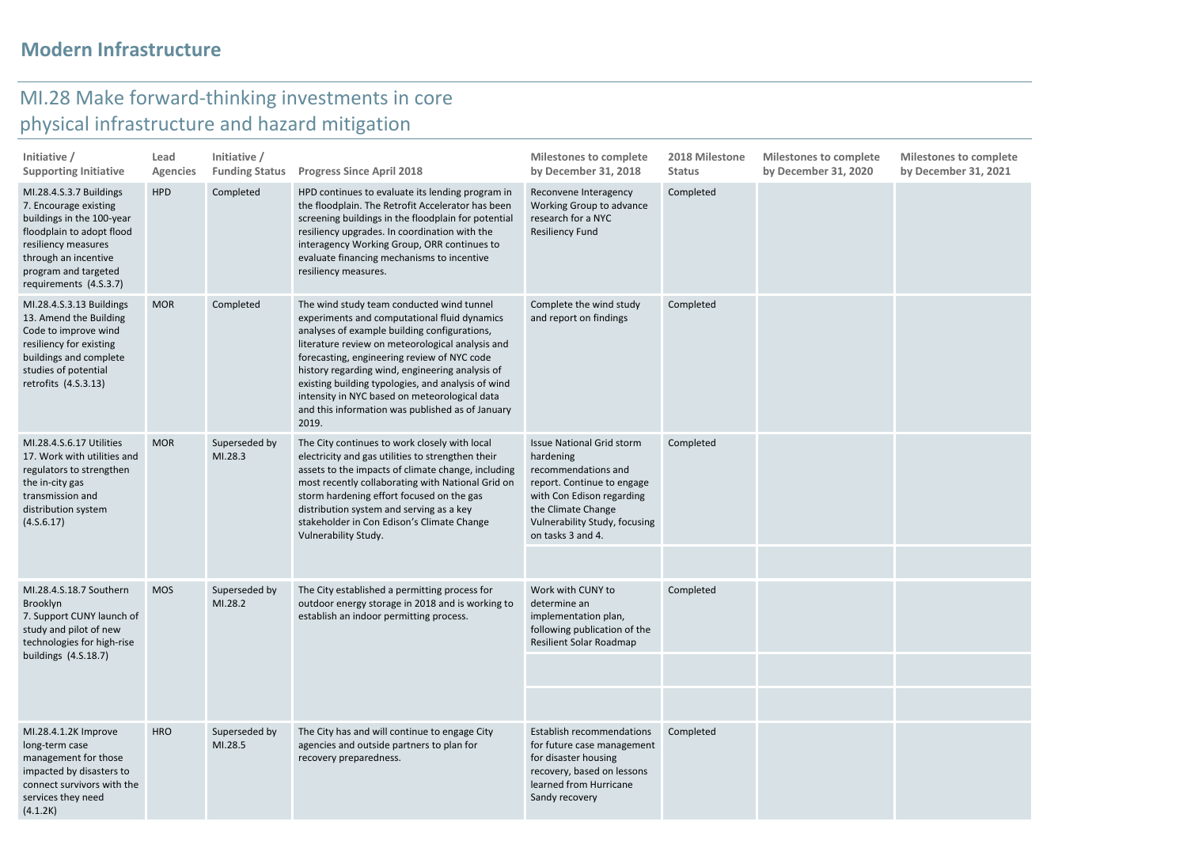## Modern Infrastructure

### MI.28 Make forward-thinking investments in core physical infrastructure and hazard mitigation

| Initiative / Supporting Initiative | Lead Agencies | Initiative / Funding Status | Progress Since April 2018 | Milestones to complete by December 31, 2018 | 2018 Milestone Status | Milestones to complete by December 31, 2020 | Milestones to complete by December 31, 2021 |
|---|---|---|---|---|---|---|---|
| MI.28.4.S.3.7 Buildings 7. Encourage existing buildings in the 100-year floodplain to adopt flood resiliency measures through an incentive program and targeted requirements (4.S.3.7) | HPD | Completed | HPD continues to evaluate its lending program in the floodplain. The Retrofit Accelerator has been screening buildings in the floodplain for potential resiliency upgrades. In coordination with the interagency Working Group, ORR continues to evaluate financing mechanisms to incentive resiliency measures. | Reconvene Interagency Working Group to advance research for a NYC Resiliency Fund | Completed | | |
| MI.28.4.S.3.13 Buildings 13. Amend the Building Code to improve wind resiliency for existing buildings and complete studies of potential retrofits (4.S.3.13) | MOR | Completed | The wind study team conducted wind tunnel experiments and computational fluid dynamics analyses of example building configurations, literature review on meteorological analysis and forecasting, engineering review of NYC code history regarding wind, engineering analysis of existing building typologies, and analysis of wind intensity in NYC based on meteorological data and this information was published as of January 2019. | Complete the wind study and report on findings | Completed | | |
| MI.28.4.S.6.17 Utilities 17. Work with utilities and regulators to strengthen the in-city gas transmission and distribution system (4.S.6.17) | MOR | Superseded by MI.28.3 | The City continues to work closely with local electricity and gas utilities to strengthen their assets to the impacts of climate change, including most recently collaborating with National Grid on storm hardening effort focused on the gas distribution system and serving as a key stakeholder in Con Edison's Climate Change Vulnerability Study. | Issue National Grid storm hardening recommendations and report. Continue to engage with Con Edison regarding the Climate Change Vulnerability Study, focusing on tasks 3 and 4. | Completed | | |
| | | | | | | | |
| MI.28.4.S.18.7 Southern Brooklyn 7. Support CUNY launch of study and pilot of new technologies for high-rise buildings (4.S.18.7) | MOS | Superseded by MI.28.2 | The City established a permitting process for outdoor energy storage in 2018 and is working to establish an indoor permitting process. | Work with CUNY to determine an implementation plan, following publication of the Resilient Solar Roadmap | Completed | | |
| | | | | | | | |
| | | | | | | | |
| MI.28.4.1.2K Improve long-term case management for those impacted by disasters to connect survivors with the services they need (4.1.2K) | HRO | Superseded by MI.28.5 | The City has and will continue to engage City agencies and outside partners to plan for recovery preparedness. | Establish recommendations for future case management for disaster housing recovery, based on lessons learned from Hurricane Sandy recovery | Completed | | |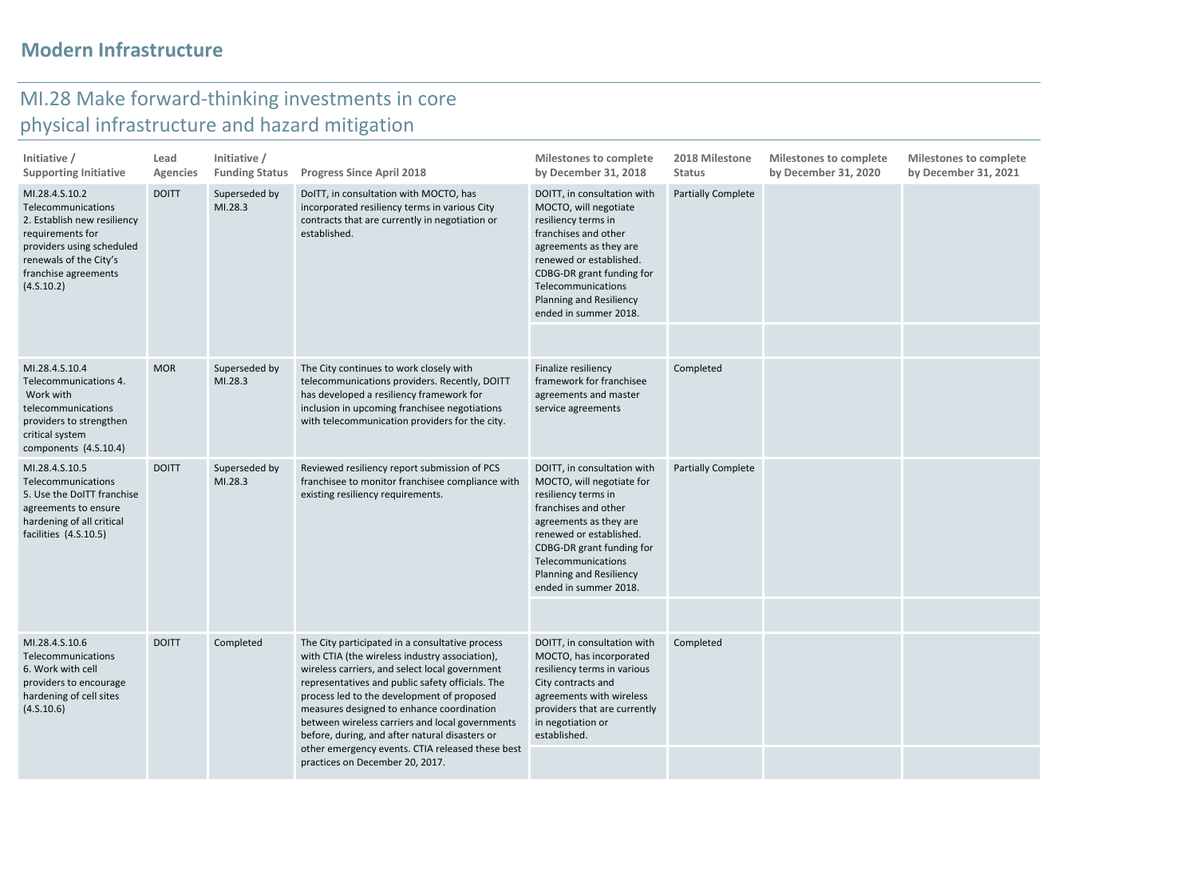## Modern Infrastructure

### MI.28 Make forward-thinking investments in core physical infrastructure and hazard mitigation

| Initiative / Supporting Initiative | Lead Agencies | Initiative / Funding Status | Progress Since April 2018 | Milestones to complete by December 31, 2018 | 2018 Milestone Status | Milestones to complete by December 31, 2020 | Milestones to complete by December 31, 2021 |
|---|---|---|---|---|---|---|---|
| MI.28.4.S.10.2 Telecommunications 2. Establish new resiliency requirements for providers using scheduled renewals of the City's franchise agreements (4.S.10.2) | DOITT | Superseded by MI.28.3 | DoITT, in consultation with MOCTO, has incorporated resiliency terms in various City contracts that are currently in negotiation or established. | DOITT, in consultation with MOCTO, will negotiate resiliency terms in franchises and other agreements as they are renewed or established. CDBG-DR grant funding for Telecommunications Planning and Resiliency ended in summer 2018. | Partially Complete | | |
| MI.28.4.S.10.4 Telecommunications 4. Work with telecommunications providers to strengthen critical system components (4.S.10.4) | MOR | Superseded by MI.28.3 | The City continues to work closely with telecommunications providers. Recently, DOITT has developed a resiliency framework for inclusion in upcoming franchisee negotiations with telecommunication providers for the city. | Finalize resiliency framework for franchisee agreements and master service agreements | Completed | | |
| MI.28.4.S.10.5 Telecommunications 5. Use the DoITT franchise agreements to ensure hardening of all critical facilities (4.S.10.5) | DOITT | Superseded by MI.28.3 | Reviewed resiliency report submission of PCS franchisee to monitor franchisee compliance with existing resiliency requirements. | DOITT, in consultation with MOCTO, will negotiate for resiliency terms in franchises and other agreements as they are renewed or established. CDBG-DR grant funding for Telecommunications Planning and Resiliency ended in summer 2018. | Partially Complete | | |
| MI.28.4.S.10.6 Telecommunications 6. Work with cell providers to encourage hardening of cell sites (4.S.10.6) | DOITT | Completed | The City participated in a consultative process with CTIA (the wireless industry association), wireless carriers, and select local government representatives and public safety officials. The process led to the development of proposed measures designed to enhance coordination between wireless carriers and local governments before, during, and after natural disasters or other emergency events. CTIA released these best practices on December 20, 2017. | DOITT, in consultation with MOCTO, has incorporated resiliency terms in various City contracts and agreements with wireless providers that are currently in negotiation or established. | Completed | | |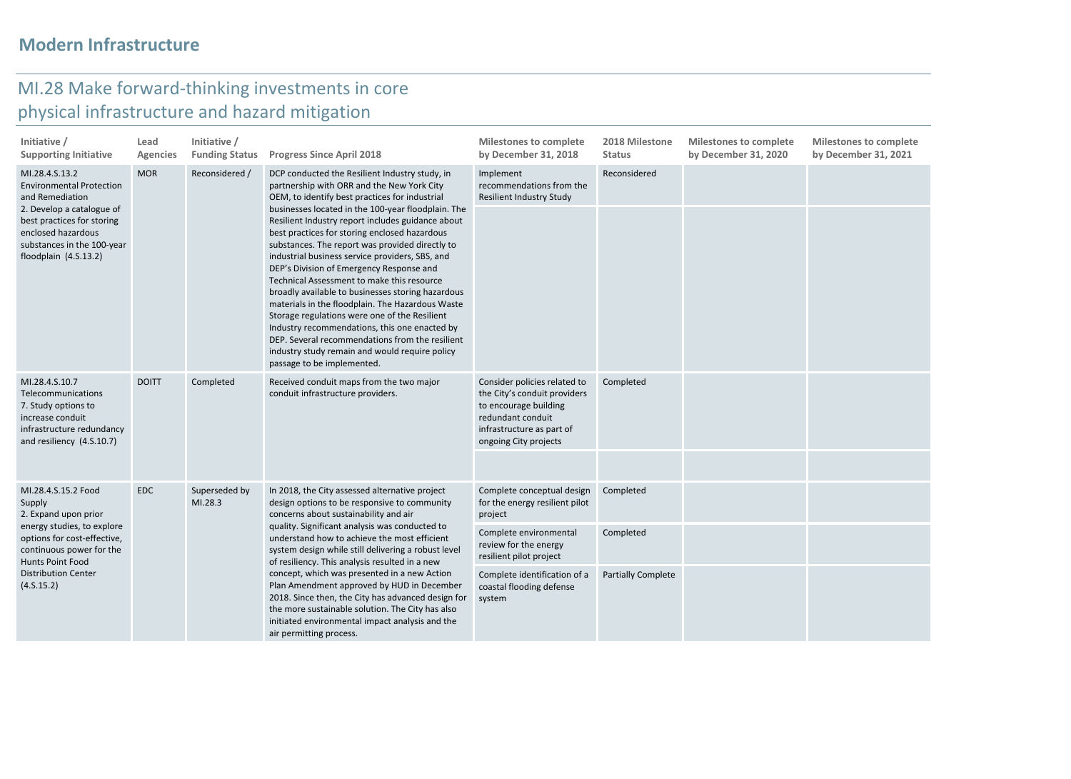## Modern Infrastructure

### MI.28 Make forward-thinking investments in core physical infrastructure and hazard mitigation

| Initiative / Supporting Initiative | Lead Agencies | Initiative / Funding Status | Progress Since April 2018 | Milestones to complete by December 31, 2018 | 2018 Milestone Status | Milestones to complete by December 31, 2020 | Milestones to complete by December 31, 2021 |
|---|---|---|---|---|---|---|---|
| MI.28.4.S.13.2 Environmental Protection and Remediation 2. Develop a catalogue of best practices for storing enclosed hazardous substances in the 100-year floodplain (4.S.13.2) | MOR | Reconsidered / | DCP conducted the Resilient Industry study, in partnership with ORR and the New York City OEM, to identify best practices for industrial businesses located in the 100-year floodplain. The Resilient Industry report includes guidance about best practices for storing enclosed hazardous substances. The report was provided directly to industrial business service providers, SBS, and DEP's Division of Emergency Response and Technical Assessment to make this resource broadly available to businesses storing hazardous materials in the floodplain. The Hazardous Waste Storage regulations were one of the Resilient Industry recommendations, this one enacted by DEP. Several recommendations from the resilient industry study remain and would require policy passage to be implemented. | Implement recommendations from the Resilient Industry Study | Reconsidered | | |
| | | | | | | | |
| MI.28.4.S.10.7 Telecommunications 7. Study options to increase conduit infrastructure redundancy and resiliency (4.S.10.7) | DOITT | Completed | Received conduit maps from the two major conduit infrastructure providers. | Consider policies related to the City's conduit providers to encourage building redundant conduit infrastructure as part of ongoing City projects | Completed | | |
| | | | | | | | |
| MI.28.4.S.15.2 Food Supply 2. Expand upon prior energy studies, to explore options for cost-effective, continuous power for the Hunts Point Food Distribution Center (4.S.15.2) | EDC | Superseded by MI.28.3 | In 2018, the City assessed alternative project design options to be responsive to community concerns about sustainability and air quality. Significant analysis was conducted to understand how to achieve the most efficient system design while still delivering a robust level of resiliency. This analysis resulted in a new concept, which was presented in a new Action Plan Amendment approved by HUD in December 2018. Since then, the City has advanced design for the more sustainable solution. The City has also initiated environmental impact analysis and the air permitting process. | Complete conceptual design for the energy resilient pilot project | Completed | | |
| | | | | Complete environmental review for the energy resilient pilot project | Completed | | |
| | | | | Complete identification of a coastal flooding defense system | Partially Complete | | |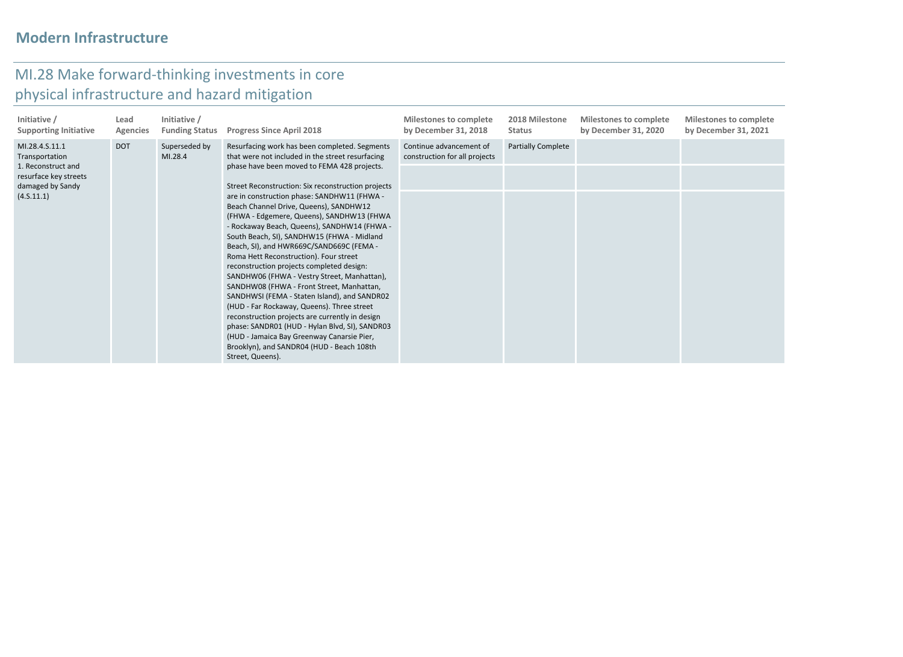## Modern Infrastructure

## MI.28 Make forward-thinking investments in core physical infrastructure and hazard mitigation

| Initiative / Supporting Initiative | Lead Agencies | Initiative / Funding Status | Progress Since April 2018 | Milestones to complete by December 31, 2018 | 2018 Milestone Status | Milestones to complete by December 31, 2020 | Milestones to complete by December 31, 2021 |
|---|---|---|---|---|---|---|---|
| MI.28.4.S.11.1 Transportation 1. Reconstruct and resurface key streets damaged by Sandy (4.S.11.1) | DOT | Superseded by MI.28.4 | Resurfacing work has been completed. Segments that were not included in the street resurfacing phase have been moved to FEMA 428 projects.<br><br>Street Reconstruction: Six reconstruction projects are in construction phase: SANDHW11 (FHWA - Beach Channel Drive, Queens), SANDHW12 (FHWA - Edgemere, Queens), SANDHW13 (FHWA - Rockaway Beach, Queens), SANDHW14 (FHWA - South Beach, SI), SANDHW15 (FHWA - Midland Beach, SI), and HWR669C/SAND669C (FEMA - Roma Hett Reconstruction). Four street reconstruction projects completed design: SANDHW06 (FHWA - Vestry Street, Manhattan), SANDHW08 (FHWA - Front Street, Manhattan, SANDHWSI (FEMA - Staten Island), and SANDR02 (HUD - Far Rockaway, Queens). Three street reconstruction projects are currently in design phase: SANDR01 (HUD - Hylan Blvd, SI), SANDR03 (HUD - Jamaica Bay Greenway Canarsie Pier, Brooklyn), and SANDR04 (HUD - Beach 108th Street, Queens). | Continue advancement of construction for all projects | Partially Complete | | |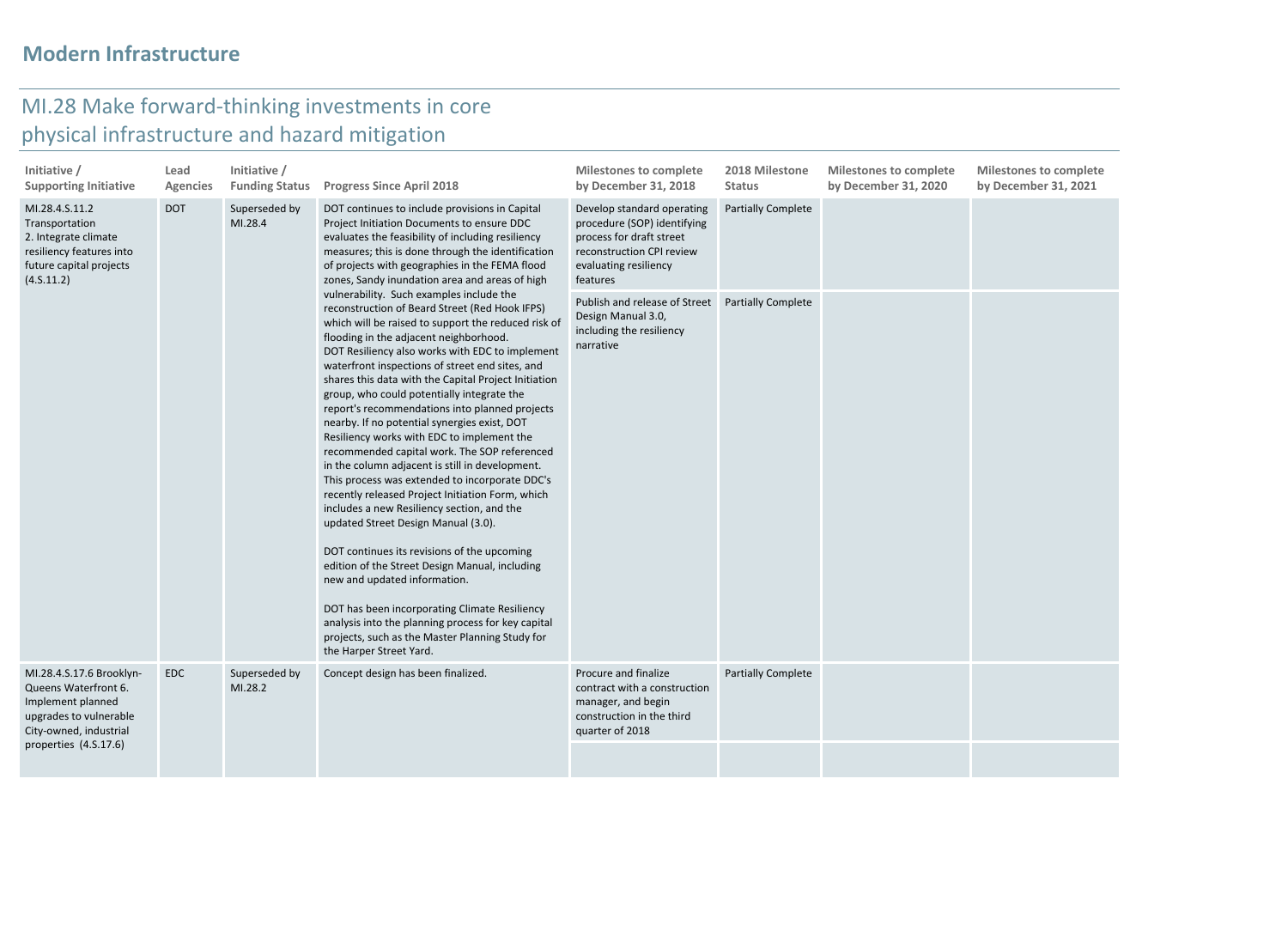## Modern Infrastructure

### MI.28 Make forward-thinking investments in core physical infrastructure and hazard mitigation

| Initiative / Supporting Initiative | Lead Agencies | Initiative / Funding Status | Progress Since April 2018 | Milestones to complete by December 31, 2018 | 2018 Milestone Status | Milestones to complete by December 31, 2020 | Milestones to complete by December 31, 2021 |
|---|---|---|---|---|---|---|---|
| MI.28.4.S.11.2 Transportation 2. Integrate climate resiliency features into future capital projects (4.S.11.2) | DOT | Superseded by MI.28.4 | DOT continues to include provisions in Capital Project Initiation Documents to ensure DDC evaluates the feasibility of including resiliency measures; this is done through the identification of projects with geographies in the FEMA flood zones, Sandy inundation area and areas of high vulnerability. Such examples include the reconstruction of Beard Street (Red Hook IFPS) which will be raised to support the reduced risk of flooding in the adjacent neighborhood. DOT Resiliency also works with EDC to implement waterfront inspections of street end sites, and shares this data with the Capital Project Initiation group, who could potentially integrate the report's recommendations into planned projects nearby. If no potential synergies exist, DOT Resiliency works with EDC to implement the recommended capital work. The SOP referenced in the column adjacent is still in development. This process was extended to incorporate DDC's recently released Project Initiation Form, which includes a new Resiliency section, and the updated Street Design Manual (3.0).<br><br>DOT continues its revisions of the upcoming edition of the Street Design Manual, including new and updated information.<br><br>DOT has been incorporating Climate Resiliency analysis into the planning process for key capital projects, such as the Master Planning Study for the Harper Street Yard. | Develop standard operating procedure (SOP) identifying process for draft street reconstruction CPI review evaluating resiliency features | Partially Complete | | |
| | | | | Publish and release of Street Design Manual 3.0, including the resiliency narrative | Partially Complete | | |
| MI.28.4.S.17.6 Brooklyn-Queens Waterfront 6. Implement planned upgrades to vulnerable City-owned, industrial properties (4.S.17.6) | EDC | Superseded by MI.28.2 | Concept design has been finalized. | Procure and finalize contract with a construction manager, and begin construction in the third quarter of 2018 | Partially Complete | | |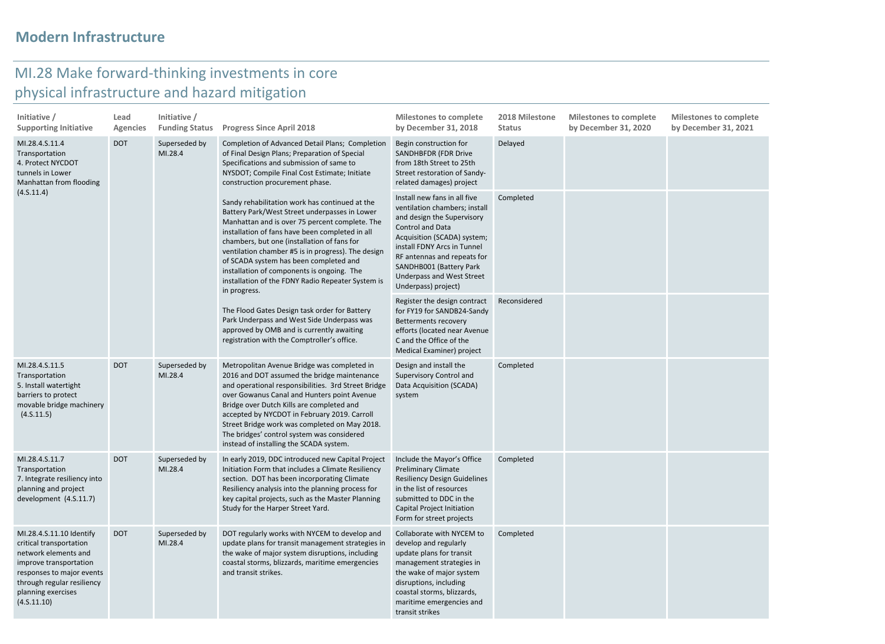## Modern Infrastructure

# MI.28 Make forward-thinking investments in core physical infrastructure and hazard mitigation

| Initiative / Supporting Initiative | Lead Agencies | Initiative / Funding Status | Progress Since April 2018 | Milestones to complete by December 31, 2018 | 2018 Milestone Status | Milestones to complete by December 31, 2020 | Milestones to complete by December 31, 2021 |
|---|---|---|---|---|---|---|---|
| MI.28.4.S.11.4 Transportation 4. Protect NYCDOT tunnels in Lower Manhattan from flooding (4.S.11.4) | DOT | Superseded by MI.28.4 | Completion of Advanced Detail Plans; Completion of Final Design Plans; Preparation of Special Specifications and submission of same to NYSDOT; Compile Final Cost Estimate; Initiate construction procurement phase. | Begin construction for SANDHBFDR (FDR Drive from 18th Street to 25th Street restoration of Sandy-related damages) project | Delayed | | |
| | | | Sandy rehabilitation work has continued at the Battery Park/West Street underpasses in Lower Manhattan and is over 75 percent complete. The installation of fans have been completed in all chambers, but one (installation of fans for ventilation chamber #5 is in progress). The design of SCADA system has been completed and installation of components is ongoing. The installation of the FDNY Radio Repeater System is in progress. | Install new fans in all five ventilation chambers; install and design the Supervisory Control and Data Acquisition (SCADA) system; install FDNY Arcs in Tunnel RF antennas and repeats for SANDHB001 (Battery Park Underpass and West Street Underpass) project) | Completed | | |
| | | | The Flood Gates Design task order for Battery Park Underpass and West Side Underpass was approved by OMB and is currently awaiting registration with the Comptroller's office. | Register the design contract for FY19 for SANDB24-Sandy Betterments recovery efforts (located near Avenue C and the Office of the Medical Examiner) project | Reconsidered | | |
| MI.28.4.S.11.5 Transportation 5. Install watertight barriers to protect movable bridge machinery (4.S.11.5) | DOT | Superseded by MI.28.4 | Metropolitan Avenue Bridge was completed in 2016 and DOT assumed the bridge maintenance and operational responsibilities. 3rd Street Bridge over Gowanus Canal and Hunters point Avenue Bridge over Dutch Kills are completed and accepted by NYCDOT in February 2019. Carroll Street Bridge work was completed on May 2018. The bridges' control system was considered instead of installing the SCADA system. | Design and install the Supervisory Control and Data Acquisition (SCADA) system | Completed | | |
| MI.28.4.S.11.7 Transportation 7. Integrate resiliency into planning and project development (4.S.11.7) | DOT | Superseded by MI.28.4 | In early 2019, DDC introduced new Capital Project Initiation Form that includes a Climate Resiliency section. DOT has been incorporating Climate Resiliency analysis into the planning process for key capital projects, such as the Master Planning Study for the Harper Street Yard. | Include the Mayor's Office Preliminary Climate Resiliency Design Guidelines in the list of resources submitted to DDC in the Capital Project Initiation Form for street projects | Completed | | |
| MI.28.4.S.11.10 Identify critical transportation network elements and improve transportation responses to major events through regular resiliency planning exercises (4.S.11.10) | DOT | Superseded by MI.28.4 | DOT regularly works with NYCEM to develop and update plans for transit management strategies in the wake of major system disruptions, including coastal storms, blizzards, maritime emergencies and transit strikes. | Collaborate with NYCEM to develop and regularly update plans for transit management strategies in the wake of major system disruptions, including coastal storms, blizzards, maritime emergencies and transit strikes | Completed | | |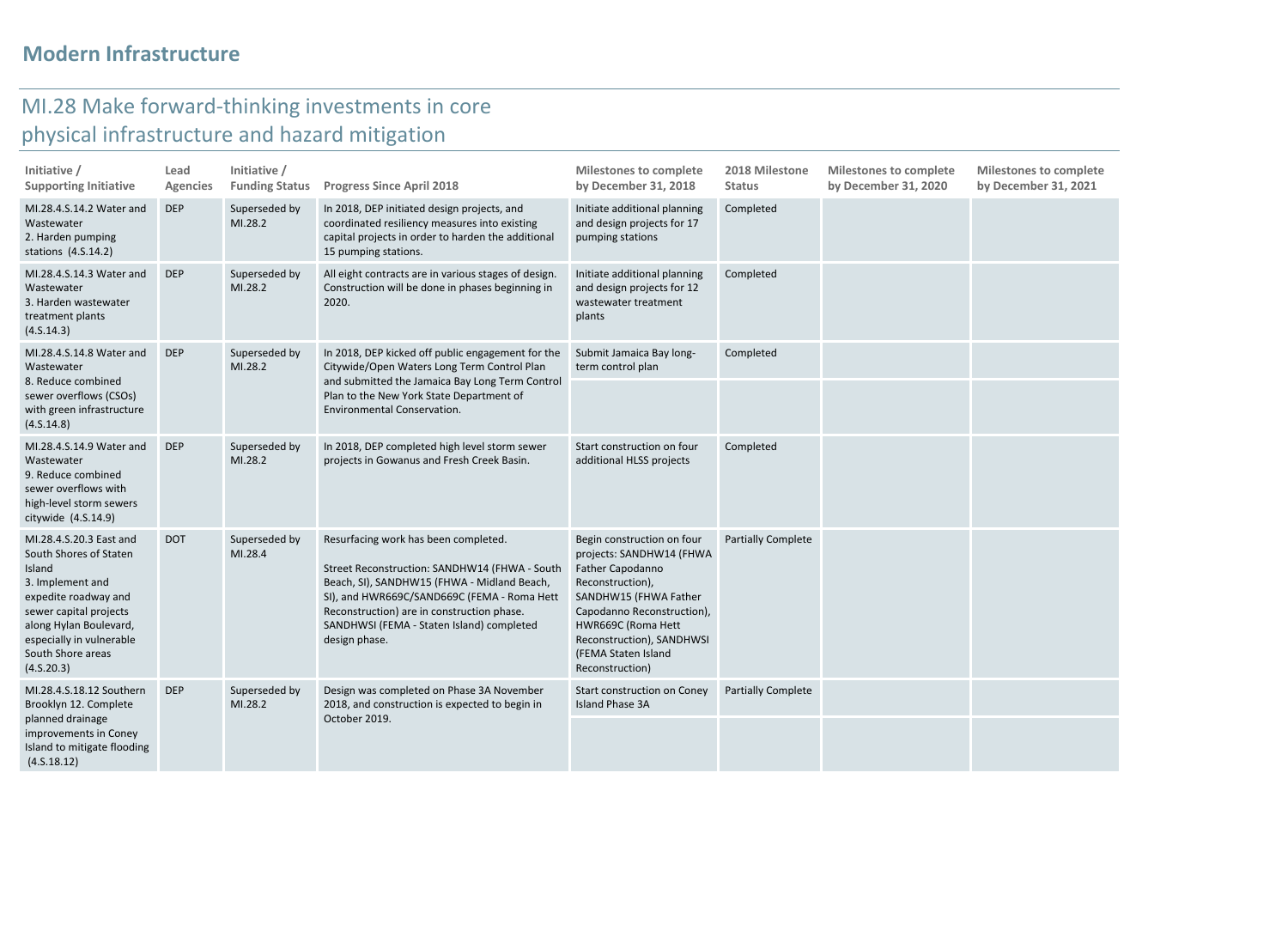## Modern Infrastructure

### MI.28 Make forward-thinking investments in core physical infrastructure and hazard mitigation

| Initiative / Supporting Initiative | Lead Agencies | Initiative / Funding Status | Progress Since April 2018 | Milestones to complete by December 31, 2018 | 2018 Milestone Status | Milestones to complete by December 31, 2020 | Milestones to complete by December 31, 2021 |
|---|---|---|---|---|---|---|---|
| MI.28.4.S.14.2 Water and Wastewater 2. Harden pumping stations (4.S.14.2) | DEP | Superseded by MI.28.2 | In 2018, DEP initiated design projects, and coordinated resiliency measures into existing capital projects in order to harden the additional 15 pumping stations. | Initiate additional planning and design projects for 17 pumping stations | Completed | | |
| MI.28.4.S.14.3 Water and Wastewater 3. Harden wastewater treatment plants (4.S.14.3) | DEP | Superseded by MI.28.2 | All eight contracts are in various stages of design. Construction will be done in phases beginning in 2020. | Initiate additional planning and design projects for 12 wastewater treatment plants | Completed | | |
| MI.28.4.S.14.8 Water and Wastewater 8. Reduce combined sewer overflows (CSOs) with green infrastructure (4.S.14.8) | DEP | Superseded by MI.28.2 | In 2018, DEP kicked off public engagement for the Citywide/Open Waters Long Term Control Plan and submitted the Jamaica Bay Long Term Control Plan to the New York State Department of Environmental Conservation. | Submit Jamaica Bay long-term control plan | Completed | | |
| MI.28.4.S.14.9 Water and Wastewater 9. Reduce combined sewer overflows with high-level storm sewers citywide (4.S.14.9) | DEP | Superseded by MI.28.2 | In 2018, DEP completed high level storm sewer projects in Gowanus and Fresh Creek Basin. | Start construction on four additional HLSS projects | Completed | | |
| MI.28.4.S.20.3 East and South Shores of Staten Island 3. Implement and expedite roadway and sewer capital projects along Hylan Boulevard, especially in vulnerable South Shore areas (4.S.20.3) | DOT | Superseded by MI.28.4 | Resurfacing work has been completed.<br><br>Street Reconstruction: SANDHW14 (FHWA - South Beach, SI), SANDHW15 (FHWA - Midland Beach, SI), and HWR669C/SAND669C (FEMA - Roma Hett Reconstruction) are in construction phase. SANDHWSI (FEMA - Staten Island) completed design phase. | Begin construction on four projects: SANDHW14 (FHWA Father Capodanno Reconstruction), SANDHW15 (FHWA Father Capodanno Reconstruction), HWR669C (Roma Hett Reconstruction), SANDHWSI (FEMA Staten Island Reconstruction) | Partially Complete | | |
| MI.28.4.S.18.12 Southern Brooklyn 12. Complete planned drainage improvements in Coney Island to mitigate flooding (4.S.18.12) | DEP | Superseded by MI.28.2 | Design was completed on Phase 3A November 2018, and construction is expected to begin in October 2019. | Start construction on Coney Island Phase 3A | Partially Complete | | |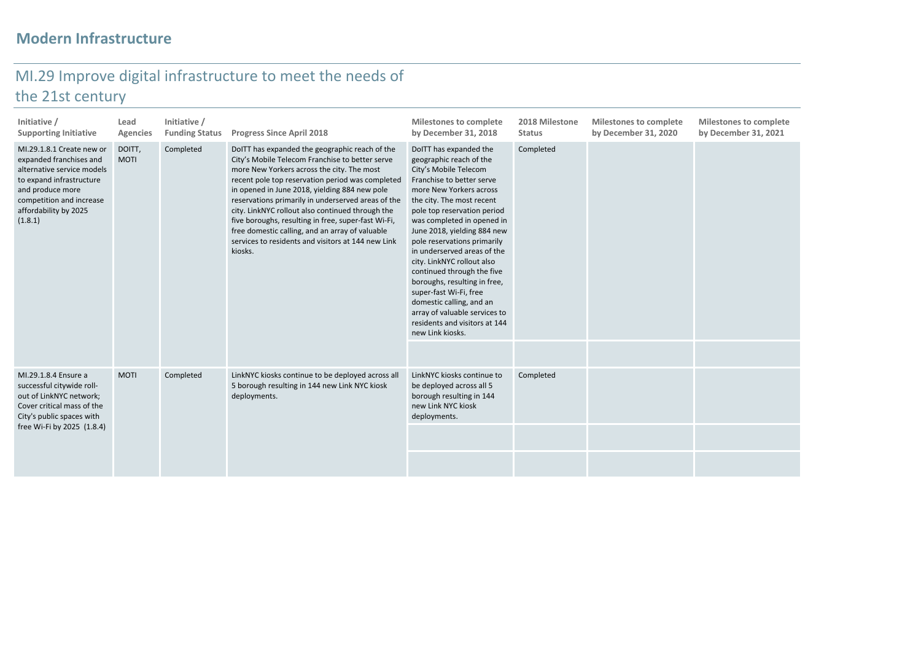## Modern Infrastructure

# MI.29 Improve digital infrastructure to meet the needs of the 21st century

| Initiative / Supporting Initiative | Lead Agencies | Initiative / Funding Status | Progress Since April 2018 | Milestones to complete by December 31, 2018 | 2018 Milestone Status | Milestones to complete by December 31, 2020 | Milestones to complete by December 31, 2021 |
|---|---|---|---|---|---|---|---|
| MI.29.1.8.1 Create new or expanded franchises and alternative service models to expand infrastructure and produce more competition and increase affordability by 2025 (1.8.1) | DOITT, MOTI | Completed | DoITT has expanded the geographic reach of the City's Mobile Telecom Franchise to better serve more New Yorkers across the city. The most recent pole top reservation period was completed in opened in June 2018, yielding 884 new pole reservations primarily in underserved areas of the city. LinkNYC rollout also continued through the five boroughs, resulting in free, super-fast Wi-Fi, free domestic calling, and an array of valuable services to residents and visitors at 144 new Link kiosks. | DoITT has expanded the geographic reach of the City's Mobile Telecom Franchise to better serve more New Yorkers across the city. The most recent pole top reservation period was completed in opened in June 2018, yielding 884 new pole reservations primarily in underserved areas of the city. LinkNYC rollout also continued through the five boroughs, resulting in free, super-fast Wi-Fi, free domestic calling, and an array of valuable services to residents and visitors at 144 new Link kiosks. | Completed | | |
| | | | | | | | |
| MI.29.1.8.4 Ensure a successful citywide roll-out of LinkNYC network; Cover critical mass of the City's public spaces with free Wi-Fi by 2025 (1.8.4) | MOTI | Completed | LinkNYC kiosks continue to be deployed across all 5 borough resulting in 144 new Link NYC kiosk deployments. | LinkNYC kiosks continue to be deployed across all 5 borough resulting in 144 new Link NYC kiosk deployments. | Completed | | |
| | | | | | | | |
| | | | | | | | |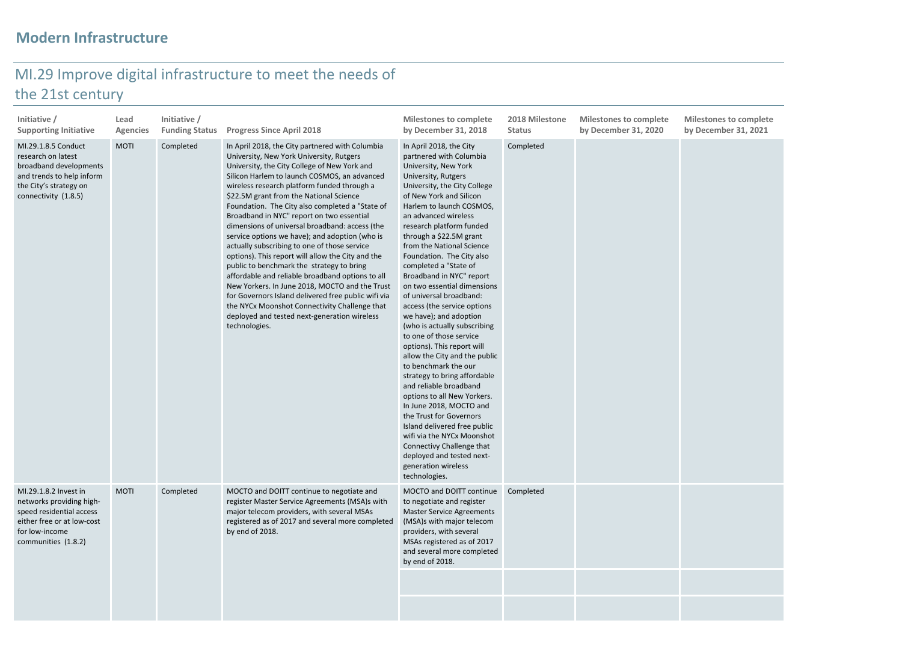# Modern Infrastructure

## MI.29 Improve digital infrastructure to meet the needs of the 21st century

| Initiative / Supporting Initiative | Lead Agencies | Initiative / Funding Status | Progress Since April 2018 | Milestones to complete by December 31, 2018 | 2018 Milestone Status | Milestones to complete by December 31, 2020 | Milestones to complete by December 31, 2021 |
|---|---|---|---|---|---|---|---|
| MI.29.1.8.5 Conduct research on latest broadband developments and trends to help inform the City's strategy on connectivity (1.8.5) | MOTI | Completed | In April 2018, the City partnered with Columbia University, New York University, Rutgers University, the City College of New York and Silicon Harlem to launch COSMOS, an advanced wireless research platform funded through a $22.5M grant from the National Science Foundation. The City also completed a "State of Broadband in NYC" report on two essential dimensions of universal broadband: access (the service options we have); and adoption (who is actually subscribing to one of those service options). This report will allow the City and the public to benchmark the strategy to bring affordable and reliable broadband options to all New Yorkers. In June 2018, MOCTO and the Trust for Governors Island delivered free public wifi via the NYCx Moonshot Connectivity Challenge that deployed and tested next-generation wireless technologies. | In April 2018, the City partnered with Columbia University, New York University, Rutgers University, the City College of New York and Silicon Harlem to launch COSMOS, an advanced wireless research platform funded through a $22.5M grant from the National Science Foundation. The City also completed a "State of Broadband in NYC" report on two essential dimensions of universal broadband: access (the service options we have); and adoption (who is actually subscribing to one of those service options). This report will allow the City and the public to benchmark the our strategy to bring affordable and reliable broadband options to all New Yorkers. In June 2018, MOCTO and the Trust for Governors Island delivered free public wifi via the NYCx Moonshot Connectivy Challenge that deployed and tested next-generation wireless technologies. | Completed | | |
| MI.29.1.8.2 Invest in networks providing high-speed residential access either free or at low-cost for low-income communities (1.8.2) | MOTI | Completed | MOCTO and DOITT continue to negotiate and register Master Service Agreements (MSAs) with major telecom providers, with several MSAs registered as of 2017 and several more completed by end of 2018. | MOCTO and DOITT continue to negotiate and register Master Service Agreements (MSA)s with major telecom providers, with several MSAs registered as of 2017 and several more completed by end of 2018. | Completed | | |
| | | | | | | | |
| | | | | | | | |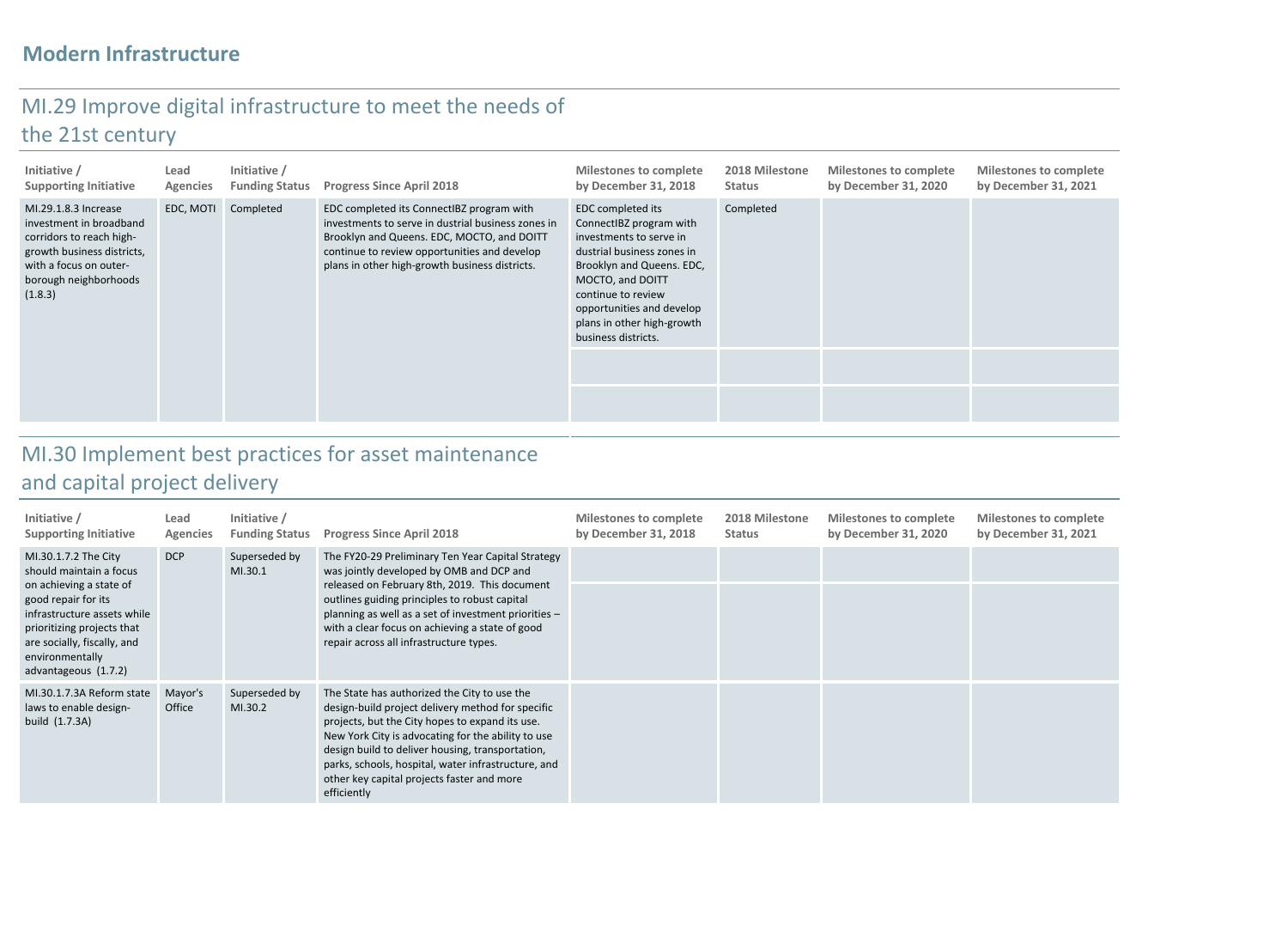## Modern Infrastructure

### MI.29 Improve digital infrastructure to meet the needs of the 21st century

| Initiative / Supporting Initiative | Lead Agencies | Initiative / Funding Status | Progress Since April 2018 | Milestones to complete by December 31, 2018 | 2018 Milestone Status | Milestones to complete by December 31, 2020 | Milestones to complete by December 31, 2021 |
|---|---|---|---|---|---|---|---|
| MI.29.1.8.3 Increase investment in broadband corridors to reach high-growth business districts, with a focus on outer-borough neighborhoods (1.8.3) | EDC, MOTI | Completed | EDC completed its ConnectIBZ program with investments to serve in dustrial business zones in Brooklyn and Queens. EDC, MOCTO, and DOITT continue to review opportunities and develop plans in other high-growth business districts. | EDC completed its ConnectIBZ program with investments to serve in dustrial business zones in Brooklyn and Queens. EDC, MOCTO, and DOITT continue to review opportunities and develop plans in other high-growth business districts. | Completed | | |

### MI.30 Implement best practices for asset maintenance and capital project delivery

| Initiative / Supporting Initiative | Lead Agencies | Initiative / Funding Status | Progress Since April 2018 | Milestones to complete by December 31, 2018 | 2018 Milestone Status | Milestones to complete by December 31, 2020 | Milestones to complete by December 31, 2021 |
|---|---|---|---|---|---|---|---|
| MI.30.1.7.2 The City should maintain a focus on achieving a state of good repair for its infrastructure assets while prioritizing projects that are socially, fiscally, and environmentally advantageous (1.7.2) | DCP | Superseded by MI.30.1 | The FY20-29 Preliminary Ten Year Capital Strategy was jointly developed by OMB and DCP and released on February 8th, 2019. This document outlines guiding principles to robust capital planning as well as a set of investment priorities – with a clear focus on achieving a state of good repair across all infrastructure types. | | | | |
| MI.30.1.7.3A Reform state laws to enable design-build (1.7.3A) | Mayor's Office | Superseded by MI.30.2 | The State has authorized the City to use the design-build project delivery method for specific projects, but the City hopes to expand its use. New York City is advocating for the ability to use design build to deliver housing, transportation, parks, schools, hospital, water infrastructure, and other key capital projects faster and more efficiently | | | | |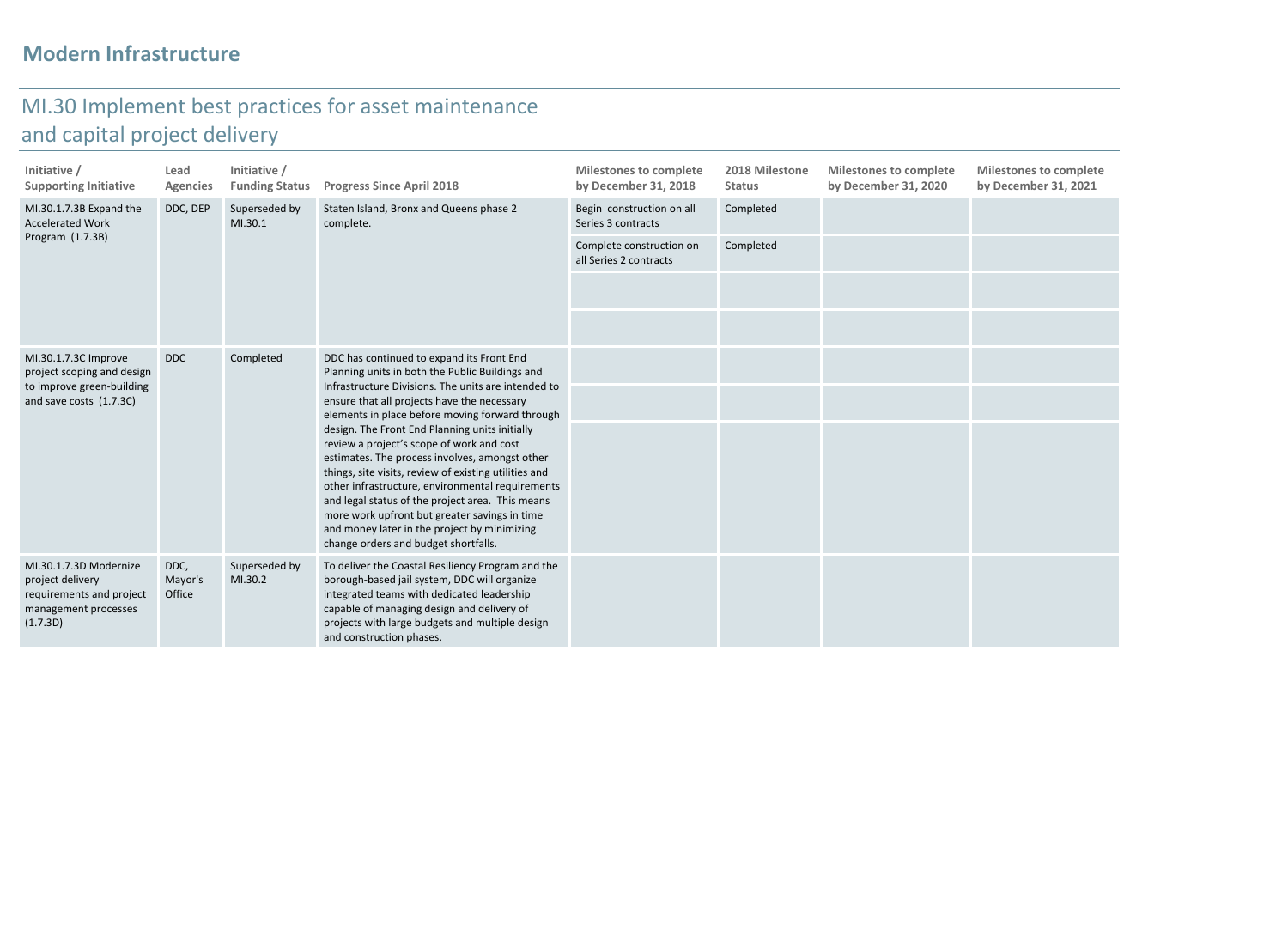## Modern Infrastructure

### MI.30 Implement best practices for asset maintenance and capital project delivery

| Initiative / Supporting Initiative | Lead Agencies | Initiative / Funding Status | Progress Since April 2018 | Milestones to complete by December 31, 2018 | 2018 Milestone Status | Milestones to complete by December 31, 2020 | Milestones to complete by December 31, 2021 |
|---|---|---|---|---|---|---|---|
| MI.30.1.7.3B Expand the Accelerated Work Program (1.7.3B) | DDC, DEP | Superseded by MI.30.1 | Staten Island, Bronx and Queens phase 2 complete. | Begin construction on all Series 3 contracts | Completed | | |
| | | | | Complete construction on all Series 2 contracts | Completed | | |
| MI.30.1.7.3C Improve project scoping and design to improve green-building and save costs (1.7.3C) | DDC | Completed | DDC has continued to expand its Front End Planning units in both the Public Buildings and Infrastructure Divisions. The units are intended to ensure that all projects have the necessary elements in place before moving forward through design. The Front End Planning units initially review a project's scope of work and cost estimates. The process involves, amongst other things, site visits, review of existing utilities and other infrastructure, environmental requirements and legal status of the project area. This means more work upfront but greater savings in time and money later in the project by minimizing change orders and budget shortfalls. | | | | |
| MI.30.1.7.3D Modernize project delivery requirements and project management processes (1.7.3D) | DDC, Mayor's Office | Superseded by MI.30.2 | To deliver the Coastal Resiliency Program and the borough-based jail system, DDC will organize integrated teams with dedicated leadership capable of managing design and delivery of projects with large budgets and multiple design and construction phases. | | | | |